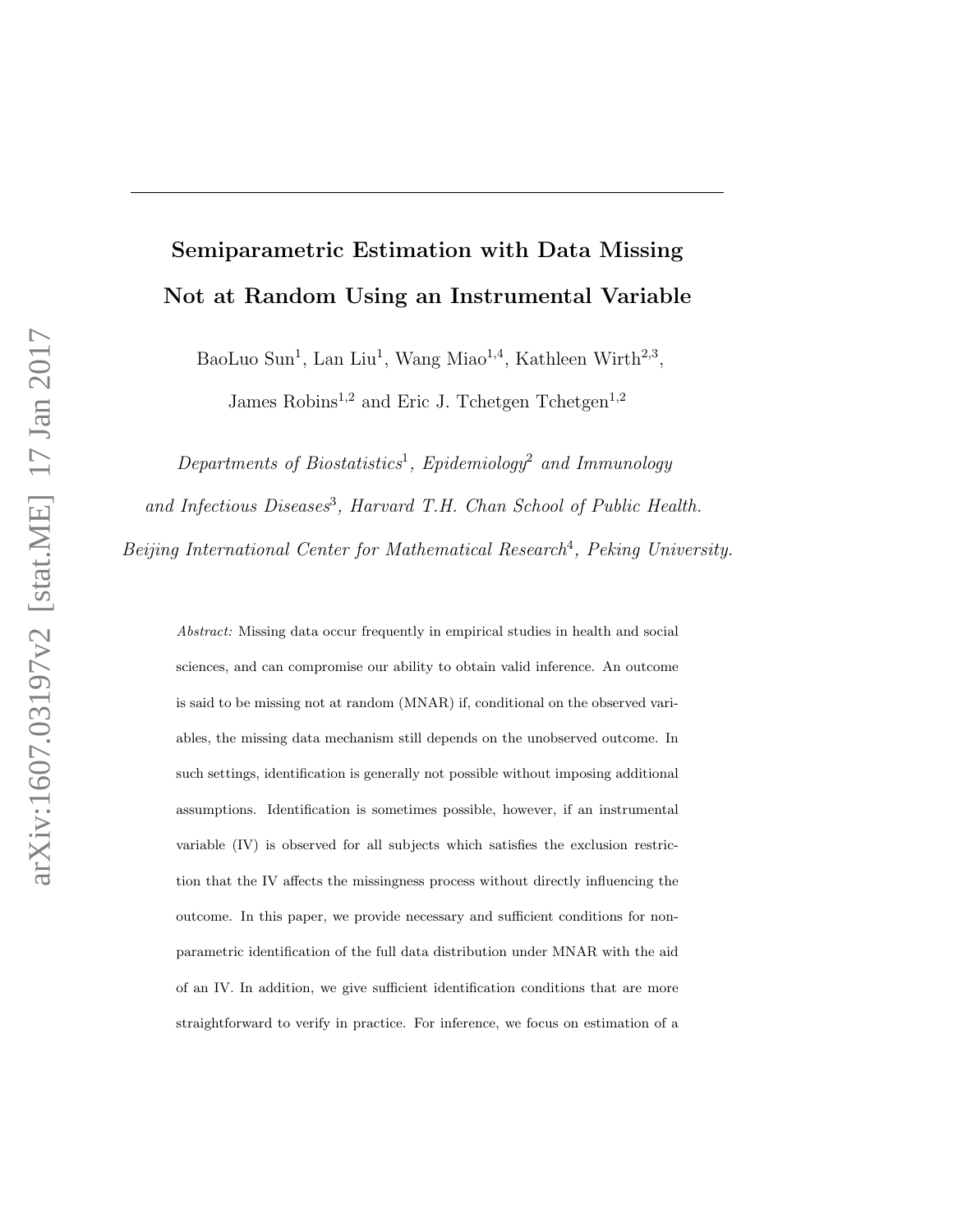# Semiparametric Estimation with Data Missing Not at Random Using an Instrumental Variable

BaoLuo Sun[1], Lan Liu[1], Wang Miao[1,4], Kathleen Wirth[2,3], James Robins[1,2] and Eric J. Tchetgen Tchetgen[1,2]

*Departments of Biostatistics*[1], *Epidemiology*[2] *and Immunology and Infectious Diseases*[3], *Harvard T.H. Chan School of Public Health.*
*Beijing International Center for Mathematical Research*[4], *Peking University.*

*Abstract:* Missing data occur frequently in empirical studies in health and social sciences, and can compromise our ability to obtain valid inference. An outcome is said to be missing not at random (MNAR) if, conditional on the observed variables, the missing data mechanism still depends on the unobserved outcome. In such settings, identification is generally not possible without imposing additional assumptions. Identification is sometimes possible, however, if an instrumental variable (IV) is observed for all subjects which satisfies the exclusion restriction that the IV affects the missingness process without directly influencing the outcome. In this paper, we provide necessary and sufficient conditions for nonparametric identification of the full data distribution under MNAR with the aid of an IV. In addition, we give sufficient identification conditions that are more straightforward to verify in practice. For inference, we focus on estimation of a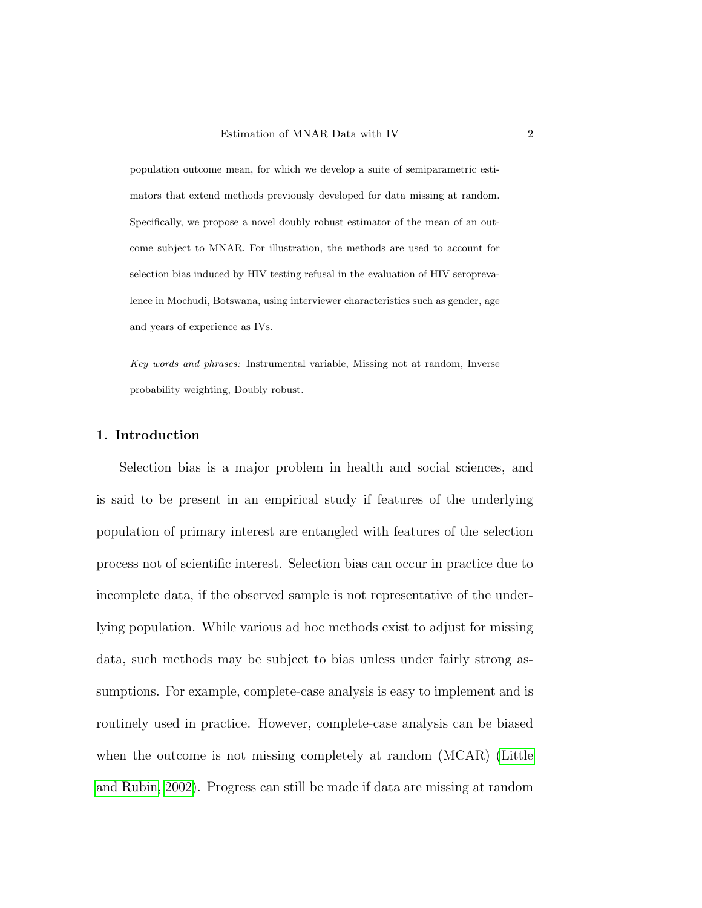population outcome mean, for which we develop a suite of semiparametric estimators that extend methods previously developed for data missing at random. Specifically, we propose a novel doubly robust estimator of the mean of an outcome subject to MNAR. For illustration, the methods are used to account for selection bias induced by HIV testing refusal in the evaluation of HIV seroprevalence in Mochudi, Botswana, using interviewer characteristics such as gender, age and years of experience as IVs.

*Key words and phrases:* Instrumental variable, Missing not at random, Inverse probability weighting, Doubly robust.

## 1. Introduction

Selection bias is a major problem in health and social sciences, and is said to be present in an empirical study if features of the underlying population of primary interest are entangled with features of the selection process not of scientific interest. Selection bias can occur in practice due to incomplete data, if the observed sample is not representative of the underlying population. While various ad hoc methods exist to adjust for missing data, such methods may be subject to bias unless under fairly strong assumptions. For example, complete-case analysis is easy to implement and is routinely used in practice. However, complete-case analysis can be biased when the outcome is not missing completely at random (MCAR) (Little and Rubin, 2002). Progress can still be made if data are missing at random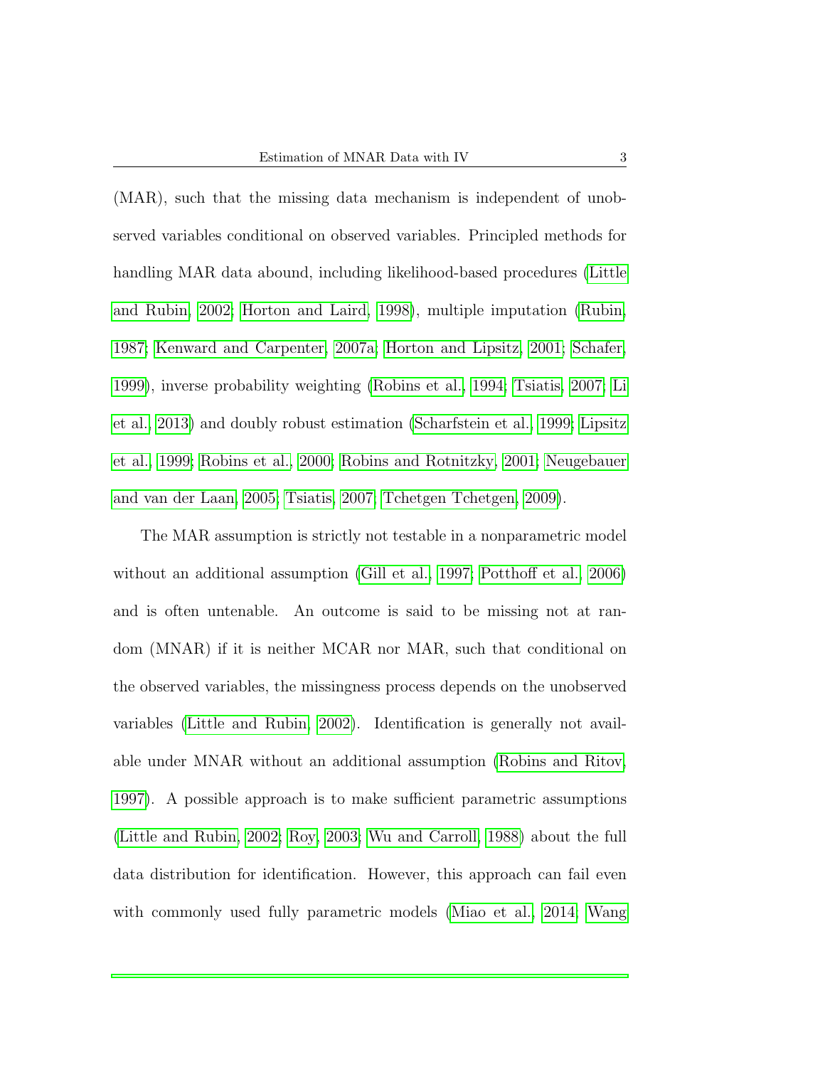(MAR), such that the missing data mechanism is independent of unobserved variables conditional on observed variables. Principled methods for handling MAR data abound, including likelihood-based procedures (Little and Rubin, 2002; Horton and Laird, 1998), multiple imputation (Rubin, 1987; Kenward and Carpenter, 2007a; Horton and Lipsitz, 2001; Schafer, 1999), inverse probability weighting (Robins et al., 1994; Tsiatis, 2007; Li et al., 2013) and doubly robust estimation (Scharfstein et al., 1999; Lipsitz et al., 1999; Robins et al., 2000; Robins and Rotnitzky, 2001; Neugebauer and van der Laan, 2005; Tsiatis, 2007; Tchetgen Tchetgen, 2009).

The MAR assumption is strictly not testable in a nonparametric model without an additional assumption (Gill et al., 1997; Potthoff et al., 2006) and is often untenable. An outcome is said to be missing not at random (MNAR) if it is neither MCAR nor MAR, such that conditional on the observed variables, the missingness process depends on the unobserved variables (Little and Rubin, 2002). Identification is generally not available under MNAR without an additional assumption (Robins and Ritov, 1997). A possible approach is to make sufficient parametric assumptions (Little and Rubin, 2002; Roy, 2003; Wu and Carroll, 1988) about the full data distribution for identification. However, this approach can fail even with commonly used fully parametric models (Miao et al., 2014; Wang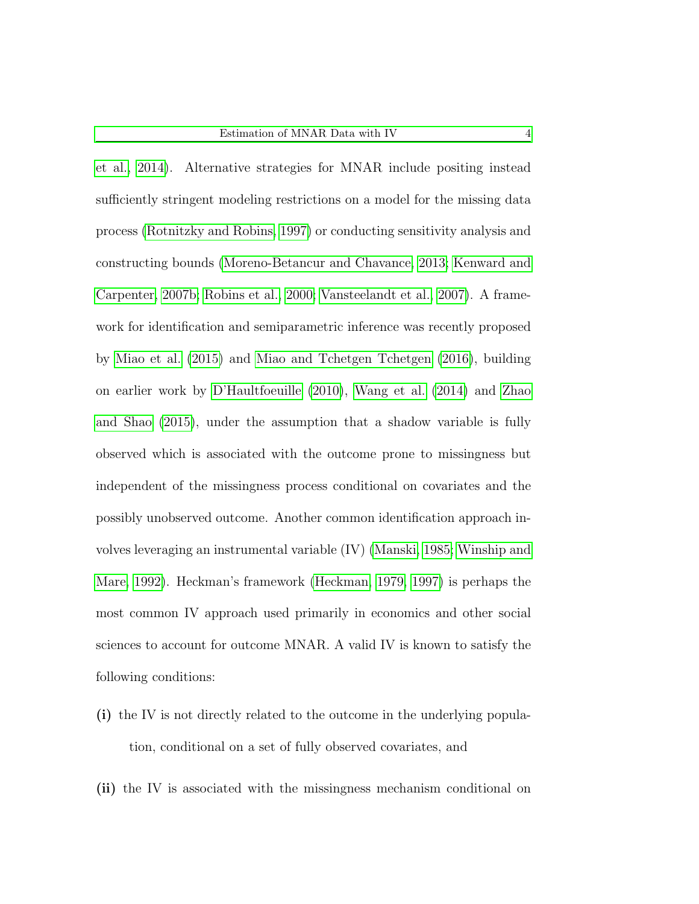et al., 2014). Alternative strategies for MNAR include positing instead sufficiently stringent modeling restrictions on a model for the missing data process (Rotnitzky and Robins, 1997) or conducting sensitivity analysis and constructing bounds (Moreno-Betancur and Chavance, 2013; Kenward and Carpenter, 2007b; Robins et al., 2000; Vansteelandt et al., 2007). A framework for identification and semiparametric inference was recently proposed by Miao et al. (2015) and Miao and Tchetgen Tchetgen (2016), building on earlier work by D'Haultfoeuille (2010), Wang et al. (2014) and Zhao and Shao (2015), under the assumption that a shadow variable is fully observed which is associated with the outcome prone to missingness but independent of the missingness process conditional on covariates and the possibly unobserved outcome. Another common identification approach involves leveraging an instrumental variable (IV) (Manski, 1985; Winship and Mare, 1992). Heckman's framework (Heckman, 1979, 1997) is perhaps the most common IV approach used primarily in economics and other social sciences to account for outcome MNAR. A valid IV is known to satisfy the following conditions:

**(i)** the IV is not directly related to the outcome in the underlying population, conditional on a set of fully observed covariates, and

**(ii)** the IV is associated with the missingness mechanism conditional on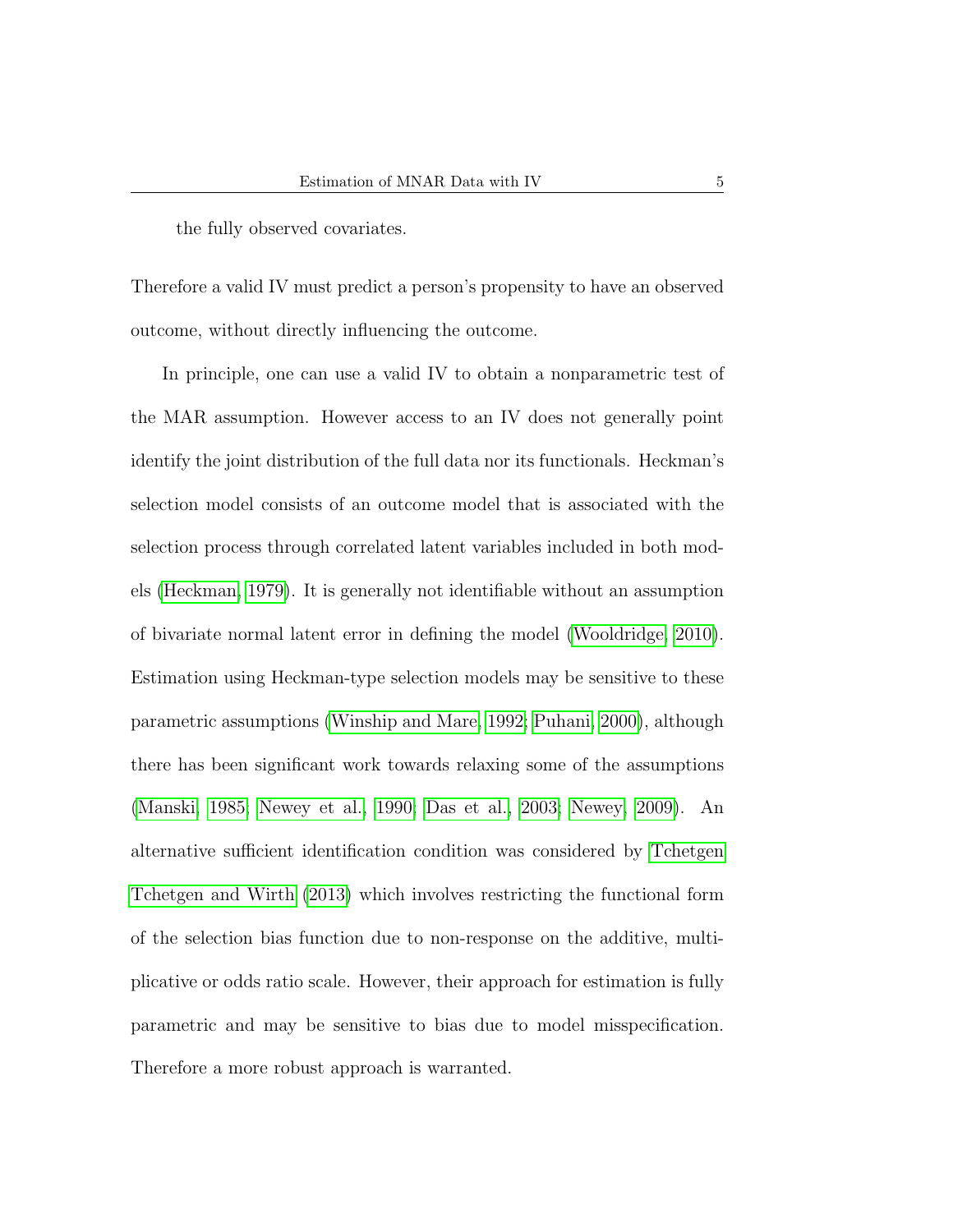the fully observed covariates.

Therefore a valid IV must predict a person's propensity to have an observed outcome, without directly influencing the outcome.

In principle, one can use a valid IV to obtain a nonparametric test of the MAR assumption. However access to an IV does not generally point identify the joint distribution of the full data nor its functionals. Heckman's selection model consists of an outcome model that is associated with the selection process through correlated latent variables included in both models (Heckman, 1979). It is generally not identifiable without an assumption of bivariate normal latent error in defining the model (Wooldridge, 2010). Estimation using Heckman-type selection models may be sensitive to these parametric assumptions (Winship and Mare, 1992; Puhani, 2000), although there has been significant work towards relaxing some of the assumptions (Manski, 1985; Newey et al., 1990; Das et al., 2003; Newey, 2009). An alternative sufficient identification condition was considered by Tchetgen Tchetgen and Wirth (2013) which involves restricting the functional form of the selection bias function due to non-response on the additive, multiplicative or odds ratio scale. However, their approach for estimation is fully parametric and may be sensitive to bias due to model misspecification. Therefore a more robust approach is warranted.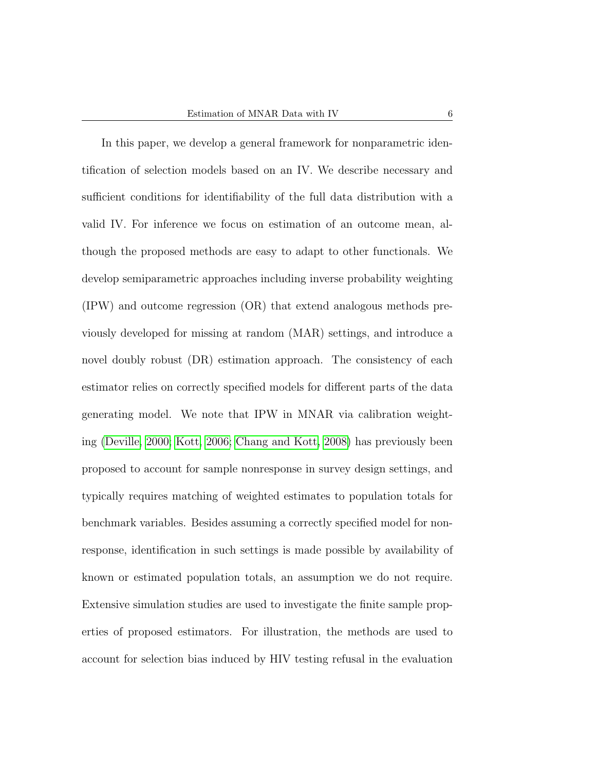In this paper, we develop a general framework for nonparametric identification of selection models based on an IV. We describe necessary and sufficient conditions for identifiability of the full data distribution with a valid IV. For inference we focus on estimation of an outcome mean, although the proposed methods are easy to adapt to other functionals. We develop semiparametric approaches including inverse probability weighting (IPW) and outcome regression (OR) that extend analogous methods previously developed for missing at random (MAR) settings, and introduce a novel doubly robust (DR) estimation approach. The consistency of each estimator relies on correctly specified models for different parts of the data generating model. We note that IPW in MNAR via calibration weighting (Deville, 2000; Kott, 2006; Chang and Kott, 2008) has previously been proposed to account for sample nonresponse in survey design settings, and typically requires matching of weighted estimates to population totals for benchmark variables. Besides assuming a correctly specified model for nonresponse, identification in such settings is made possible by availability of known or estimated population totals, an assumption we do not require. Extensive simulation studies are used to investigate the finite sample properties of proposed estimators. For illustration, the methods are used to account for selection bias induced by HIV testing refusal in the evaluation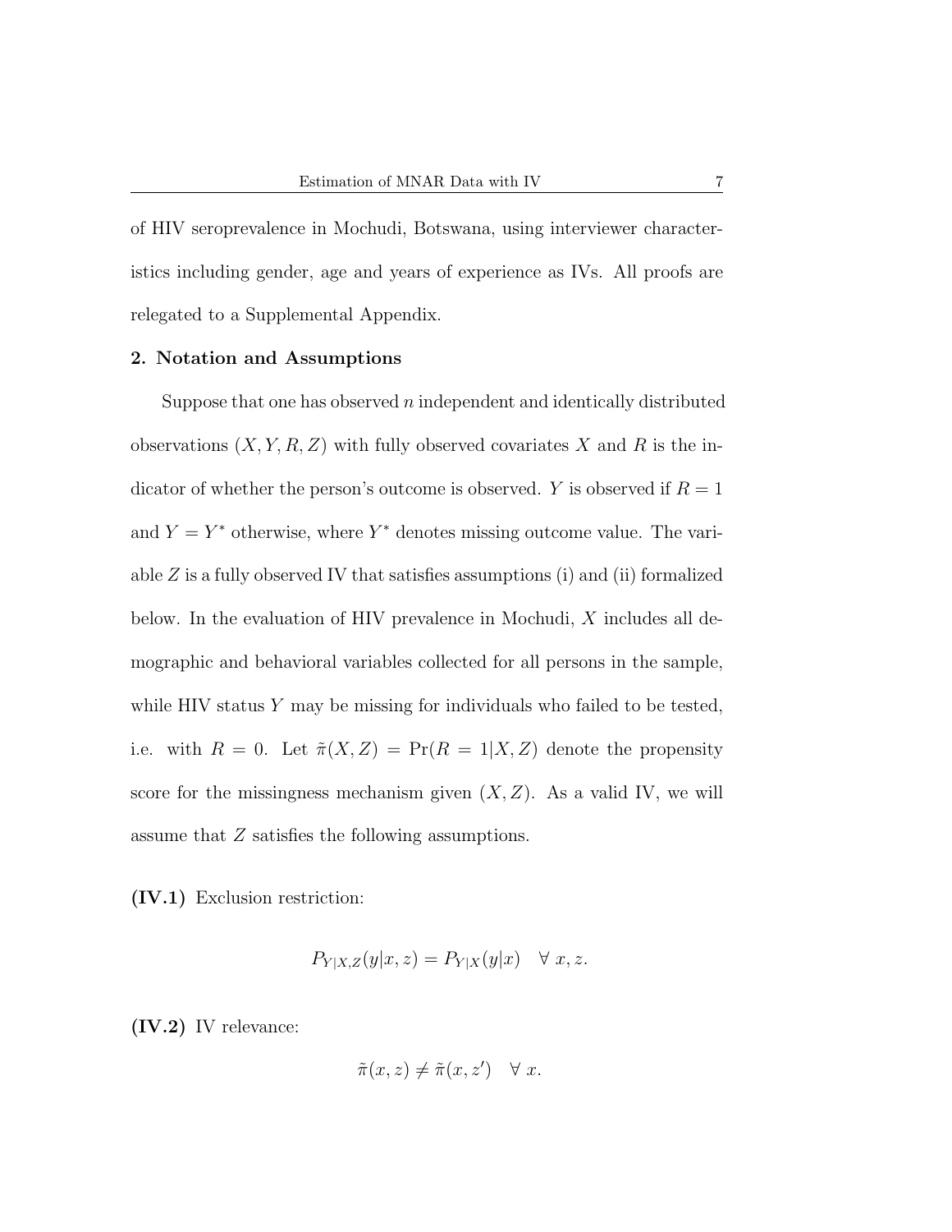of HIV seroprevalence in Mochudi, Botswana, using interviewer characteristics including gender, age and years of experience as IVs. All proofs are relegated to a Supplemental Appendix.

## 2. Notation and Assumptions

Suppose that one has observed $n$ independent and identically distributed observations $(X, Y, R, Z)$ with fully observed covariates $X$ and $R$ is the indicator of whether the person's outcome is observed. $Y$ is observed if $R = 1$ and $Y = Y^*$ otherwise, where $Y^*$ denotes missing outcome value. The variable $Z$ is a fully observed IV that satisfies assumptions (i) and (ii) formalized below. In the evaluation of HIV prevalence in Mochudi, $X$ includes all demographic and behavioral variables collected for all persons in the sample, while HIV status $Y$ may be missing for individuals who failed to be tested, i.e. with $R = 0$. Let $\tilde{\pi}(X, Z) = \Pr(R = 1|X, Z)$ denote the propensity score for the missingness mechanism given $(X, Z)$. As a valid IV, we will assume that $Z$ satisfies the following assumptions.

**(IV.1)** Exclusion restriction:

$$P_{Y|X,Z}(y|x, z) = P_{Y|X}(y|x) \quad \forall \; x, z.$$

**(IV.2)** IV relevance:

$$\tilde{\pi}(x, z) \neq \tilde{\pi}(x, z') \quad \forall \; x.$$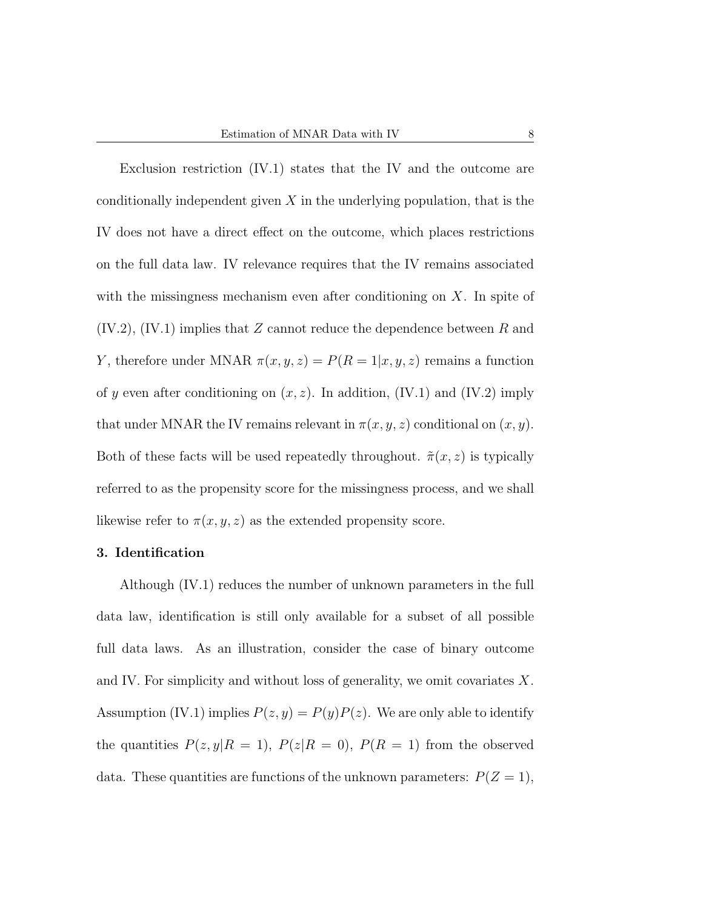Exclusion restriction (IV.1) states that the IV and the outcome are conditionally independent given $X$ in the underlying population, that is the IV does not have a direct effect on the outcome, which places restrictions on the full data law. IV relevance requires that the IV remains associated with the missingness mechanism even after conditioning on $X$. In spite of (IV.2), (IV.1) implies that $Z$ cannot reduce the dependence between $R$ and $Y$, therefore under MNAR $\pi(x, y, z) = P(R = 1|x, y, z)$ remains a function of $y$ even after conditioning on $(x, z)$. In addition, (IV.1) and (IV.2) imply that under MNAR the IV remains relevant in $\pi(x, y, z)$ conditional on $(x, y)$. Both of these facts will be used repeatedly throughout. $\tilde{\pi}(x, z)$ is typically referred to as the propensity score for the missingness process, and we shall likewise refer to $\pi(x, y, z)$ as the extended propensity score.

## 3. Identification

Although (IV.1) reduces the number of unknown parameters in the full data law, identification is still only available for a subset of all possible full data laws. As an illustration, consider the case of binary outcome and IV. For simplicity and without loss of generality, we omit covariates $X$. Assumption (IV.1) implies $P(z, y) = P(y)P(z)$. We are only able to identify the quantities $P(z, y|R = 1)$, $P(z|R = 0)$, $P(R = 1)$ from the observed data. These quantities are functions of the unknown parameters: $P(Z = 1)$,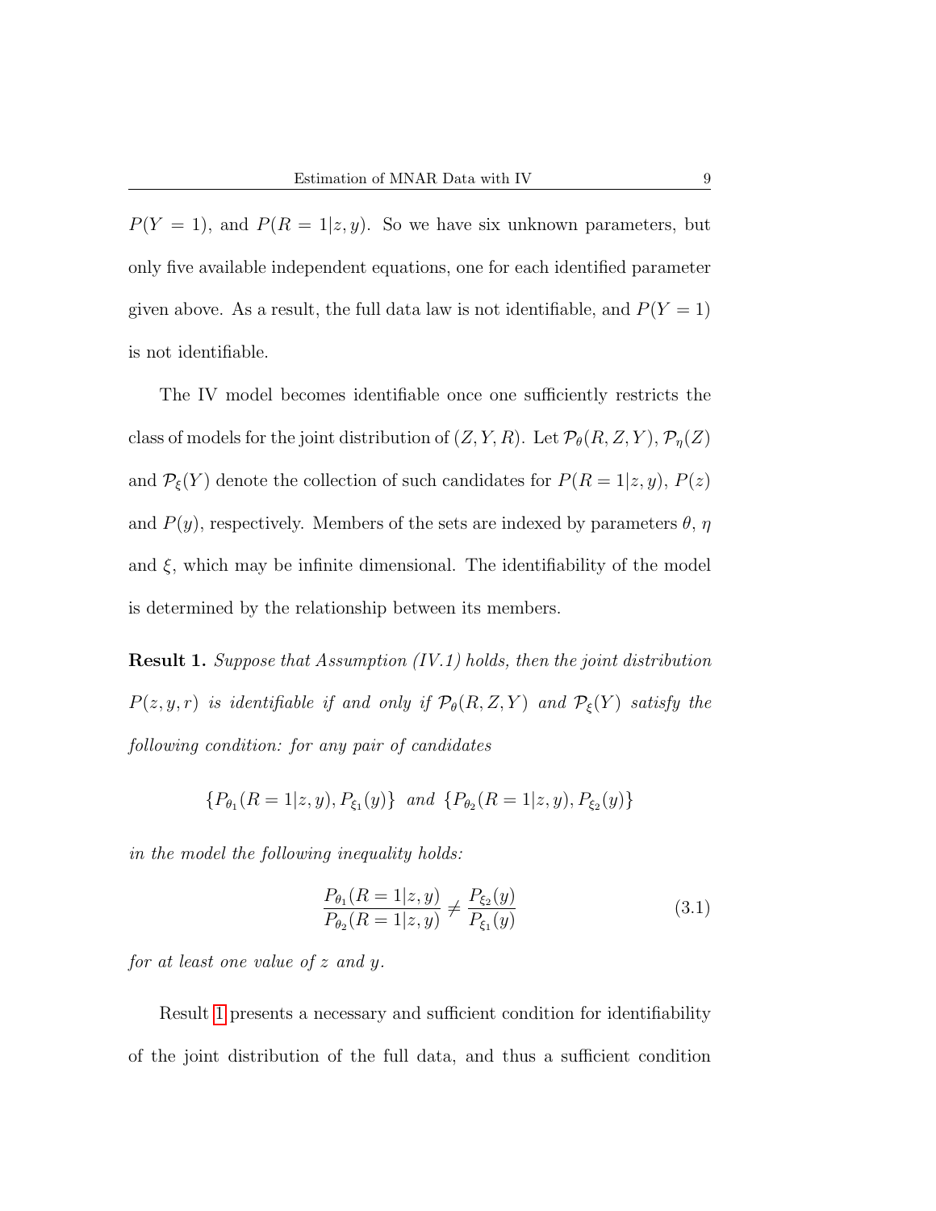$P(Y = 1)$, and $P(R = 1|z, y)$. So we have six unknown parameters, but only five available independent equations, one for each identified parameter given above. As a result, the full data law is not identifiable, and $P(Y = 1)$ is not identifiable.

The IV model becomes identifiable once one sufficiently restricts the class of models for the joint distribution of $(Z, Y, R)$. Let $\mathcal{P}_\theta(R, Z, Y)$, $\mathcal{P}_\eta(Z)$ and $\mathcal{P}_\xi(Y)$ denote the collection of such candidates for $P(R = 1|z, y)$, $P(z)$ and $P(y)$, respectively. Members of the sets are indexed by parameters $\theta$, $\eta$ and $\xi$, which may be infinite dimensional. The identifiability of the model is determined by the relationship between its members.

**Result 1.** *Suppose that Assumption (IV.1) holds, then the joint distribution $P(z, y, r)$ is identifiable if and only if $\mathcal{P}_\theta(R, Z, Y)$ and $\mathcal{P}_\xi(Y)$ satisfy the following condition: for any pair of candidates*

$$\{P_{\theta_1}(R = 1|z, y), P_{\xi_1}(y)\} \text{ and } \{P_{\theta_2}(R = 1|z, y), P_{\xi_2}(y)\}$$

*in the model the following inequality holds:*

$$\frac{P_{\theta_1}(R = 1|z, y)}{P_{\theta_2}(R = 1|z, y)} \neq \frac{P_{\xi_2}(y)}{P_{\xi_1}(y)} \tag{3.1}$$

*for at least one value of $z$ and $y$.*

Result 1 presents a necessary and sufficient condition for identifiability of the joint distribution of the full data, and thus a sufficient condition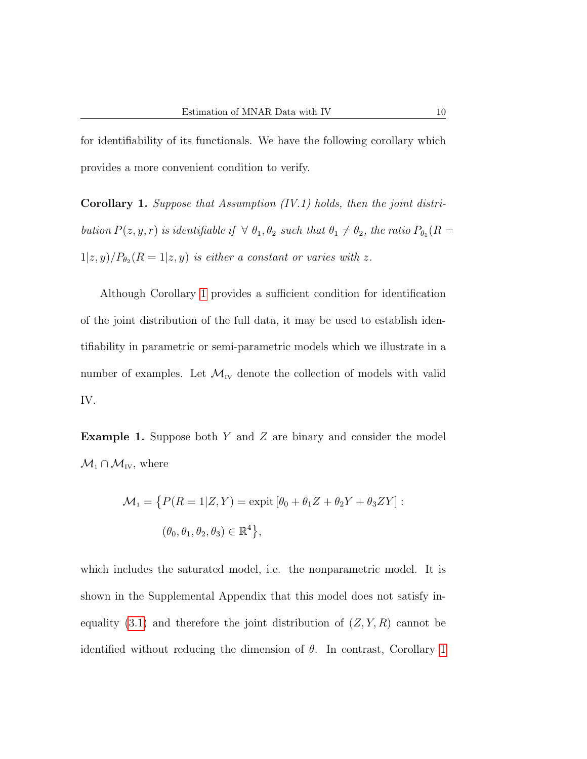for identifiability of its functionals. We have the following corollary which provides a more convenient condition to verify.

**Corollary 1.** *Suppose that Assumption (IV.1) holds, then the joint distribution $P(z, y, r)$ is identifiable if $\forall\ \theta_1, \theta_2$ such that $\theta_1 \neq \theta_2$, the ratio $P_{\theta_1}(R = 1|z, y)/P_{\theta_2}(R = 1|z, y)$ is either a constant or varies with $z$.*

Although Corollary 1 provides a sufficient condition for identification of the joint distribution of the full data, it may be used to establish identifiability in parametric or semi-parametric models which we illustrate in a number of examples. Let $\mathcal{M}_{\text{IV}}$ denote the collection of models with valid IV.

**Example 1.** Suppose both $Y$ and $Z$ are binary and consider the model $\mathcal{M}_1 \cap \mathcal{M}_{\text{IV}}$, where

$$\mathcal{M}_1 = \big\{P(R = 1|Z, Y) = \text{expit}\left[\theta_0 + \theta_1 Z + \theta_2 Y + \theta_3 ZY\right] : (\theta_0, \theta_1, \theta_2, \theta_3) \in \mathbb{R}^4\big\},$$

which includes the saturated model, i.e. the nonparametric model. It is shown in the Supplemental Appendix that this model does not satisfy inequality (3.1) and therefore the joint distribution of $(Z, Y, R)$ cannot be identified without reducing the dimension of $\theta$. In contrast, Corollary 1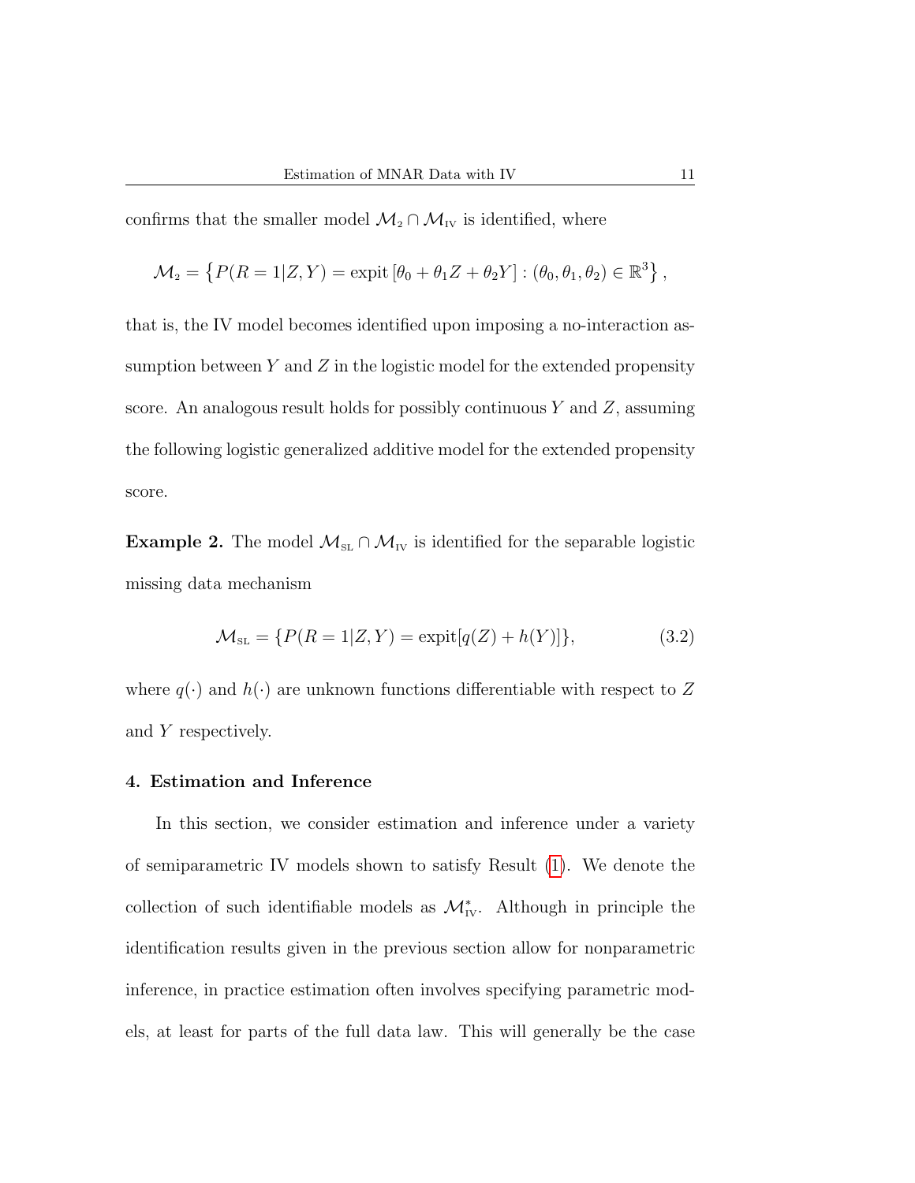confirms that the smaller model $\mathcal{M}_2 \cap \mathcal{M}_{\text{IV}}$ is identified, where

$$\mathcal{M}_2 = \left\{ P(R=1|Z,Y) = \operatorname{expit}\left[\theta_0 + \theta_1 Z + \theta_2 Y\right] : (\theta_0, \theta_1, \theta_2) \in \mathbb{R}^3 \right\},$$

that is, the IV model becomes identified upon imposing a no-interaction assumption between $Y$ and $Z$ in the logistic model for the extended propensity score. An analogous result holds for possibly continuous $Y$ and $Z$, assuming the following logistic generalized additive model for the extended propensity score.

**Example 2.** The model $\mathcal{M}_{\text{SL}} \cap \mathcal{M}_{\text{IV}}$ is identified for the separable logistic missing data mechanism

$$\mathcal{M}_{\text{SL}} = \{P(R=1|Z,Y) = \operatorname{expit}[q(Z) + h(Y)]\}, \tag{3.2}$$

where $q(\cdot)$ and $h(\cdot)$ are unknown functions differentiable with respect to $Z$ and $Y$ respectively.

## 4. Estimation and Inference

In this section, we consider estimation and inference under a variety of semiparametric IV models shown to satisfy Result (1). We denote the collection of such identifiable models as $\mathcal{M}^*_{\text{IV}}$. Although in principle the identification results given in the previous section allow for nonparametric inference, in practice estimation often involves specifying parametric models, at least for parts of the full data law. This will generally be the case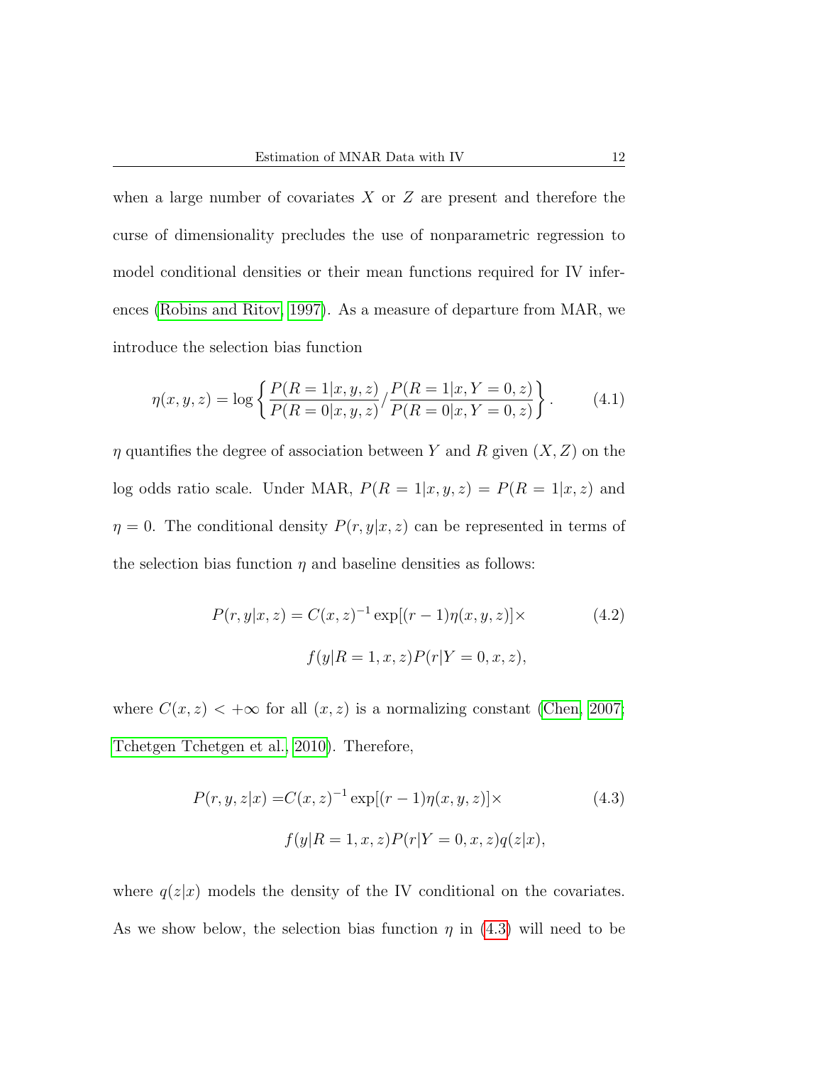when a large number of covariates $X$ or $Z$ are present and therefore the curse of dimensionality precludes the use of nonparametric regression to model conditional densities or their mean functions required for IV inferences (Robins and Ritov, 1997). As a measure of departure from MAR, we introduce the selection bias function

$$\eta(x, y, z) = \log \left\{ \frac{P(R = 1|x, y, z)}{P(R = 0|x, y, z)} \Big/ \frac{P(R = 1|x, Y = 0, z)}{P(R = 0|x, Y = 0, z)} \right\}. \tag{4.1}$$

$\eta$ quantifies the degree of association between $Y$ and $R$ given $(X, Z)$ on the log odds ratio scale. Under MAR, $P(R = 1|x, y, z) = P(R = 1|x, z)$ and $\eta = 0$. The conditional density $P(r, y|x, z)$ can be represented in terms of the selection bias function $\eta$ and baseline densities as follows:

$$\begin{aligned} P(r, y|x, z) = C(x, z)^{-1} \exp[(r - 1)\eta(x, y, z)] \times \\ f(y|R = 1, x, z) P(r|Y = 0, x, z), \end{aligned} \tag{4.2}$$

where $C(x, z) < +\infty$ for all $(x, z)$ is a normalizing constant (Chen, 2007; Tchetgen Tchetgen et al., 2010). Therefore,

$$\begin{aligned} P(r, y, z|x) = C(x, z)^{-1} \exp[(r - 1)\eta(x, y, z)] \times \\ f(y|R = 1, x, z) P(r|Y = 0, x, z) q(z|x), \end{aligned} \tag{4.3}$$

where $q(z|x)$ models the density of the IV conditional on the covariates. As we show below, the selection bias function $\eta$ in (4.3) will need to be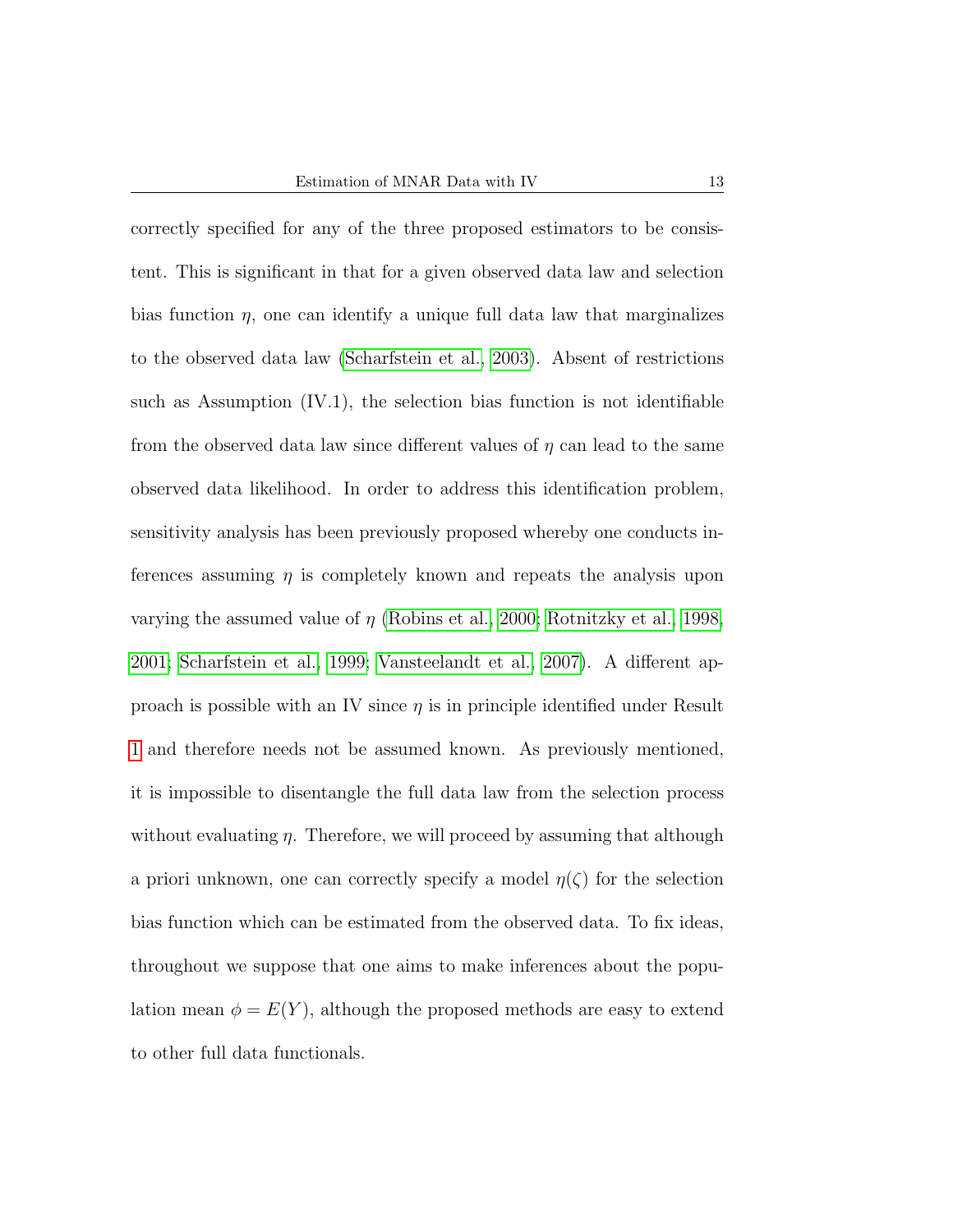correctly specified for any of the three proposed estimators to be consistent. This is significant in that for a given observed data law and selection bias function $\eta$, one can identify a unique full data law that marginalizes to the observed data law (Scharfstein et al., 2003). Absent of restrictions such as Assumption (IV.1), the selection bias function is not identifiable from the observed data law since different values of $\eta$ can lead to the same observed data likelihood. In order to address this identification problem, sensitivity analysis has been previously proposed whereby one conducts inferences assuming $\eta$ is completely known and repeats the analysis upon varying the assumed value of $\eta$ (Robins et al., 2000; Rotnitzky et al., 1998, 2001; Scharfstein et al., 1999; Vansteelandt et al., 2007). A different approach is possible with an IV since $\eta$ is in principle identified under Result 1 and therefore needs not be assumed known. As previously mentioned, it is impossible to disentangle the full data law from the selection process without evaluating $\eta$. Therefore, we will proceed by assuming that although a priori unknown, one can correctly specify a model $\eta(\zeta)$ for the selection bias function which can be estimated from the observed data. To fix ideas, throughout we suppose that one aims to make inferences about the population mean $\phi = E(Y)$, although the proposed methods are easy to extend to other full data functionals.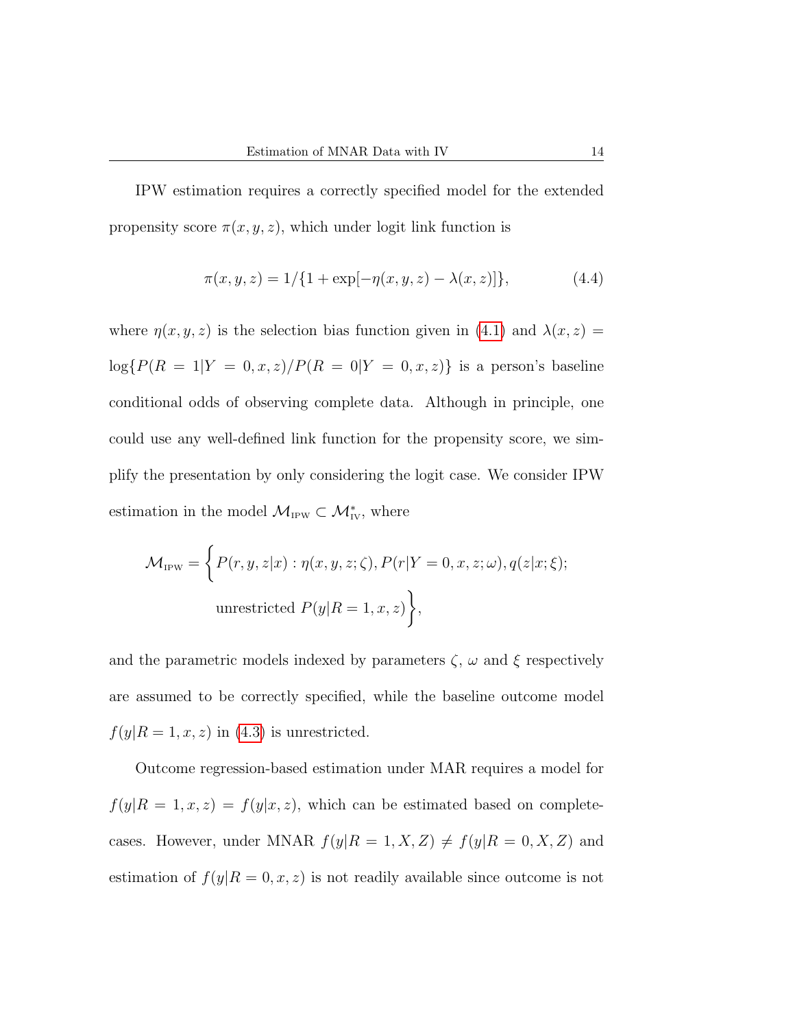IPW estimation requires a correctly specified model for the extended propensity score $\pi(x, y, z)$, which under logit link function is

$$\pi(x, y, z) = 1/\{1 + \exp[-\eta(x, y, z) - \lambda(x, z)]\}, \tag{4.4}$$

where $\eta(x, y, z)$ is the selection bias function given in (4.1) and $\lambda(x, z) = \log\{P(R = 1|Y = 0, x, z)/P(R = 0|Y = 0, x, z)\}$ is a person's baseline conditional odds of observing complete data. Although in principle, one could use any well-defined link function for the propensity score, we simplify the presentation by only considering the logit case. We consider IPW estimation in the model $\mathcal{M}_{\text{IPW}} \subset \mathcal{M}^*_{\text{IV}}$, where

$$\mathcal{M}_{\text{IPW}} = \Big\{ P(r, y, z|x) : \eta(x, y, z; \zeta), P(r|Y = 0, x, z; \omega), q(z|x; \xi); \\ \text{unrestricted } P(y|R = 1, x, z) \Big\},$$

and the parametric models indexed by parameters $\zeta$, $\omega$ and $\xi$ respectively are assumed to be correctly specified, while the baseline outcome model $f(y|R = 1, x, z)$ in (4.3) is unrestricted.

Outcome regression-based estimation under MAR requires a model for $f(y|R = 1, x, z) = f(y|x, z)$, which can be estimated based on complete-cases. However, under MNAR $f(y|R = 1, X, Z) \neq f(y|R = 0, X, Z)$ and estimation of $f(y|R = 0, x, z)$ is not readily available since outcome is not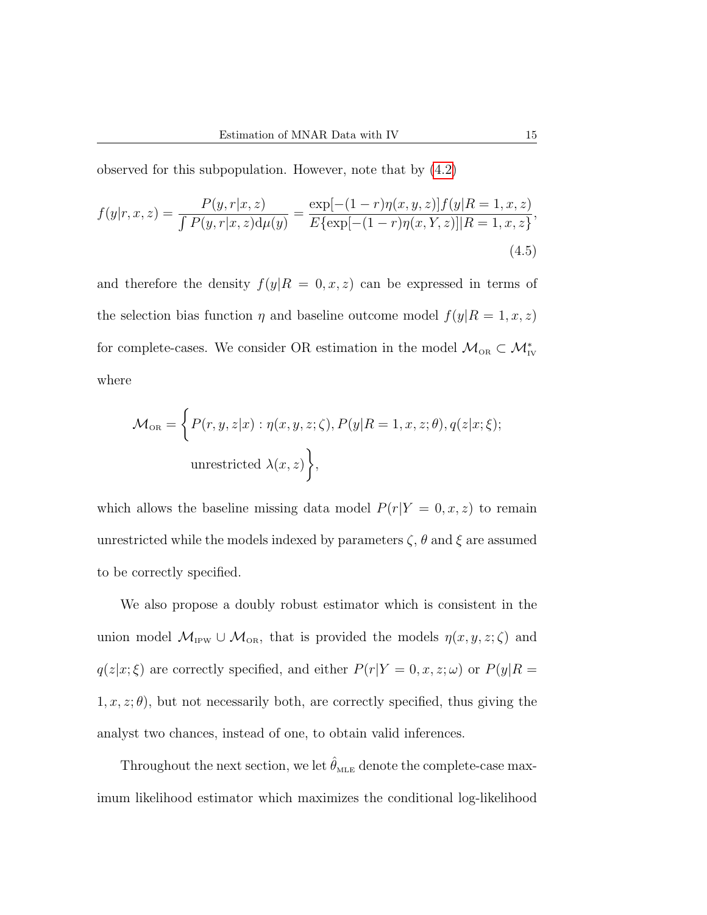observed for this subpopulation. However, note that by (4.2)

$$f(y|r,x,z) = \frac{P(y,r|x,z)}{\int P(y,r|x,z)\mathrm{d}\mu(y)} = \frac{\exp[-(1-r)\eta(x,y,z)]f(y|R=1,x,z)}{E\{\exp[-(1-r)\eta(x,Y,z)]|R=1,x,z\}}, \tag{4.5}$$

and therefore the density $f(y|R=0,x,z)$ can be expressed in terms of the selection bias function $\eta$ and baseline outcome model $f(y|R=1,x,z)$ for complete-cases. We consider OR estimation in the model $\mathcal{M}_{\text{OR}} \subset \mathcal{M}^*_{\text{IV}}$ where

$$\mathcal{M}_{\text{OR}} = \Big\{ P(r,y,z|x) : \eta(x,y,z;\zeta), P(y|R=1,x,z;\theta), q(z|x;\xi); \text{ unrestricted } \lambda(x,z) \Big\},$$

which allows the baseline missing data model $P(r|Y=0,x,z)$ to remain unrestricted while the models indexed by parameters $\zeta$, $\theta$ and $\xi$ are assumed to be correctly specified.

We also propose a doubly robust estimator which is consistent in the union model $\mathcal{M}_{\text{IPW}} \cup \mathcal{M}_{\text{OR}}$, that is provided the models $\eta(x,y,z;\zeta)$ and $q(z|x;\xi)$ are correctly specified, and either $P(r|Y=0,x,z;\omega)$ or $P(y|R=1,x,z;\theta)$, but not necessarily both, are correctly specified, thus giving the analyst two chances, instead of one, to obtain valid inferences.

Throughout the next section, we let $\hat{\theta}_{\text{MLE}}$ denote the complete-case maximum likelihood estimator which maximizes the conditional log-likelihood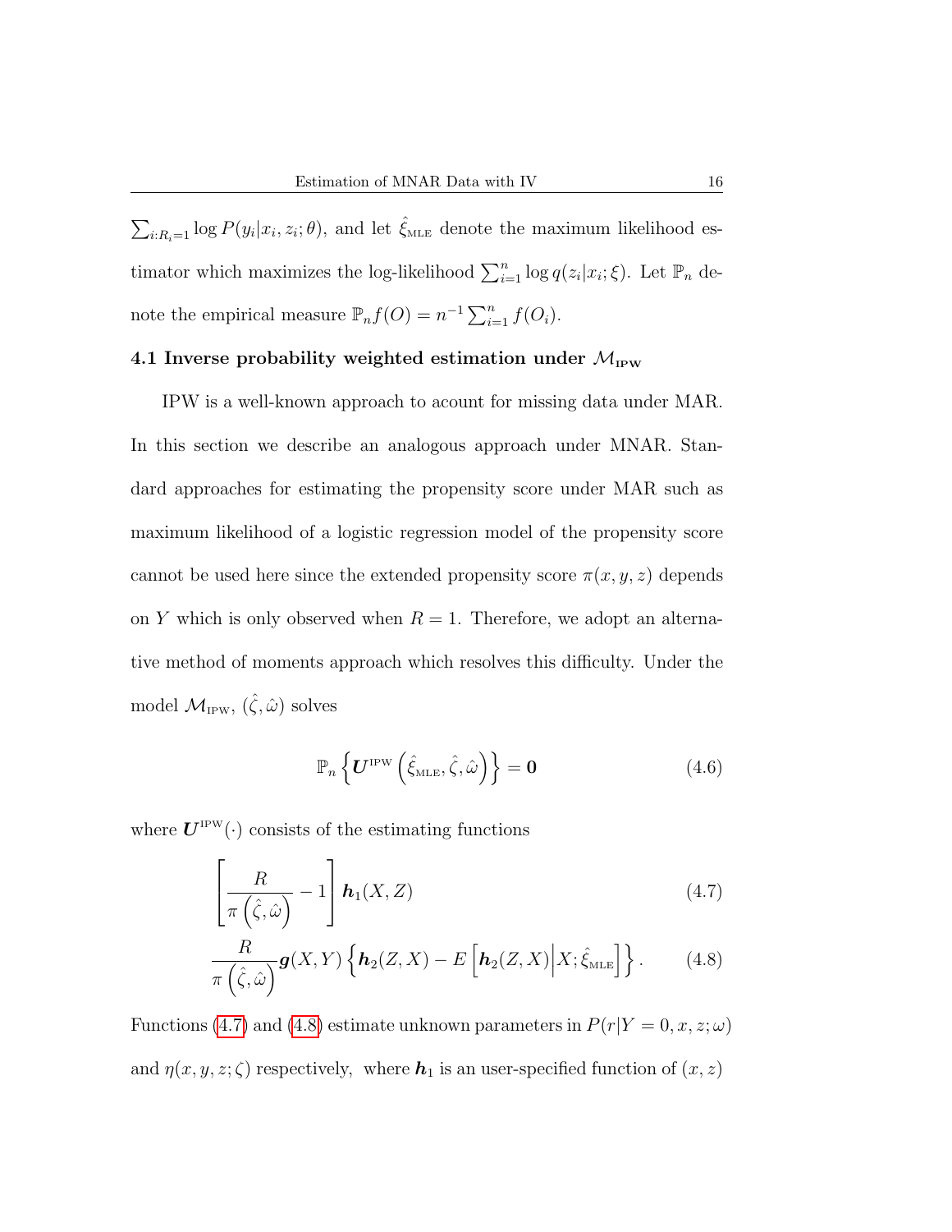$\sum_{i:R_i=1} \log P(y_i|x_i, z_i; \theta)$, and let $\hat{\xi}_{\text{MLE}}$ denote the maximum likelihood estimator which maximizes the log-likelihood $\sum_{i=1}^{n} \log q(z_i|x_i; \xi)$. Let $\mathbb{P}_n$ denote the empirical measure $\mathbb{P}_n f(O) = n^{-1} \sum_{i=1}^{n} f(O_i)$.

### 4.1 Inverse probability weighted estimation under $\mathcal{M}_{\text{IPW}}$

IPW is a well-known approach to acount for missing data under MAR. In this section we describe an analogous approach under MNAR. Standard approaches for estimating the propensity score under MAR such as maximum likelihood of a logistic regression model of the propensity score cannot be used here since the extended propensity score $\pi(x, y, z)$ depends on $Y$ which is only observed when $R = 1$. Therefore, we adopt an alternative method of moments approach which resolves this difficulty. Under the model $\mathcal{M}_{\text{IPW}}$, $(\hat{\zeta}, \hat{\omega})$ solves

$$
\mathbb{P}_n \left\{ \boldsymbol{U}^{\text{IPW}} \left( \hat{\xi}_{\text{MLE}}, \hat{\zeta}, \hat{\omega} \right) \right\} = \mathbf{0} \tag{4.6}
$$

where $\boldsymbol{U}^{\text{IPW}}(\cdot)$ consists of the estimating functions

$$
\left[ \frac{R}{\pi\left(\hat{\zeta}, \hat{\omega}\right)} - 1 \right] \boldsymbol{h}_1(X, Z) \tag{4.7}
$$

$$
\frac{R}{\pi\left(\hat{\zeta}, \hat{\omega}\right)} \boldsymbol{g}(X, Y) \left\{ \boldsymbol{h}_2(Z, X) - E\left[ \boldsymbol{h}_2(Z, X) \middle| X; \hat{\xi}_{\text{MLE}} \right] \right\}. \tag{4.8}
$$

Functions (4.7) and (4.8) estimate unknown parameters in $P(r|Y = 0, x, z; \omega)$ and $\eta(x, y, z; \zeta)$ respectively, where $\boldsymbol{h}_1$ is an user-specified function of $(x, z)$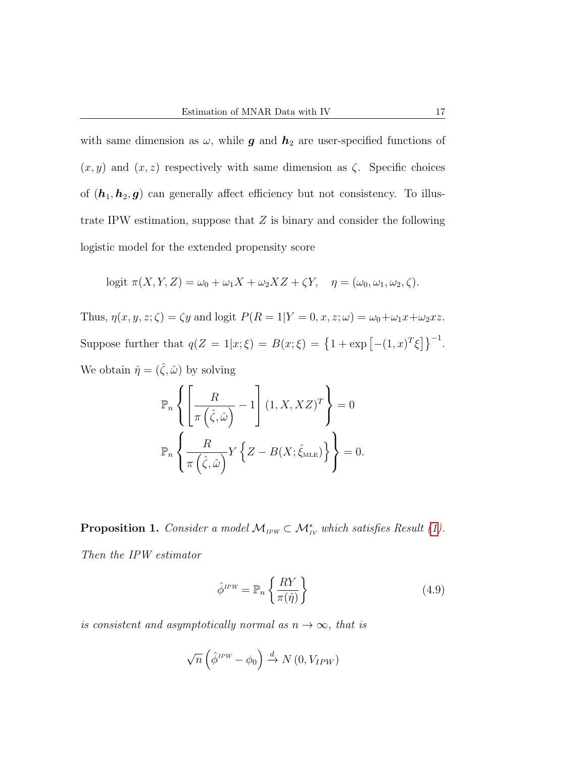with same dimension as $\omega$, while $\boldsymbol{g}$ and $\boldsymbol{h}_2$ are user-specified functions of $(x, y)$ and $(x, z)$ respectively with same dimension as $\zeta$. Specific choices of $(\boldsymbol{h}_1, \boldsymbol{h}_2, \boldsymbol{g})$ can generally affect efficiency but not consistency. To illustrate IPW estimation, suppose that $Z$ is binary and consider the following logistic model for the extended propensity score

$$\text{logit } \pi(X, Y, Z) = \omega_0 + \omega_1 X + \omega_2 XZ + \zeta Y, \quad \eta = (\omega_0, \omega_1, \omega_2, \zeta).$$

Thus, $\eta(x, y, z; \zeta) = \zeta y$ and logit $P(R = 1|Y = 0, x, z; \omega) = \omega_0 + \omega_1 x + \omega_2 xz$. Suppose further that $q(Z = 1|x; \xi) = B(x; \xi) = \left\{1 + \exp\left[-(1, x)^T \xi\right]\right\}^{-1}$. We obtain $\hat{\eta} = (\hat{\zeta}, \hat{\omega})$ by solving

$$\mathbb{P}_n \left\{ \left[ \frac{R}{\pi\left(\hat{\zeta}, \hat{\omega}\right)} - 1 \right] (1, X, XZ)^T \right\} = 0$$

$$\mathbb{P}_n \left\{ \frac{R}{\pi\left(\hat{\zeta}, \hat{\omega}\right)} Y \left\{ Z - B(X; \hat{\xi}_{\text{MLE}}) \right\} \right\} = 0.$$

**Proposition 1.** *Consider a model $\mathcal{M}_{IPW} \subset \mathcal{M}^*_{IV}$ which satisfies Result (1). Then the IPW estimator*

$$\hat{\phi}^{IPW} = \mathbb{P}_n \left\{ \frac{RY}{\pi(\hat{\eta})} \right\} \tag{4.9}$$

*is consistent and asymptotically normal as $n \to \infty$, that is*

$$\sqrt{n} \left( \hat{\phi}^{IPW} - \phi_0 \right) \xrightarrow{d} N\left(0, V_{IPW}\right)$$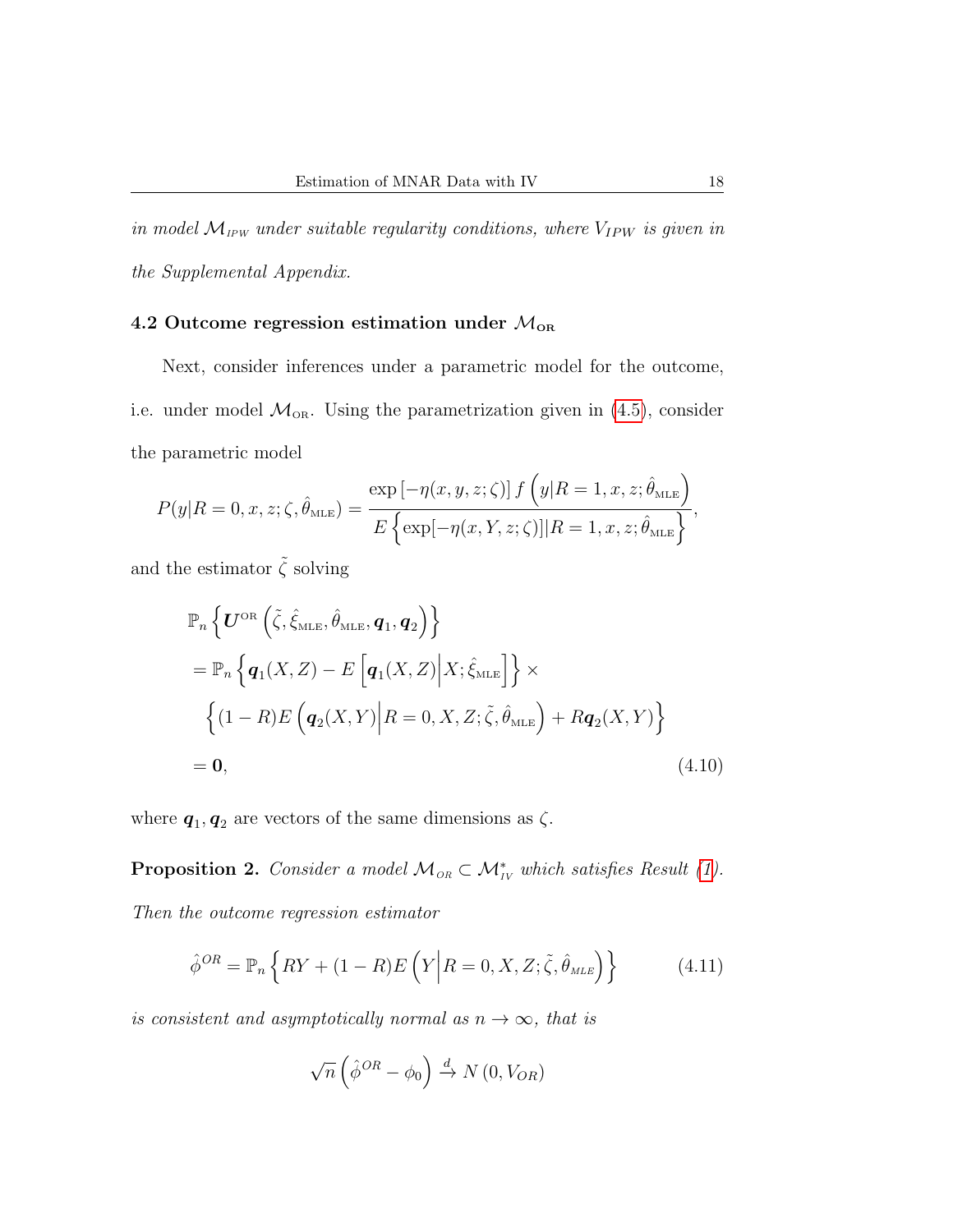*in model $\mathcal{M}_{IPW}$ under suitable regularity conditions, where $V_{IPW}$ is given in the Supplemental Appendix.*

### 4.2 Outcome regression estimation under $\mathcal{M}_{\text{OR}}$

Next, consider inferences under a parametric model for the outcome, i.e. under model $\mathcal{M}_{\text{OR}}$. Using the parametrization given in (4.5), consider the parametric model

$$P(y|R=0,x,z;\zeta,\hat{\theta}_{\text{MLE}}) = \frac{\exp\left[-\eta(x,y,z;\zeta)\right] f\left(y|R=1,x,z;\hat{\theta}_{\text{MLE}}\right)}{E\left\{\exp[-\eta(x,Y,z;\zeta)]|R=1,x,z;\hat{\theta}_{\text{MLE}}\right\}},$$

and the estimator $\tilde{\zeta}$ solving

$$\begin{aligned}
&\mathbb{P}_n\left\{\boldsymbol{U}^{\text{OR}}\left(\tilde{\zeta},\hat{\xi}_{\text{MLE}},\hat{\theta}_{\text{MLE}},\boldsymbol{q}_1,\boldsymbol{q}_2\right)\right\} \\
&= \mathbb{P}_n\left\{\boldsymbol{q}_1(X,Z) - E\left[\boldsymbol{q}_1(X,Z)\Big|X;\hat{\xi}_{\text{MLE}}\right]\right\} \times \\
&\quad \left\{(1-R)E\left(\boldsymbol{q}_2(X,Y)\Big|R=0,X,Z;\tilde{\zeta},\hat{\theta}_{\text{MLE}}\right) + R\boldsymbol{q}_2(X,Y)\right\} \\
&= \mathbf{0}, \qquad (4.10)
\end{aligned}$$

where $\boldsymbol{q}_1, \boldsymbol{q}_2$ are vectors of the same dimensions as $\zeta$.

**Proposition 2.** *Consider a model $\mathcal{M}_{OR} \subset \mathcal{M}^*_{IV}$ which satisfies Result (1). Then the outcome regression estimator*

$$\hat{\phi}^{OR} = \mathbb{P}_n\left\{RY + (1-R)E\left(Y\Big|R=0,X,Z;\tilde{\zeta},\hat{\theta}_{MLE}\right)\right\} \qquad (4.11)$$

*is consistent and asymptotically normal as $n\to\infty$, that is*

$$\sqrt{n}\left(\hat{\phi}^{OR} - \phi_0\right) \xrightarrow{d} N\left(0, V_{OR}\right)$$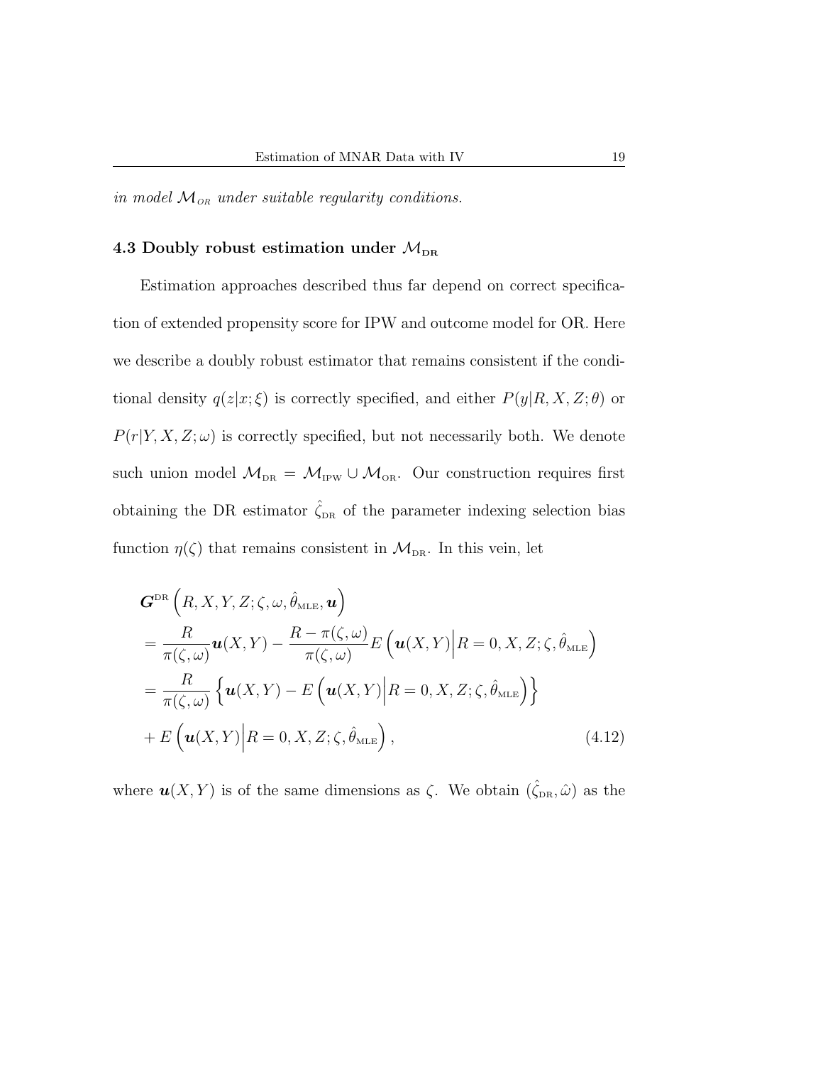*in model $\mathcal{M}_{\text{OR}}$ under suitable regularity conditions.*

### 4.3 Doubly robust estimation under $\mathcal{M}_{\text{DR}}$

Estimation approaches described thus far depend on correct specification of extended propensity score for IPW and outcome model for OR. Here we describe a doubly robust estimator that remains consistent if the conditional density $q(z|x;\xi)$ is correctly specified, and either $P(y|R,X,Z;\theta)$ or $P(r|Y,X,Z;\omega)$ is correctly specified, but not necessarily both. We denote such union model $\mathcal{M}_{\text{DR}} = \mathcal{M}_{\text{IPW}} \cup \mathcal{M}_{\text{OR}}$. Our construction requires first obtaining the DR estimator $\hat{\zeta}_{\text{DR}}$ of the parameter indexing selection bias function $\eta(\zeta)$ that remains consistent in $\mathcal{M}_{\text{DR}}$. In this vein, let

$$
\begin{aligned}
&\boldsymbol{G}^{\text{DR}}\left(R,X,Y,Z;\zeta,\omega,\hat{\theta}_{\text{MLE}},\boldsymbol{u}\right)\\
&= \frac{R}{\pi(\zeta,\omega)}\boldsymbol{u}(X,Y) - \frac{R-\pi(\zeta,\omega)}{\pi(\zeta,\omega)}E\left(\boldsymbol{u}(X,Y)\Big|R=0,X,Z;\zeta,\hat{\theta}_{\text{MLE}}\right)\\
&= \frac{R}{\pi(\zeta,\omega)}\left\{\boldsymbol{u}(X,Y) - E\left(\boldsymbol{u}(X,Y)\Big|R=0,X,Z;\zeta,\hat{\theta}_{\text{MLE}}\right)\right\}\\
&+ E\left(\boldsymbol{u}(X,Y)\Big|R=0,X,Z;\zeta,\hat{\theta}_{\text{MLE}}\right), \qquad (4.12)
\end{aligned}
$$

where $\boldsymbol{u}(X,Y)$ is of the same dimensions as $\zeta$. We obtain $(\hat{\zeta}_{\text{DR}},\hat{\omega})$ as the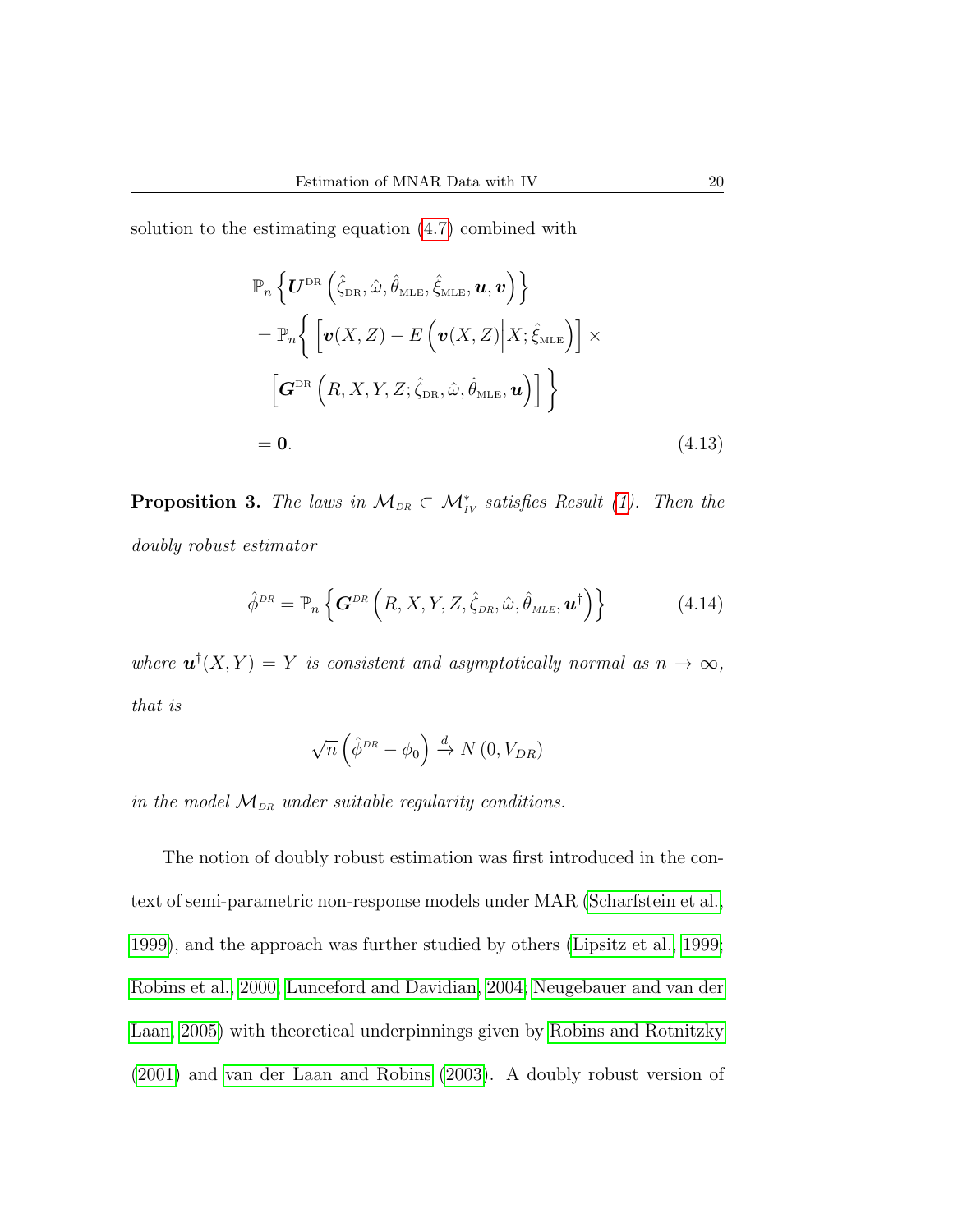solution to the estimating equation (4.7) combined with

$$
\begin{aligned}
&\mathbb{P}_n\left\{ \boldsymbol{U}^{\text{DR}}\left(\hat{\zeta}_{\text{DR}}, \hat{\omega}, \hat{\theta}_{\text{MLE}}, \hat{\xi}_{\text{MLE}}, \boldsymbol{u}, \boldsymbol{v}\right)\right\} \\
&= \mathbb{P}_n\bigg\{ \left[\boldsymbol{v}(X,Z) - E\left(\boldsymbol{v}(X,Z)\middle| X; \hat{\xi}_{\text{MLE}}\right)\right] \times \\
&\quad \left[\boldsymbol{G}^{\text{DR}}\left(R, X, Y, Z; \hat{\zeta}_{\text{DR}}, \hat{\omega}, \hat{\theta}_{\text{MLE}}, \boldsymbol{u}\right)\right] \bigg\} \\
&= \boldsymbol{0}. \qquad (4.13)
\end{aligned}
$$

**Proposition 3.** *The laws in $\mathcal{M}_{DR} \subset \mathcal{M}^*_{IV}$ satisfies Result (1). Then the doubly robust estimator*

$$
\hat{\phi}^{DR} = \mathbb{P}_n\left\{ \boldsymbol{G}^{DR}\left(R, X, Y, Z, \hat{\zeta}_{DR}, \hat{\omega}, \hat{\theta}_{MLE}, \boldsymbol{u}^{\dagger}\right)\right\} \qquad (4.14)
$$

*where $\boldsymbol{u}^{\dagger}(X,Y) = Y$ is consistent and asymptotically normal as $n \to \infty$, that is*

$$
\sqrt{n}\left(\hat{\phi}^{DR} - \phi_0\right) \xrightarrow{d} N\left(0, V_{DR}\right)
$$

*in the model $\mathcal{M}_{DR}$ under suitable regularity conditions.*

The notion of doubly robust estimation was first introduced in the context of semi-parametric non-response models under MAR (Scharfstein et al., 1999), and the approach was further studied by others (Lipsitz et al., 1999; Robins et al., 2000; Lunceford and Davidian, 2004; Neugebauer and van der Laan, 2005) with theoretical underpinnings given by Robins and Rotnitzky (2001) and van der Laan and Robins (2003). A doubly robust version of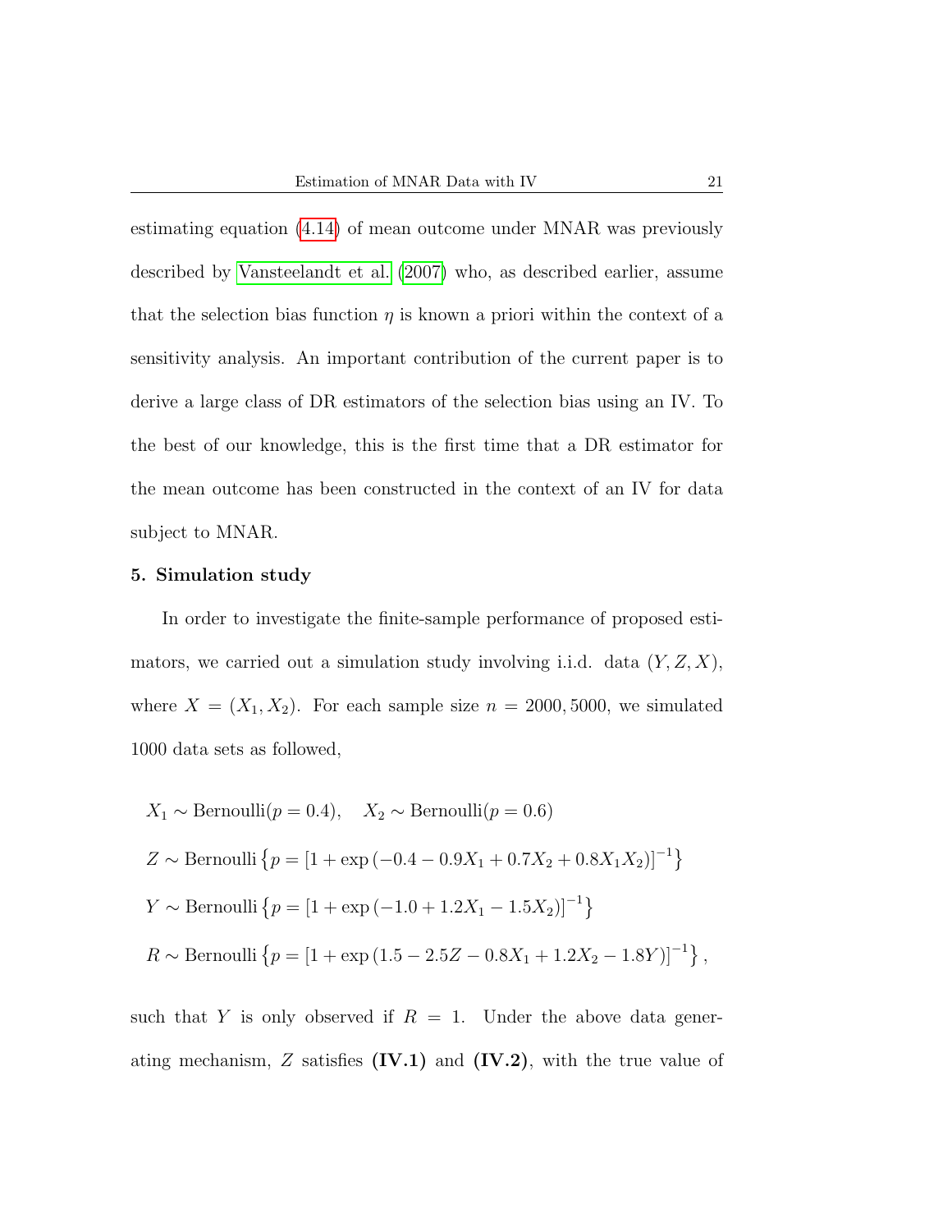estimating equation (4.14) of mean outcome under MNAR was previously described by Vansteelandt et al. (2007) who, as described earlier, assume that the selection bias function $\eta$ is known a priori within the context of a sensitivity analysis. An important contribution of the current paper is to derive a large class of DR estimators of the selection bias using an IV. To the best of our knowledge, this is the first time that a DR estimator for the mean outcome has been constructed in the context of an IV for data subject to MNAR.

## 5. Simulation study

In order to investigate the finite-sample performance of proposed estimators, we carried out a simulation study involving i.i.d. data $(Y, Z, X)$, where $X = (X_1, X_2)$. For each sample size $n = 2000, 5000$, we simulated 1000 data sets as followed,

$$
\begin{aligned}
& X_1 \sim \text{Bernoulli}(p = 0.4), \quad X_2 \sim \text{Bernoulli}(p = 0.6) \\
& Z \sim \text{Bernoulli}\left\{p = \left[1 + \exp\left(-0.4 - 0.9X_1 + 0.7X_2 + 0.8X_1X_2\right)\right]^{-1}\right\} \\
& Y \sim \text{Bernoulli}\left\{p = \left[1 + \exp\left(-1.0 + 1.2X_1 - 1.5X_2\right)\right]^{-1}\right\} \\
& R \sim \text{Bernoulli}\left\{p = \left[1 + \exp\left(1.5 - 2.5Z - 0.8X_1 + 1.2X_2 - 1.8Y\right)\right]^{-1}\right\},
\end{aligned}
$$

such that $Y$ is only observed if $R = 1$. Under the above data generating mechanism, $Z$ satisfies **(IV.1)** and **(IV.2)**, with the true value of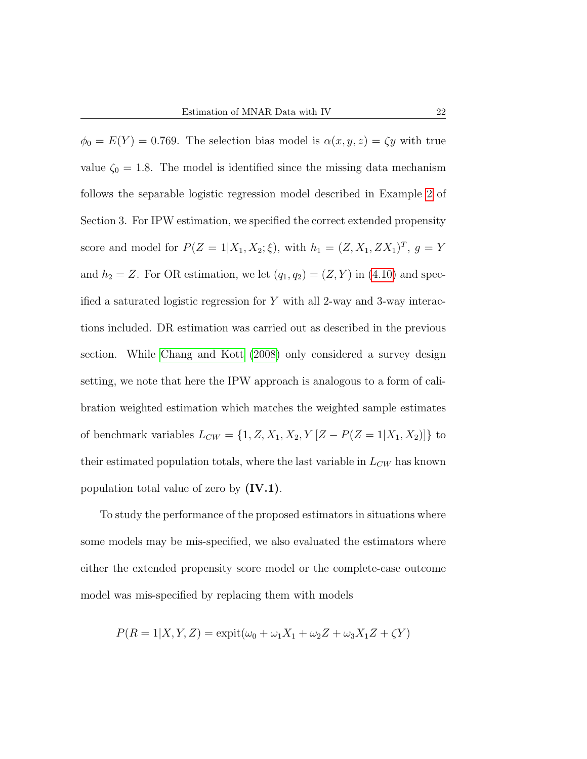$\phi_0 = E(Y) = 0.769$. The selection bias model is $\alpha(x, y, z) = \zeta y$ with true value $\zeta_0 = 1.8$. The model is identified since the missing data mechanism follows the separable logistic regression model described in Example 2 of Section 3. For IPW estimation, we specified the correct extended propensity score and model for $P(Z = 1|X_1, X_2; \xi)$, with $h_1 = (Z, X_1, ZX_1)^T$, $g = Y$ and $h_2 = Z$. For OR estimation, we let $(q_1, q_2) = (Z, Y)$ in (4.10) and specified a saturated logistic regression for $Y$ with all 2-way and 3-way interactions included. DR estimation was carried out as described in the previous section. While Chang and Kott (2008) only considered a survey design setting, we note that here the IPW approach is analogous to a form of calibration weighted estimation which matches the weighted sample estimates of benchmark variables $L_{CW} = \{1, Z, X_1, X_2, Y\,[Z - P(Z = 1|X_1, X_2)]\}$ to their estimated population totals, where the last variable in $L_{CW}$ has known population total value of zero by **(IV.1)**.

To study the performance of the proposed estimators in situations where some models may be mis-specified, we also evaluated the estimators where either the extended propensity score model or the complete-case outcome model was mis-specified by replacing them with models

$$P(R = 1|X, Y, Z) = \text{expit}(\omega_0 + \omega_1 X_1 + \omega_2 Z + \omega_3 X_1 Z + \zeta Y)$$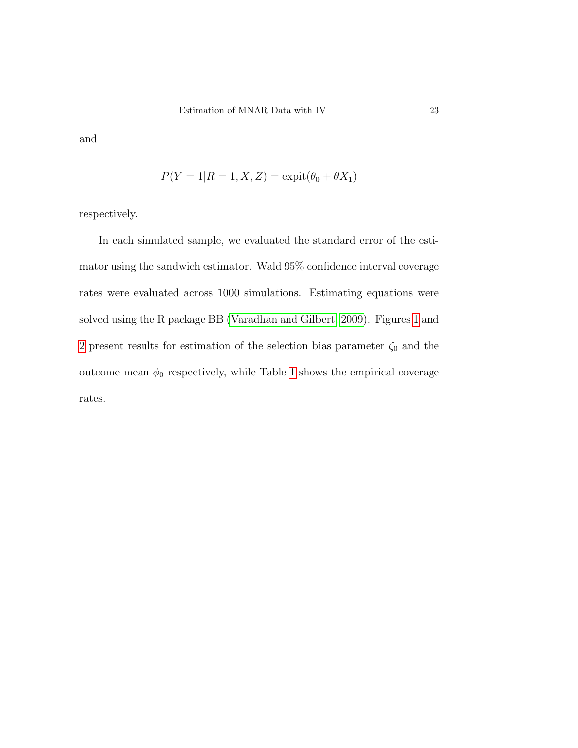and

$$P(Y = 1|R = 1, X, Z) = \text{expit}(\theta_0 + \theta X_1)$$

respectively.

In each simulated sample, we evaluated the standard error of the estimator using the sandwich estimator. Wald 95% confidence interval coverage rates were evaluated across 1000 simulations. Estimating equations were solved using the R package BB (Varadhan and Gilbert, 2009). Figures 1 and 2 present results for estimation of the selection bias parameter $\zeta_0$ and the outcome mean $\phi_0$ respectively, while Table 1 shows the empirical coverage rates.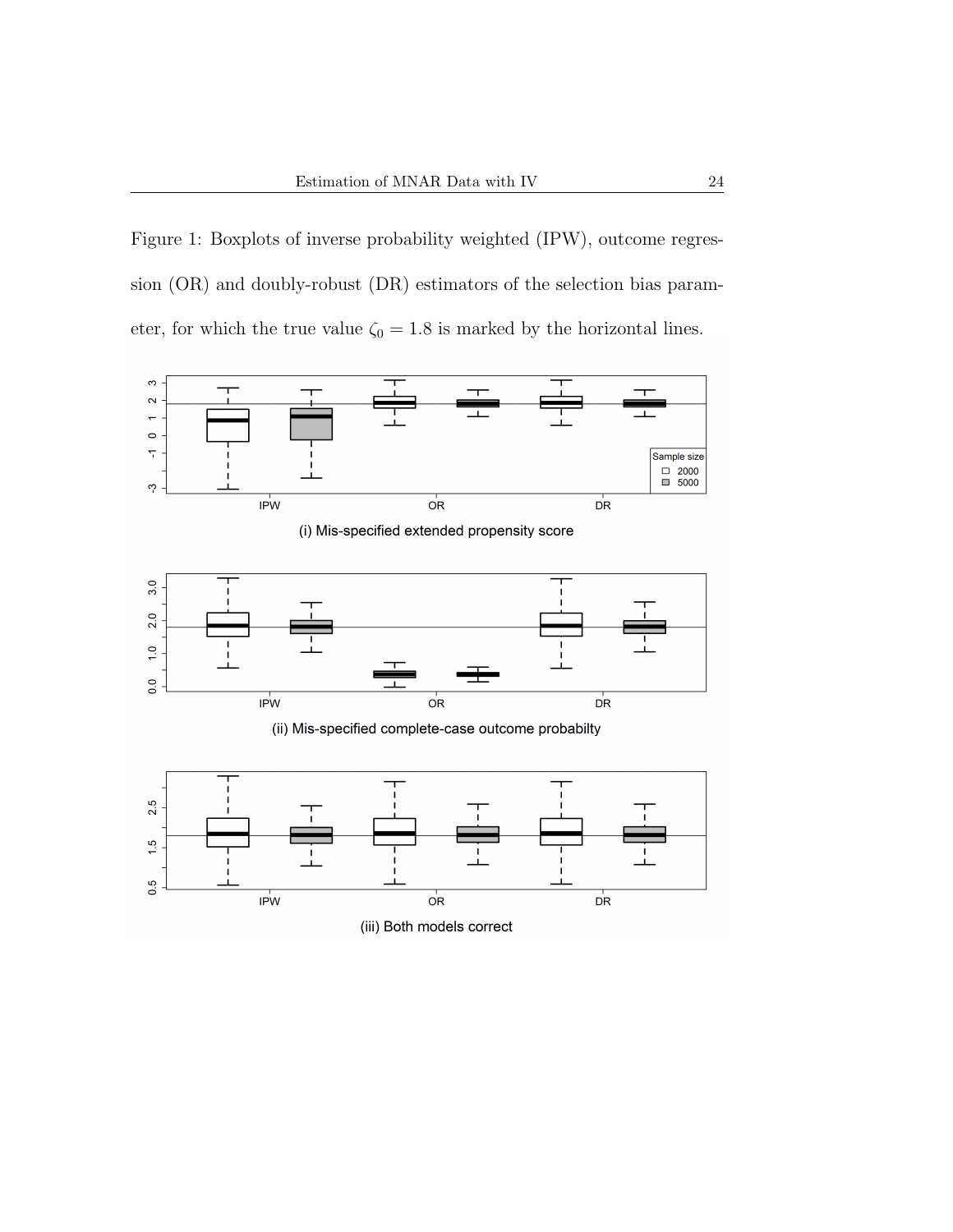Figure 1: Boxplots of inverse probability weighted (IPW), outcome regression (OR) and doubly-robust (DR) estimators of the selection bias parameter, for which the true value $\zeta_0 = 1.8$ is marked by the horizontal lines.

(i) Mis-specified extended propensity score

(ii) Mis-specified complete-case outcome probabilty

(iii) Both models correct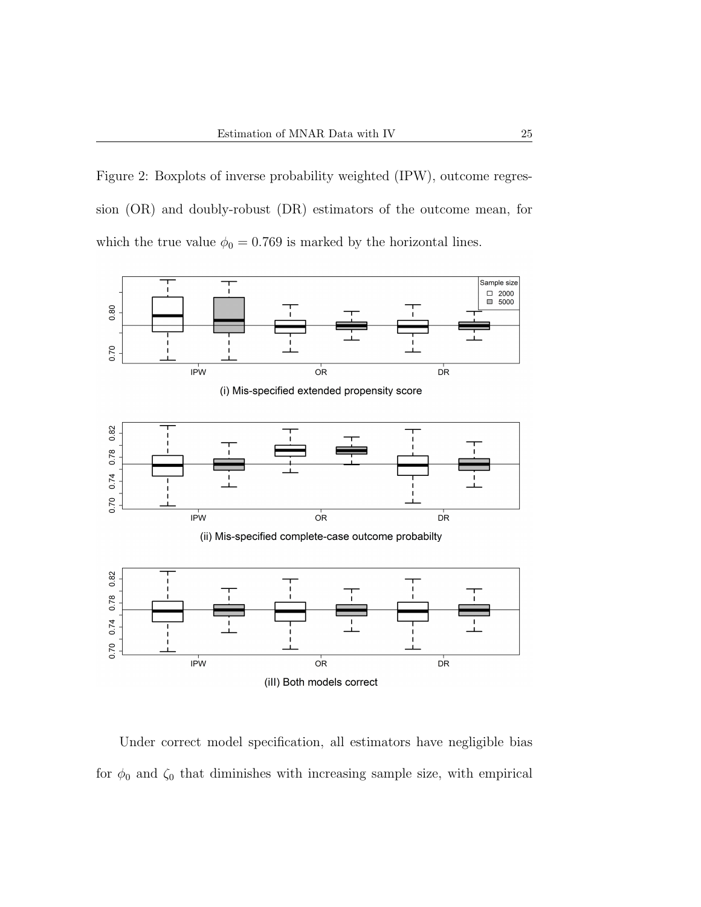Figure 2: Boxplots of inverse probability weighted (IPW), outcome regression (OR) and doubly-robust (DR) estimators of the outcome mean, for which the true value $\phi_0 = 0.769$ is marked by the horizontal lines.

(i) Mis-specified extended propensity score

(ii) Mis-specified complete-case outcome probabilty

(iII) Both models correct

Under correct model specification, all estimators have negligible bias for $\phi_0$ and $\zeta_0$ that diminishes with increasing sample size, with empirical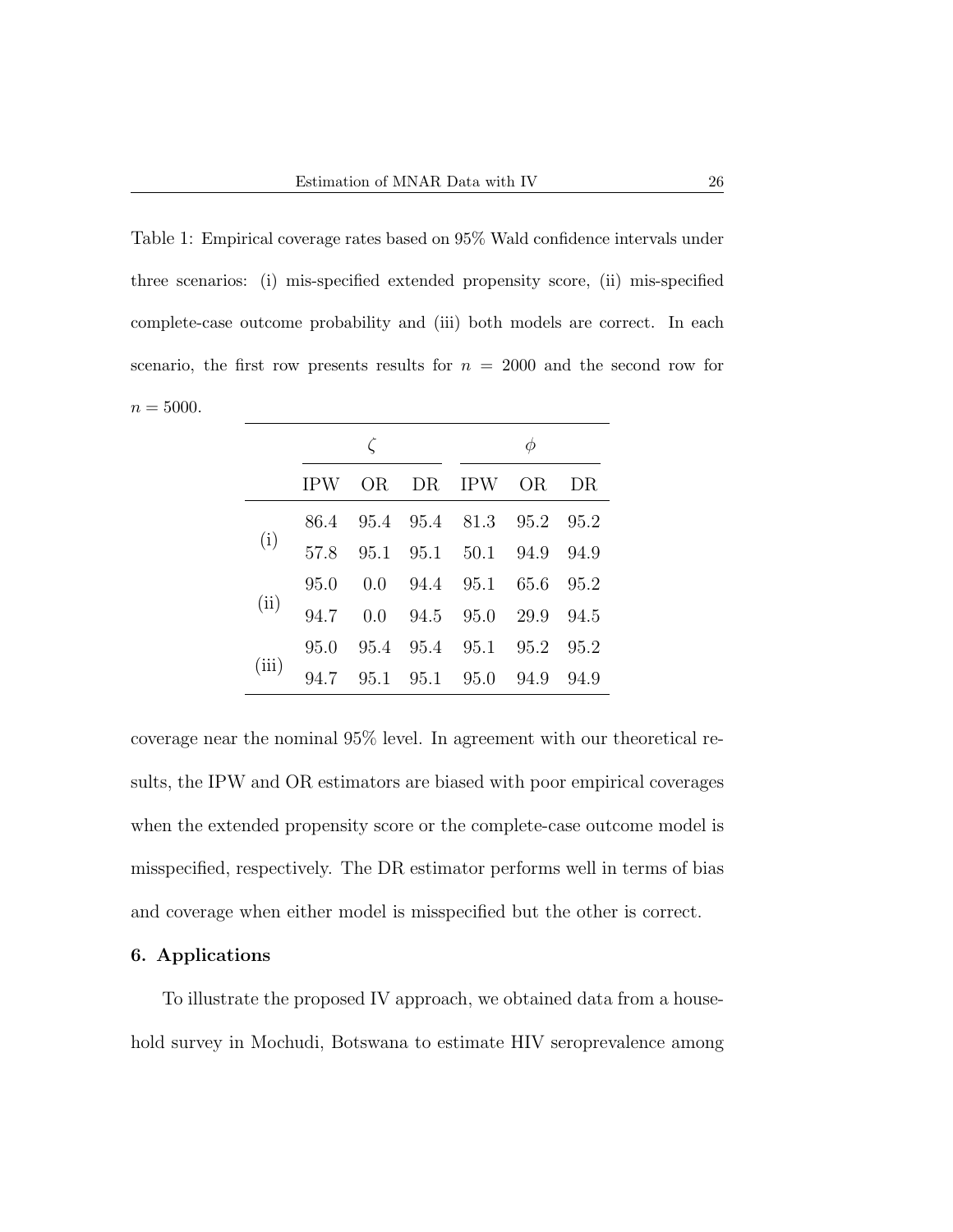Table 1: Empirical coverage rates based on 95% Wald confidence intervals under three scenarios: (i) mis-specified extended propensity score, (ii) mis-specified complete-case outcome probability and (iii) both models are correct. In each scenario, the first row presents results for $n = 2000$ and the second row for $n = 5000$.

| | $\zeta$ | | | $\phi$ | | |
|---|---|---|---|---|---|---|
| | IPW | OR | DR | IPW | OR | DR |
| (i) | 86.4 | 95.4 | 95.4 | 81.3 | 95.2 | 95.2 |
| | 57.8 | 95.1 | 95.1 | 50.1 | 94.9 | 94.9 |
| (ii) | 95.0 | 0.0 | 94.4 | 95.1 | 65.6 | 95.2 |
| | 94.7 | 0.0 | 94.5 | 95.0 | 29.9 | 94.5 |
| (iii) | 95.0 | 95.4 | 95.4 | 95.1 | 95.2 | 95.2 |
| | 94.7 | 95.1 | 95.1 | 95.0 | 94.9 | 94.9 |

coverage near the nominal 95% level. In agreement with our theoretical results, the IPW and OR estimators are biased with poor empirical coverages when the extended propensity score or the complete-case outcome model is misspecified, respectively. The DR estimator performs well in terms of bias and coverage when either model is misspecified but the other is correct.

## 6. Applications

To illustrate the proposed IV approach, we obtained data from a household survey in Mochudi, Botswana to estimate HIV seroprevalence among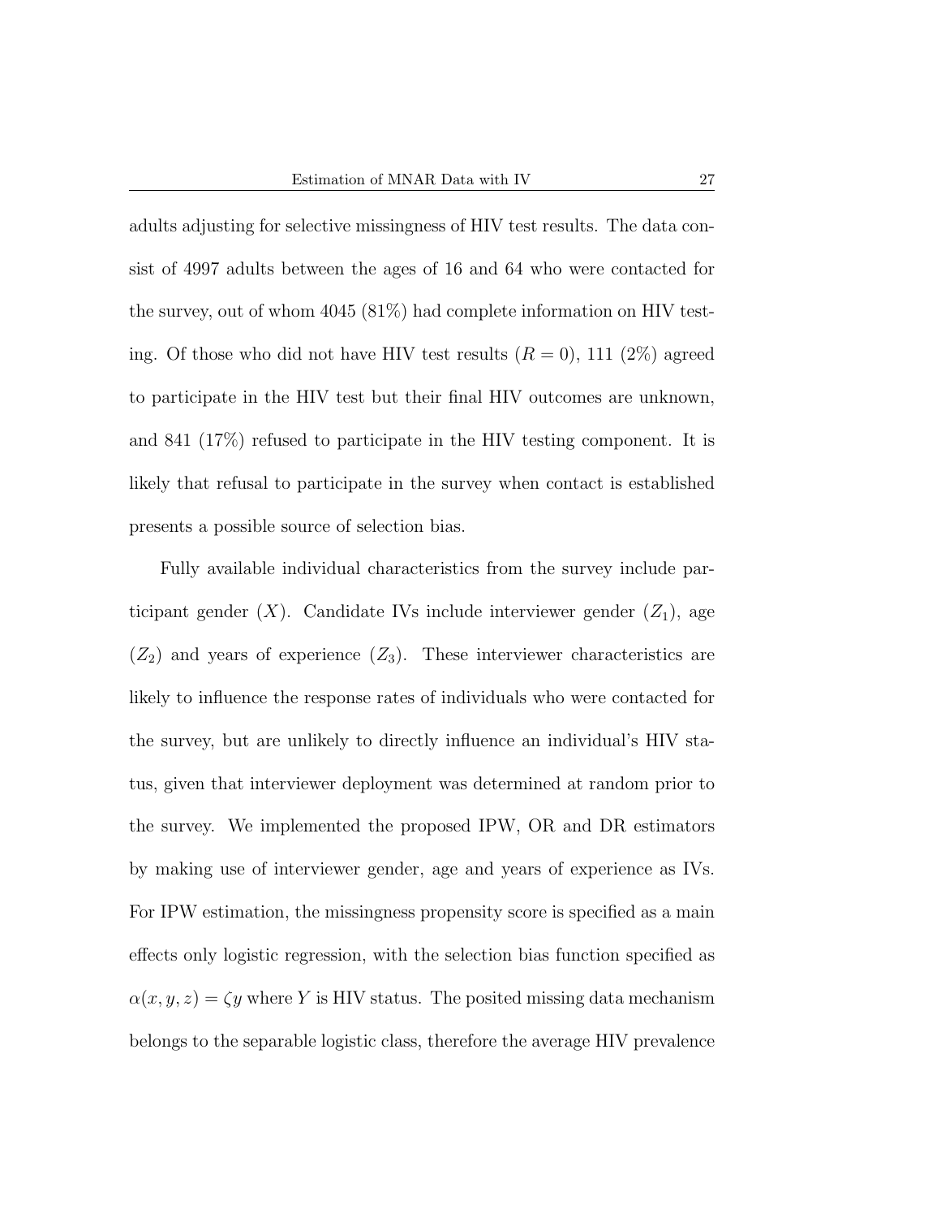adults adjusting for selective missingness of HIV test results. The data consist of 4997 adults between the ages of 16 and 64 who were contacted for the survey, out of whom 4045 (81%) had complete information on HIV testing. Of those who did not have HIV test results ($R = 0$), 111 (2%) agreed to participate in the HIV test but their final HIV outcomes are unknown, and 841 (17%) refused to participate in the HIV testing component. It is likely that refusal to participate in the survey when contact is established presents a possible source of selection bias.

Fully available individual characteristics from the survey include participant gender ($X$). Candidate IVs include interviewer gender ($Z_1$), age ($Z_2$) and years of experience ($Z_3$). These interviewer characteristics are likely to influence the response rates of individuals who were contacted for the survey, but are unlikely to directly influence an individual's HIV status, given that interviewer deployment was determined at random prior to the survey. We implemented the proposed IPW, OR and DR estimators by making use of interviewer gender, age and years of experience as IVs. For IPW estimation, the missingness propensity score is specified as a main effects only logistic regression, with the selection bias function specified as $\alpha(x, y, z) = \zeta y$ where $Y$ is HIV status. The posited missing data mechanism belongs to the separable logistic class, therefore the average HIV prevalence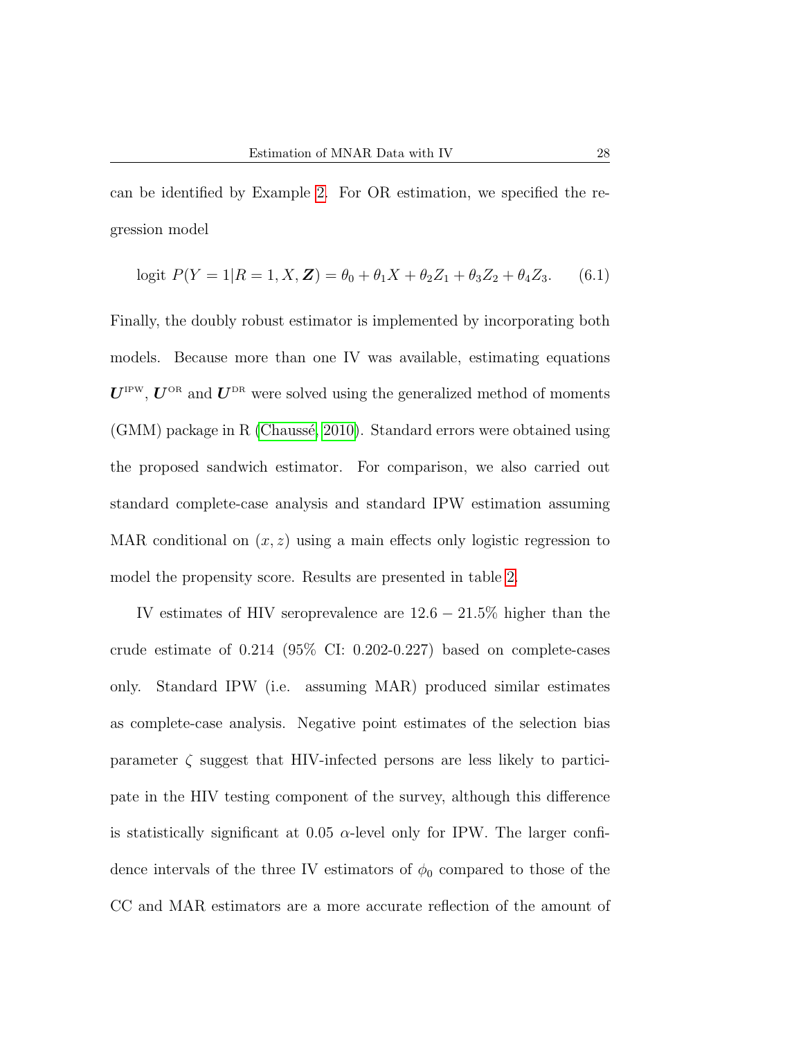can be identified by Example 2. For OR estimation, we specified the regression model

$$\text{logit } P(Y = 1|R = 1, X, \boldsymbol{Z}) = \theta_0 + \theta_1 X + \theta_2 Z_1 + \theta_3 Z_2 + \theta_4 Z_3. \qquad (6.1)$$

Finally, the doubly robust estimator is implemented by incorporating both models. Because more than one IV was available, estimating equations $\boldsymbol{U}^{\text{IPW}}$, $\boldsymbol{U}^{\text{OR}}$ and $\boldsymbol{U}^{\text{DR}}$ were solved using the generalized method of moments (GMM) package in R (Chaussé, 2010). Standard errors were obtained using the proposed sandwich estimator. For comparison, we also carried out standard complete-case analysis and standard IPW estimation assuming MAR conditional on $(x, z)$ using a main effects only logistic regression to model the propensity score. Results are presented in table 2.

IV estimates of HIV seroprevalence are $12.6 - 21.5\%$ higher than the crude estimate of 0.214 (95% CI: 0.202-0.227) based on complete-cases only. Standard IPW (i.e. assuming MAR) produced similar estimates as complete-case analysis. Negative point estimates of the selection bias parameter $\zeta$ suggest that HIV-infected persons are less likely to participate in the HIV testing component of the survey, although this difference is statistically significant at 0.05 $\alpha$-level only for IPW. The larger confidence intervals of the three IV estimators of $\phi_0$ compared to those of the CC and MAR estimators are a more accurate reflection of the amount of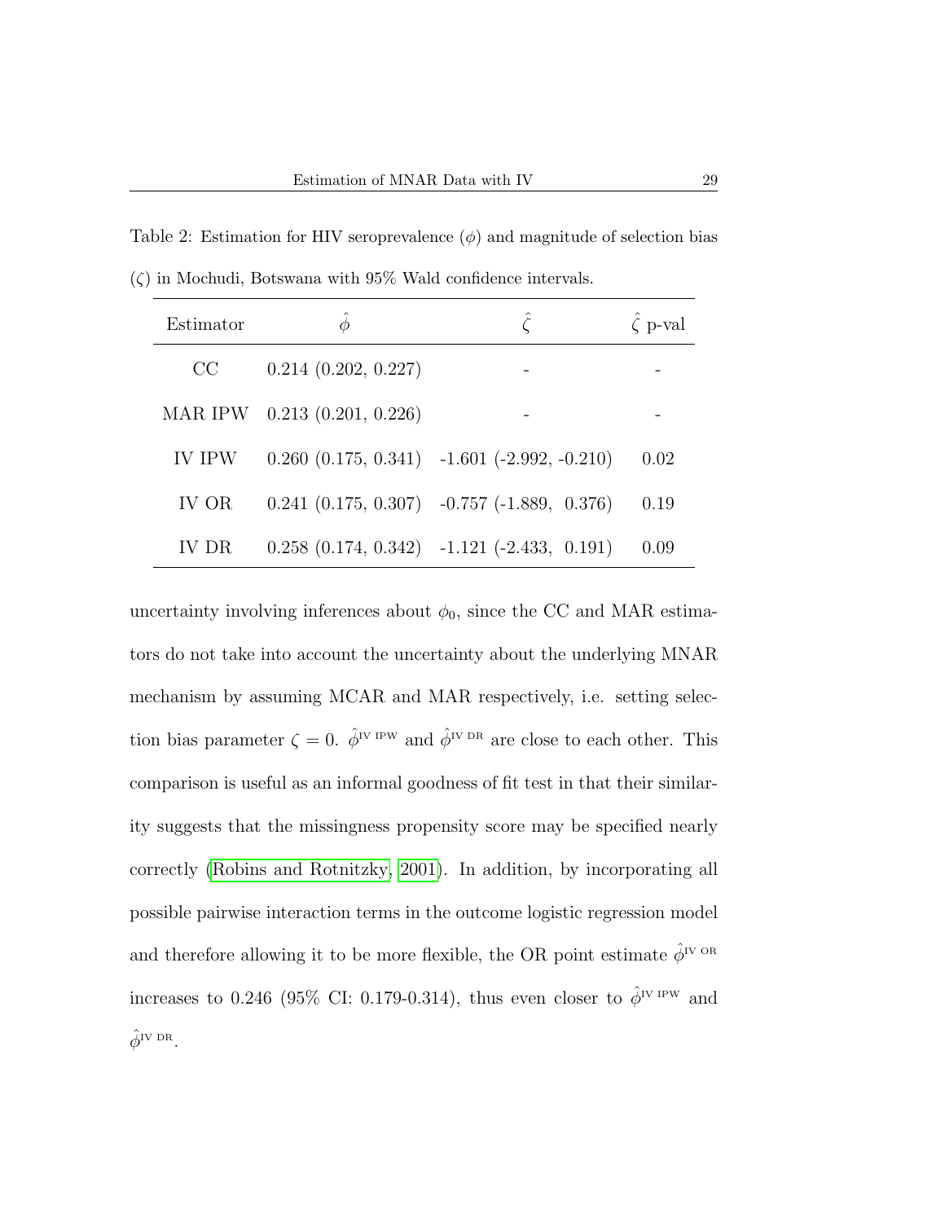Table 2: Estimation for HIV seroprevalence ($\phi$) and magnitude of selection bias ($\zeta$) in Mochudi, Botswana with 95% Wald confidence intervals.

| Estimator | $\hat{\phi}$ | $\hat{\zeta}$ | $\hat{\zeta}$ p-val |
|---|---|---|---|
| CC | 0.214 (0.202, 0.227) | - | - |
| MAR IPW | 0.213 (0.201, 0.226) | - | - |
| IV IPW | 0.260 (0.175, 0.341) | -1.601 (-2.992, -0.210) | 0.02 |
| IV OR | 0.241 (0.175, 0.307) | -0.757 (-1.889, 0.376) | 0.19 |
| IV DR | 0.258 (0.174, 0.342) | -1.121 (-2.433, 0.191) | 0.09 |

uncertainty involving inferences about $\phi_0$, since the CC and MAR estimators do not take into account the uncertainty about the underlying MNAR mechanism by assuming MCAR and MAR respectively, i.e. setting selection bias parameter $\zeta = 0$. $\hat{\phi}^{\text{IV IPW}}$ and $\hat{\phi}^{\text{IV DR}}$ are close to each other. This comparison is useful as an informal goodness of fit test in that their similarity suggests that the missingness propensity score may be specified nearly correctly (Robins and Rotnitzky, 2001). In addition, by incorporating all possible pairwise interaction terms in the outcome logistic regression model and therefore allowing it to be more flexible, the OR point estimate $\hat{\phi}^{\text{IV OR}}$ increases to 0.246 (95% CI: 0.179-0.314), thus even closer to $\hat{\phi}^{\text{IV IPW}}$ and $\hat{\phi}^{\text{IV DR}}$.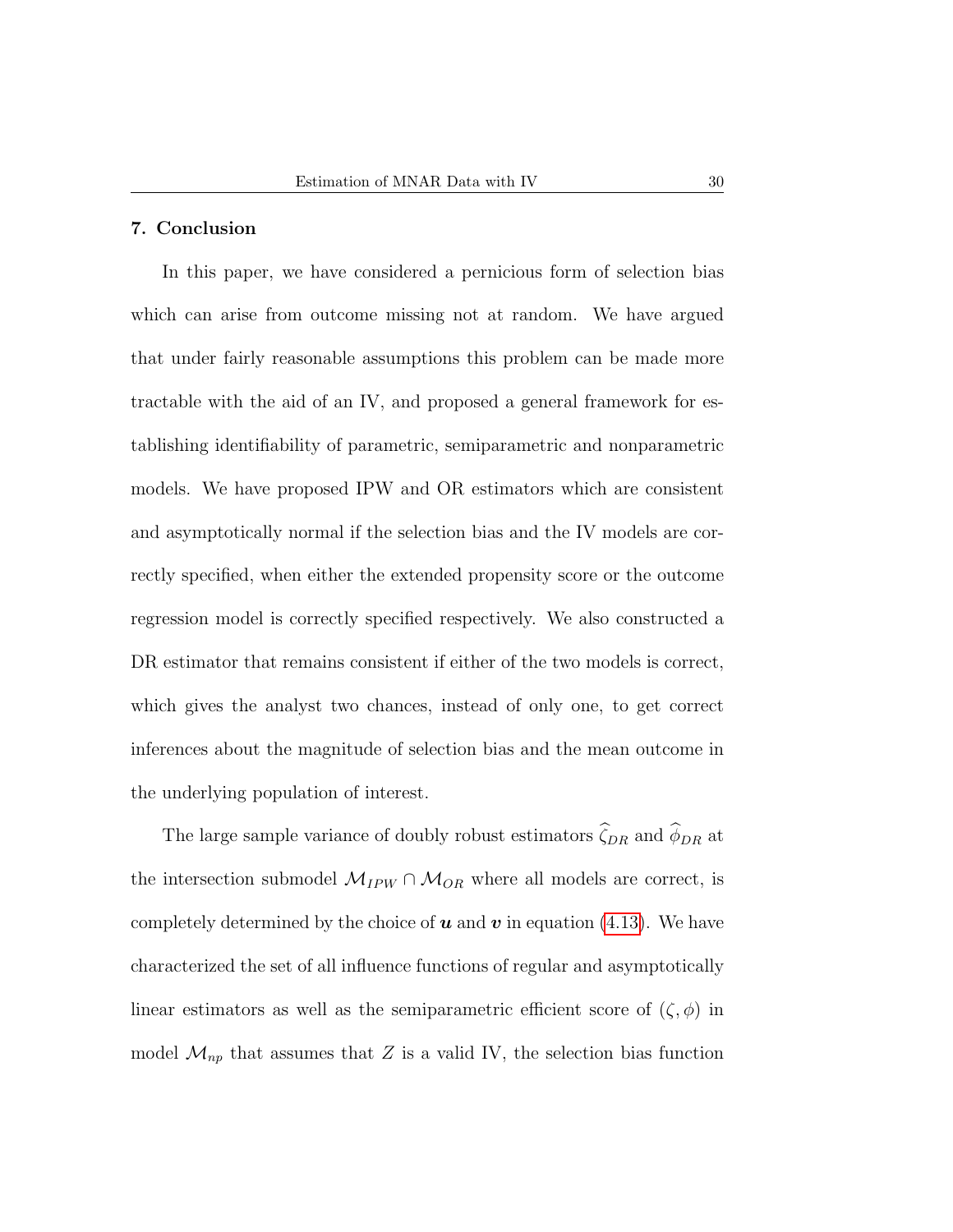## 7. Conclusion

In this paper, we have considered a pernicious form of selection bias which can arise from outcome missing not at random. We have argued that under fairly reasonable assumptions this problem can be made more tractable with the aid of an IV, and proposed a general framework for establishing identifiability of parametric, semiparametric and nonparametric models. We have proposed IPW and OR estimators which are consistent and asymptotically normal if the selection bias and the IV models are correctly specified, when either the extended propensity score or the outcome regression model is correctly specified respectively. We also constructed a DR estimator that remains consistent if either of the two models is correct, which gives the analyst two chances, instead of only one, to get correct inferences about the magnitude of selection bias and the mean outcome in the underlying population of interest.

The large sample variance of doubly robust estimators $\widehat{\zeta}_{DR}$ and $\widehat{\phi}_{DR}$ at the intersection submodel $\mathcal{M}_{IPW} \cap \mathcal{M}_{OR}$ where all models are correct, is completely determined by the choice of $\boldsymbol{u}$ and $\boldsymbol{v}$ in equation (4.13). We have characterized the set of all influence functions of regular and asymptotically linear estimators as well as the semiparametric efficient score of $(\zeta, \phi)$ in model $\mathcal{M}_{np}$ that assumes that $Z$ is a valid IV, the selection bias function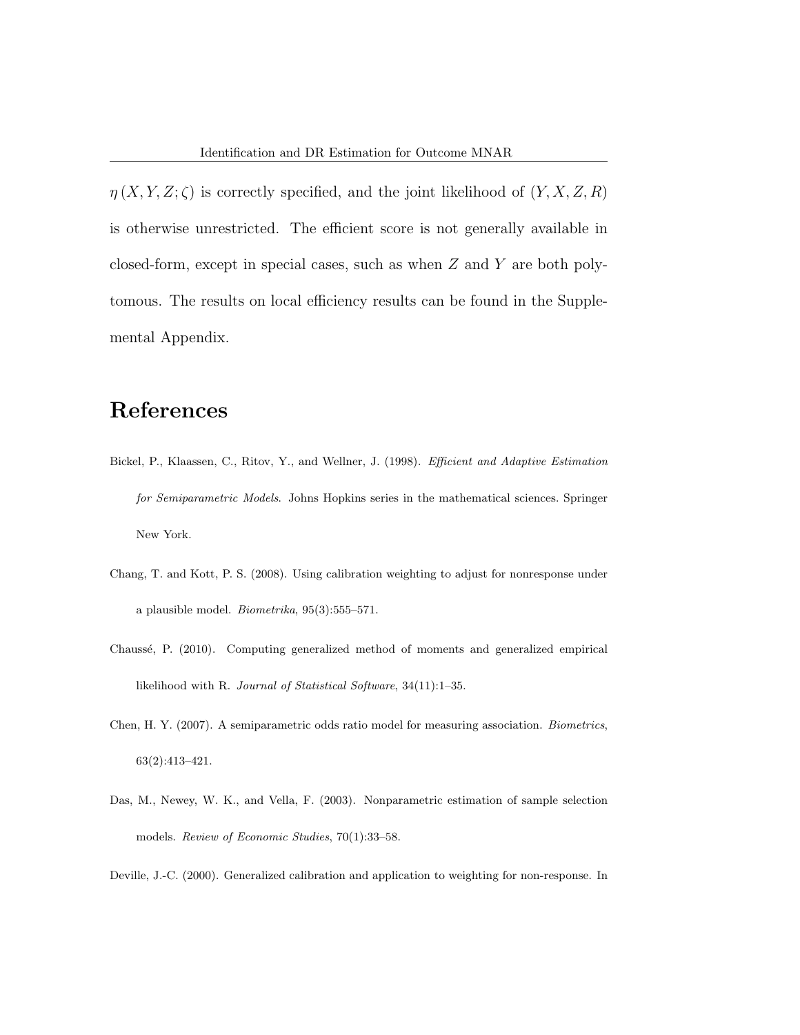$\eta(X, Y, Z; \zeta)$ is correctly specified, and the joint likelihood of $(Y, X, Z, R)$ is otherwise unrestricted. The efficient score is not generally available in closed-form, except in special cases, such as when $Z$ and $Y$ are both polytomous. The results on local efficiency results can be found in the Supplemental Appendix.

# References

Bickel, P., Klaassen, C., Ritov, Y., and Wellner, J. (1998). *Efficient and Adaptive Estimation for Semiparametric Models*. Johns Hopkins series in the mathematical sciences. Springer New York.

Chang, T. and Kott, P. S. (2008). Using calibration weighting to adjust for nonresponse under a plausible model. *Biometrika*, 95(3):555–571.

Chaussé, P. (2010). Computing generalized method of moments and generalized empirical likelihood with R. *Journal of Statistical Software*, 34(11):1–35.

Chen, H. Y. (2007). A semiparametric odds ratio model for measuring association. *Biometrics*, 63(2):413–421.

Das, M., Newey, W. K., and Vella, F. (2003). Nonparametric estimation of sample selection models. *Review of Economic Studies*, 70(1):33–58.

Deville, J.-C. (2000). Generalized calibration and application to weighting for non-response. In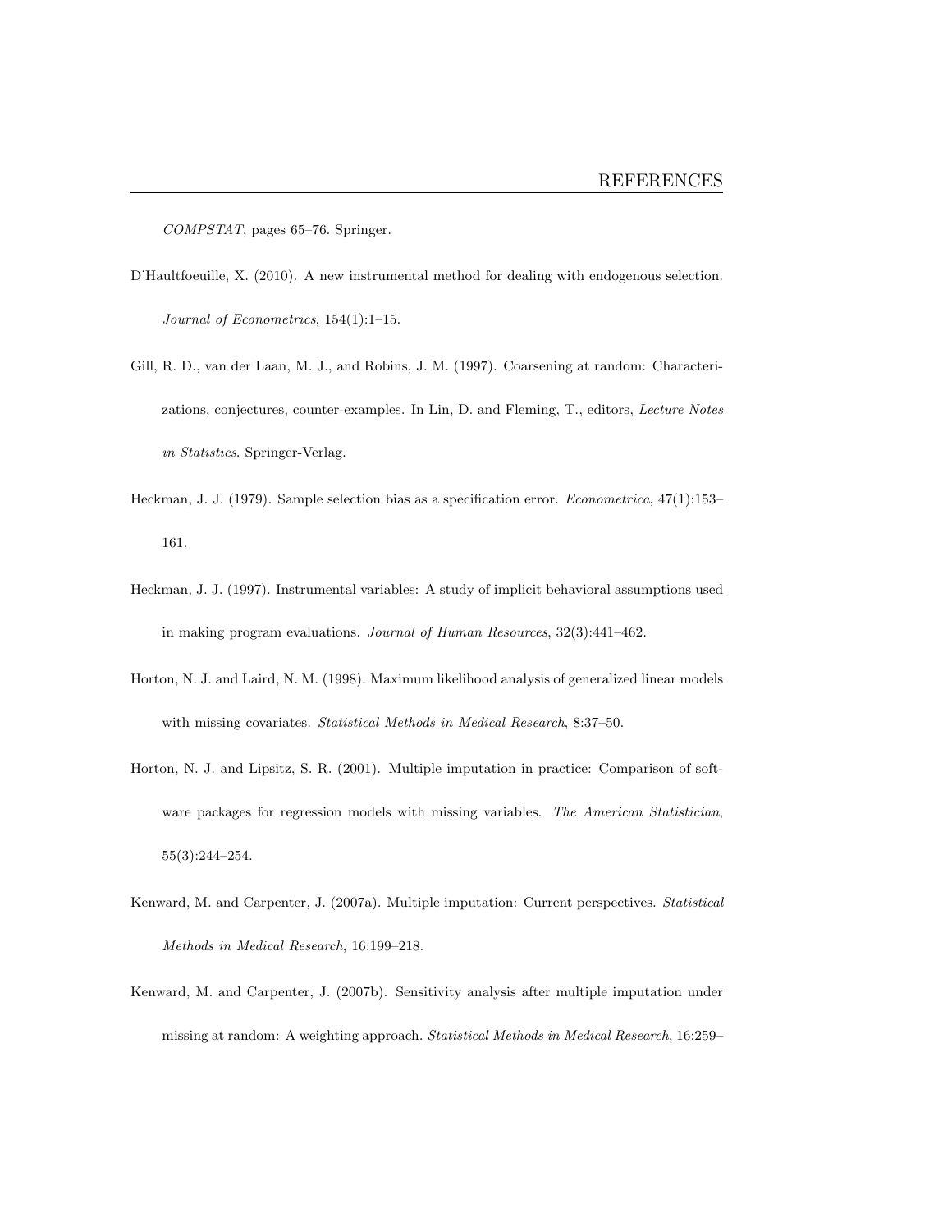*COMPSTAT*, pages 65–76. Springer.

D'Haultfoeuille, X. (2010). A new instrumental method for dealing with endogenous selection. *Journal of Econometrics*, 154(1):1–15.

Gill, R. D., van der Laan, M. J., and Robins, J. M. (1997). Coarsening at random: Characterizations, conjectures, counter-examples. In Lin, D. and Fleming, T., editors, *Lecture Notes in Statistics*. Springer-Verlag.

Heckman, J. J. (1979). Sample selection bias as a specification error. *Econometrica*, 47(1):153–161.

Heckman, J. J. (1997). Instrumental variables: A study of implicit behavioral assumptions used in making program evaluations. *Journal of Human Resources*, 32(3):441–462.

Horton, N. J. and Laird, N. M. (1998). Maximum likelihood analysis of generalized linear models with missing covariates. *Statistical Methods in Medical Research*, 8:37–50.

Horton, N. J. and Lipsitz, S. R. (2001). Multiple imputation in practice: Comparison of software packages for regression models with missing variables. *The American Statistician*, 55(3):244–254.

Kenward, M. and Carpenter, J. (2007a). Multiple imputation: Current perspectives. *Statistical Methods in Medical Research*, 16:199–218.

Kenward, M. and Carpenter, J. (2007b). Sensitivity analysis after multiple imputation under missing at random: A weighting approach. *Statistical Methods in Medical Research*, 16:259–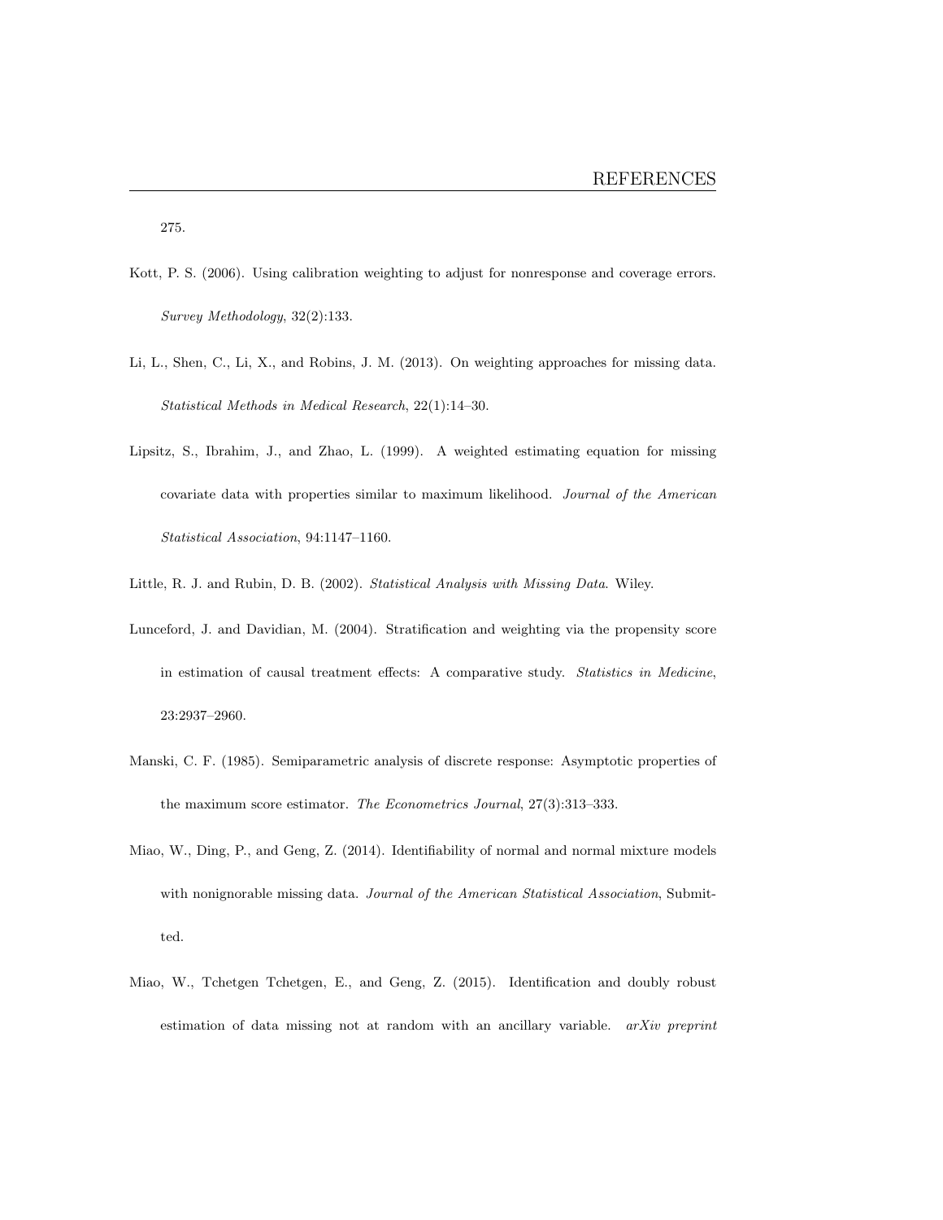275.

Kott, P. S. (2006). Using calibration weighting to adjust for nonresponse and coverage errors. *Survey Methodology*, 32(2):133.

Li, L., Shen, C., Li, X., and Robins, J. M. (2013). On weighting approaches for missing data. *Statistical Methods in Medical Research*, 22(1):14–30.

Lipsitz, S., Ibrahim, J., and Zhao, L. (1999). A weighted estimating equation for missing covariate data with properties similar to maximum likelihood. *Journal of the American Statistical Association*, 94:1147–1160.

Little, R. J. and Rubin, D. B. (2002). *Statistical Analysis with Missing Data*. Wiley.

Lunceford, J. and Davidian, M. (2004). Stratification and weighting via the propensity score in estimation of causal treatment effects: A comparative study. *Statistics in Medicine*, 23:2937–2960.

Manski, C. F. (1985). Semiparametric analysis of discrete response: Asymptotic properties of the maximum score estimator. *The Econometrics Journal*, 27(3):313–333.

Miao, W., Ding, P., and Geng, Z. (2014). Identifiability of normal and normal mixture models with nonignorable missing data. *Journal of the American Statistical Association*, Submitted.

Miao, W., Tchetgen Tchetgen, E., and Geng, Z. (2015). Identification and doubly robust estimation of data missing not at random with an ancillary variable. *arXiv preprint*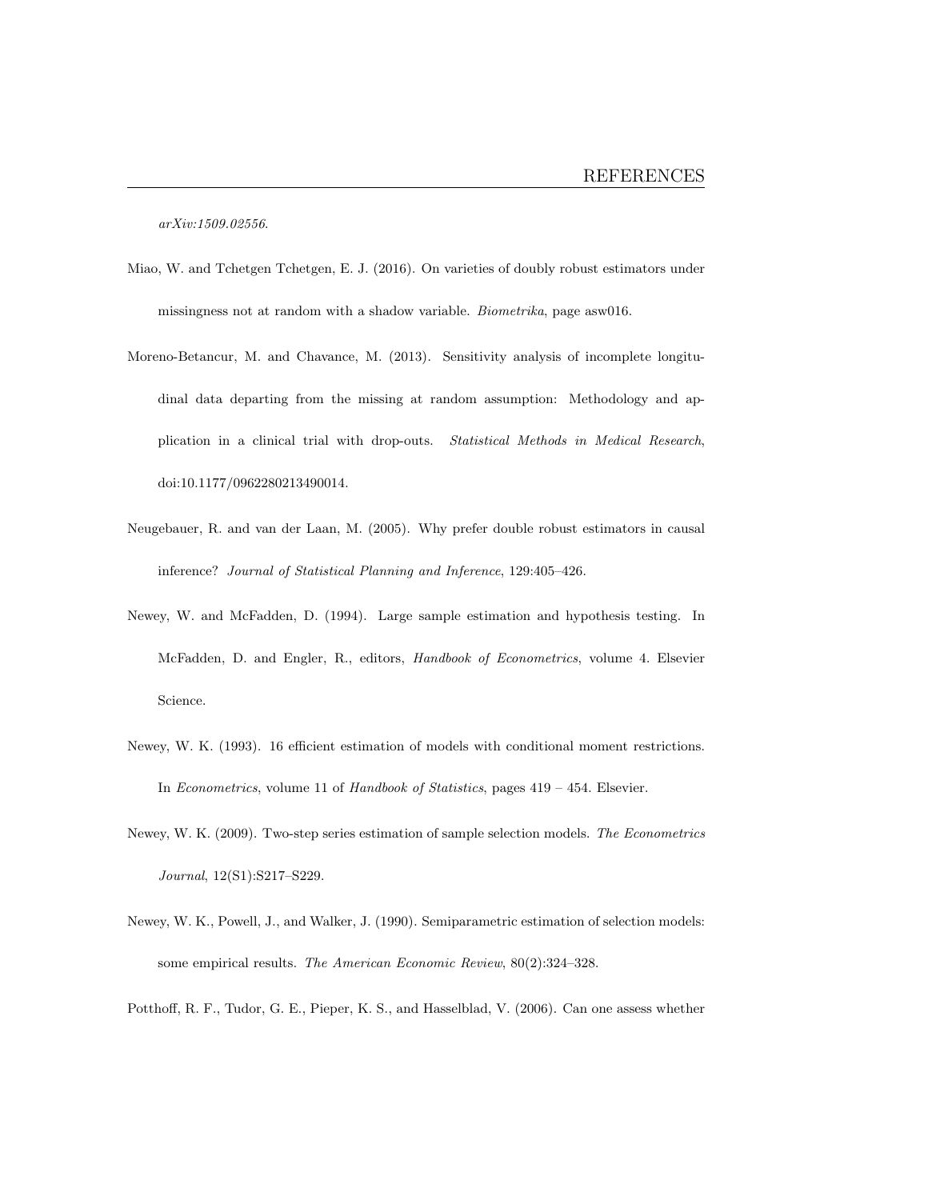*arXiv:1509.02556*.

Miao, W. and Tchetgen Tchetgen, E. J. (2016). On varieties of doubly robust estimators under missingness not at random with a shadow variable. *Biometrika*, page asw016.

Moreno-Betancur, M. and Chavance, M. (2013). Sensitivity analysis of incomplete longitudinal data departing from the missing at random assumption: Methodology and application in a clinical trial with drop-outs. *Statistical Methods in Medical Research*, doi:10.1177/0962280213490014.

Neugebauer, R. and van der Laan, M. (2005). Why prefer double robust estimators in causal inference? *Journal of Statistical Planning and Inference*, 129:405–426.

Newey, W. and McFadden, D. (1994). Large sample estimation and hypothesis testing. In McFadden, D. and Engler, R., editors, *Handbook of Econometrics*, volume 4. Elsevier Science.

Newey, W. K. (1993). 16 efficient estimation of models with conditional moment restrictions. In *Econometrics*, volume 11 of *Handbook of Statistics*, pages 419 – 454. Elsevier.

Newey, W. K. (2009). Two-step series estimation of sample selection models. *The Econometrics Journal*, 12(S1):S217–S229.

Newey, W. K., Powell, J., and Walker, J. (1990). Semiparametric estimation of selection models: some empirical results. *The American Economic Review*, 80(2):324–328.

Potthoff, R. F., Tudor, G. E., Pieper, K. S., and Hasselblad, V. (2006). Can one assess whether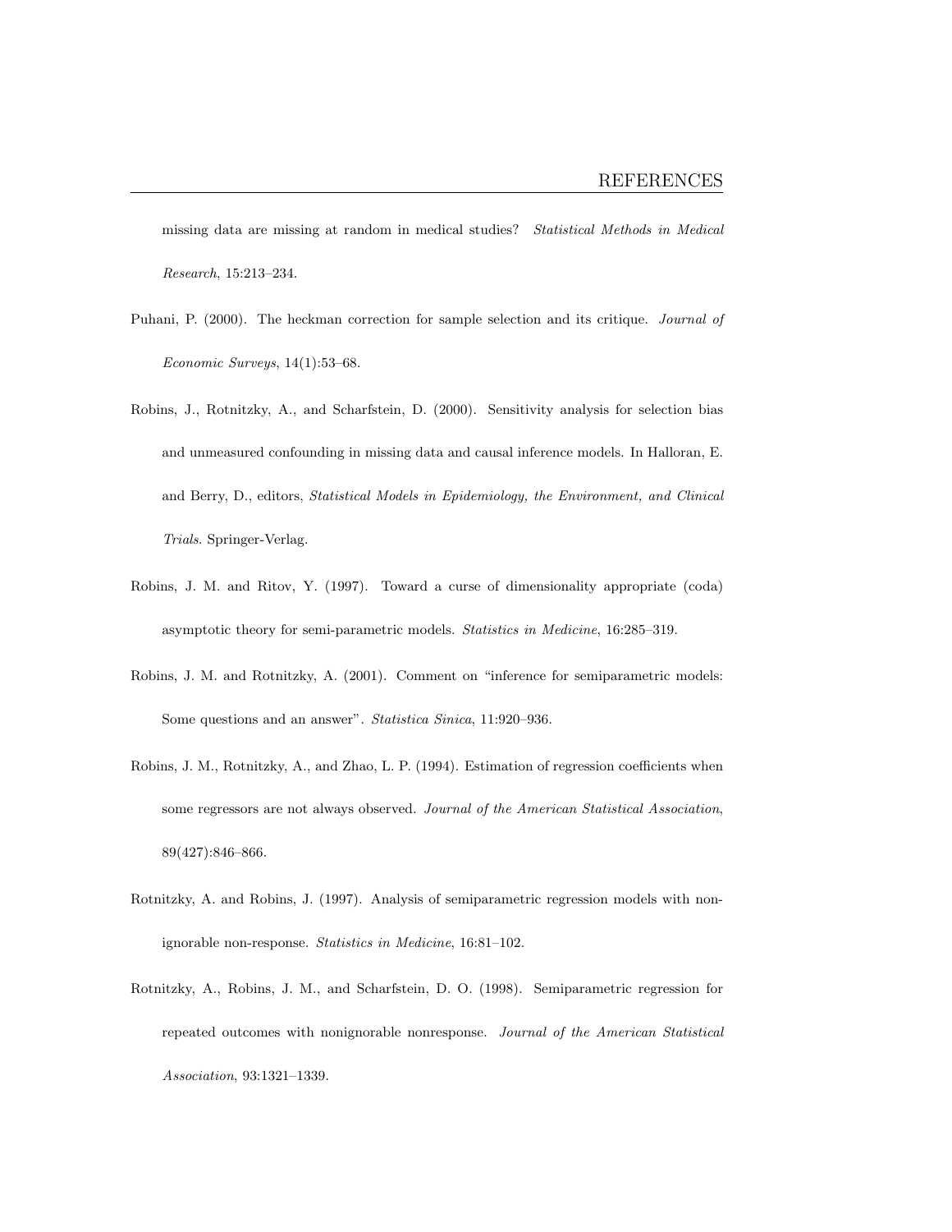missing data are missing at random in medical studies? *Statistical Methods in Medical Research*, 15:213–234.

Puhani, P. (2000). The heckman correction for sample selection and its critique. *Journal of Economic Surveys*, 14(1):53–68.

Robins, J., Rotnitzky, A., and Scharfstein, D. (2000). Sensitivity analysis for selection bias and unmeasured confounding in missing data and causal inference models. In Halloran, E. and Berry, D., editors, *Statistical Models in Epidemiology, the Environment, and Clinical Trials*. Springer-Verlag.

Robins, J. M. and Ritov, Y. (1997). Toward a curse of dimensionality appropriate (coda) asymptotic theory for semi-parametric models. *Statistics in Medicine*, 16:285–319.

Robins, J. M. and Rotnitzky, A. (2001). Comment on "inference for semiparametric models: Some questions and an answer". *Statistica Sinica*, 11:920–936.

Robins, J. M., Rotnitzky, A., and Zhao, L. P. (1994). Estimation of regression coefficients when some regressors are not always observed. *Journal of the American Statistical Association*, 89(427):846–866.

Rotnitzky, A. and Robins, J. (1997). Analysis of semiparametric regression models with non-ignorable non-response. *Statistics in Medicine*, 16:81–102.

Rotnitzky, A., Robins, J. M., and Scharfstein, D. O. (1998). Semiparametric regression for repeated outcomes with nonignorable nonresponse. *Journal of the American Statistical Association*, 93:1321–1339.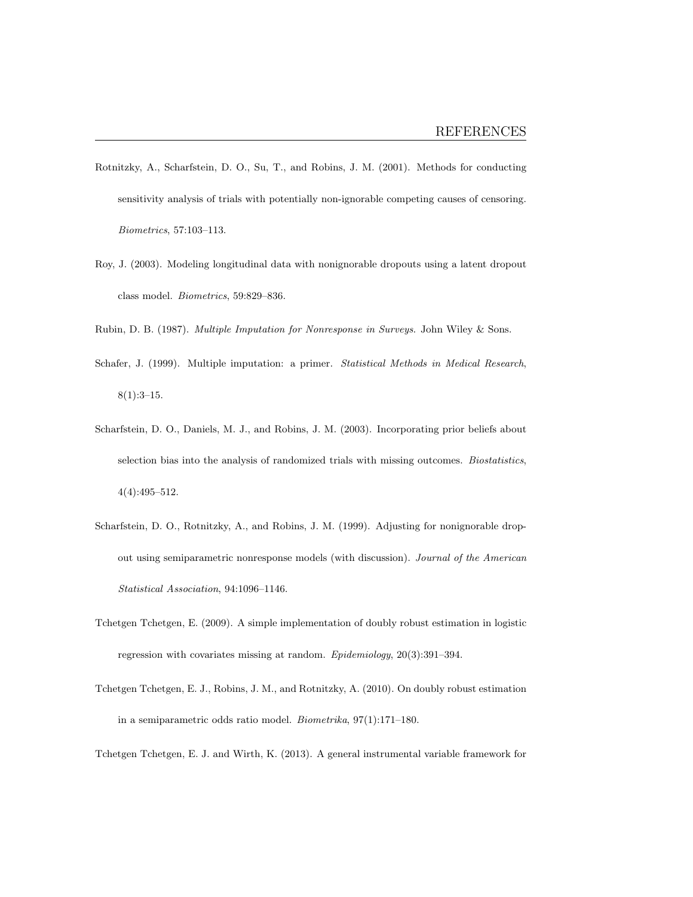Rotnitzky, A., Scharfstein, D. O., Su, T., and Robins, J. M. (2001). Methods for conducting sensitivity analysis of trials with potentially non-ignorable competing causes of censoring. *Biometrics*, 57:103–113.

Roy, J. (2003). Modeling longitudinal data with nonignorable dropouts using a latent dropout class model. *Biometrics*, 59:829–836.

Rubin, D. B. (1987). *Multiple Imputation for Nonresponse in Surveys*. John Wiley & Sons.

Schafer, J. (1999). Multiple imputation: a primer. *Statistical Methods in Medical Research*, 8(1):3–15.

Scharfstein, D. O., Daniels, M. J., and Robins, J. M. (2003). Incorporating prior beliefs about selection bias into the analysis of randomized trials with missing outcomes. *Biostatistics*, 4(4):495–512.

Scharfstein, D. O., Rotnitzky, A., and Robins, J. M. (1999). Adjusting for nonignorable drop-out using semiparametric nonresponse models (with discussion). *Journal of the American Statistical Association*, 94:1096–1146.

Tchetgen Tchetgen, E. (2009). A simple implementation of doubly robust estimation in logistic regression with covariates missing at random. *Epidemiology*, 20(3):391–394.

Tchetgen Tchetgen, E. J., Robins, J. M., and Rotnitzky, A. (2010). On doubly robust estimation in a semiparametric odds ratio model. *Biometrika*, 97(1):171–180.

Tchetgen Tchetgen, E. J. and Wirth, K. (2013). A general instrumental variable framework for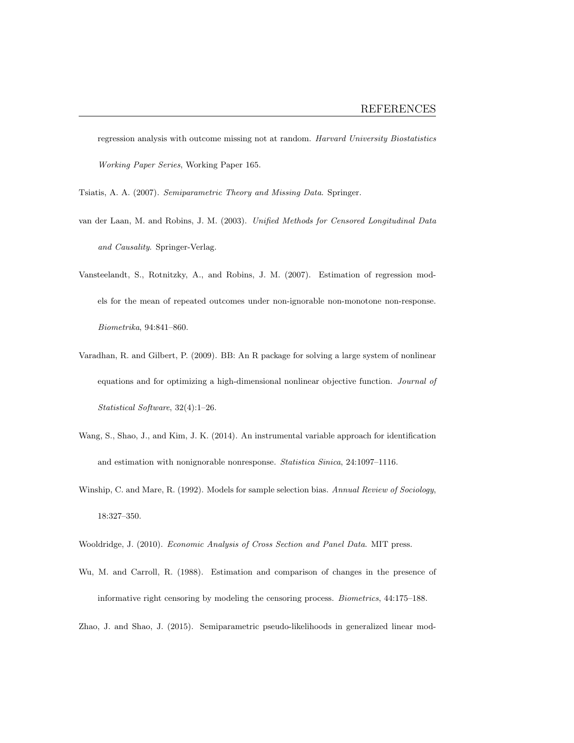regression analysis with outcome missing not at random. *Harvard University Biostatistics Working Paper Series*, Working Paper 165.

Tsiatis, A. A. (2007). *Semiparametric Theory and Missing Data*. Springer.

van der Laan, M. and Robins, J. M. (2003). *Unified Methods for Censored Longitudinal Data and Causality*. Springer-Verlag.

Vansteelandt, S., Rotnitzky, A., and Robins, J. M. (2007). Estimation of regression models for the mean of repeated outcomes under non-ignorable non-monotone non-response. *Biometrika*, 94:841–860.

Varadhan, R. and Gilbert, P. (2009). BB: An R package for solving a large system of nonlinear equations and for optimizing a high-dimensional nonlinear objective function. *Journal of Statistical Software*, 32(4):1–26.

Wang, S., Shao, J., and Kim, J. K. (2014). An instrumental variable approach for identification and estimation with nonignorable nonresponse. *Statistica Sinica*, 24:1097–1116.

Winship, C. and Mare, R. (1992). Models for sample selection bias. *Annual Review of Sociology*, 18:327–350.

Wooldridge, J. (2010). *Economic Analysis of Cross Section and Panel Data*. MIT press.

Wu, M. and Carroll, R. (1988). Estimation and comparison of changes in the presence of informative right censoring by modeling the censoring process. *Biometrics*, 44:175–188.

Zhao, J. and Shao, J. (2015). Semiparametric pseudo-likelihoods in generalized linear mod-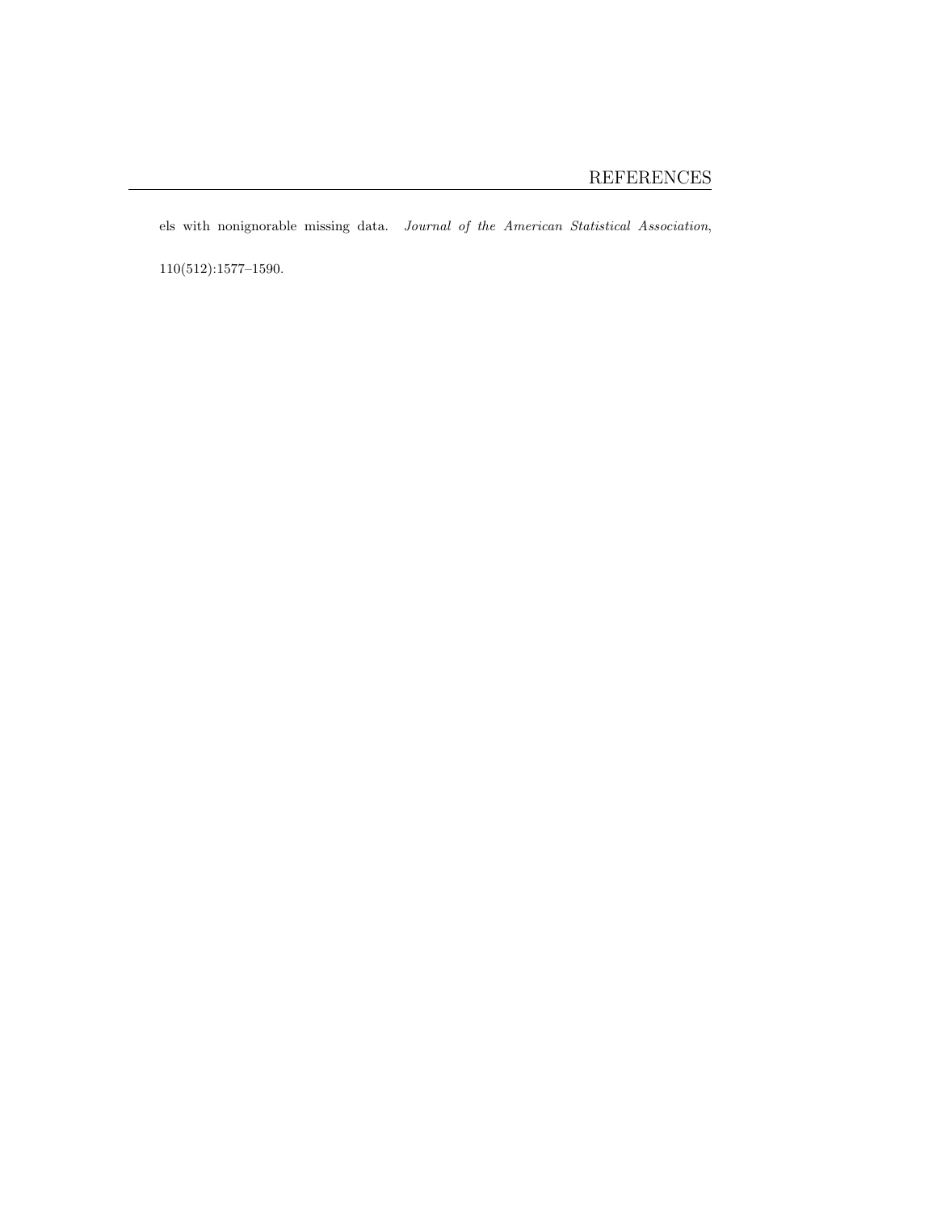els with nonignorable missing data. *Journal of the American Statistical Association*, 110(512):1577–1590.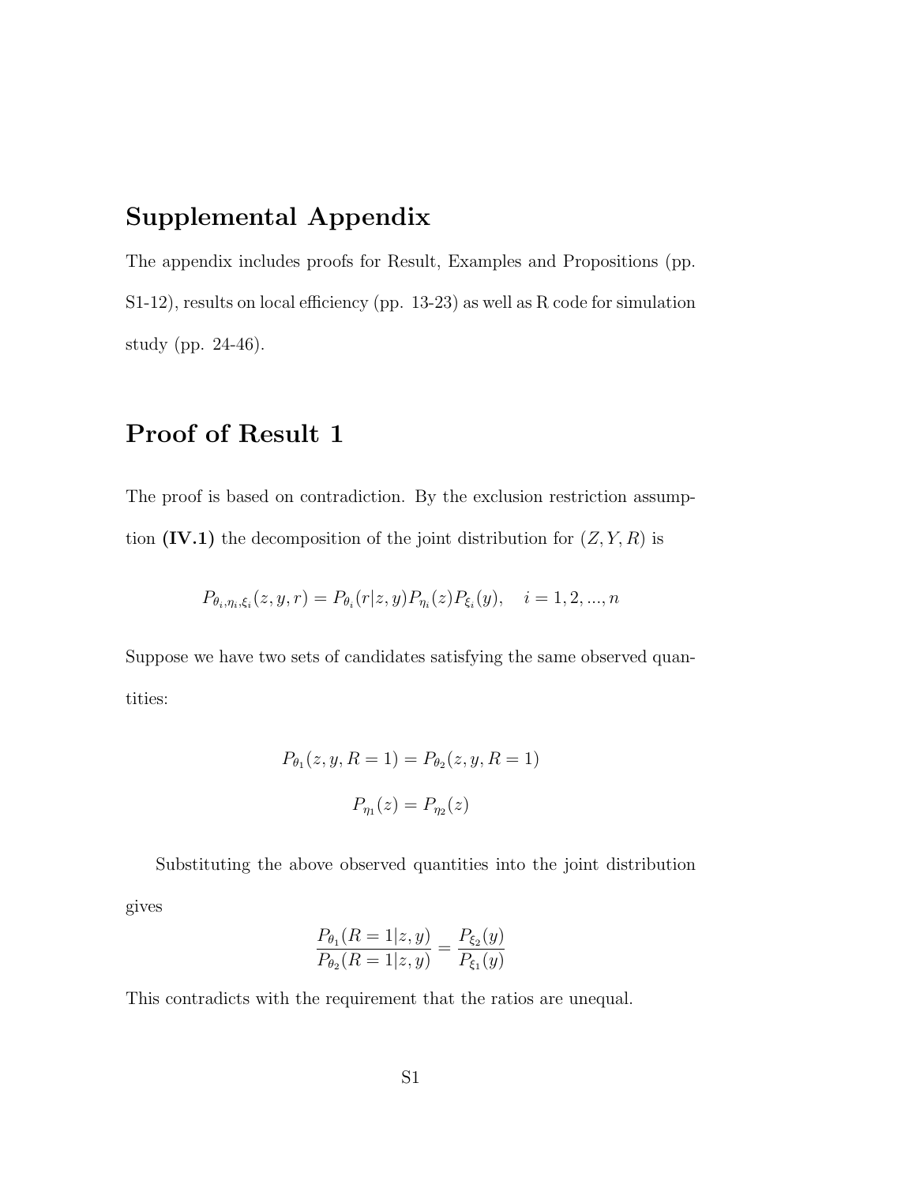# Supplemental Appendix

The appendix includes proofs for Result, Examples and Propositions (pp. S1-12), results on local efficiency (pp. 13-23) as well as R code for simulation study (pp. 24-46).

# Proof of Result 1

The proof is based on contradiction. By the exclusion restriction assumption **(IV.1)** the decomposition of the joint distribution for $(Z, Y, R)$ is

$$P_{\theta_i,\eta_i,\xi_i}(z, y, r) = P_{\theta_i}(r|z, y)P_{\eta_i}(z)P_{\xi_i}(y), \quad i = 1, 2, ..., n$$

Suppose we have two sets of candidates satisfying the same observed quantities:

$$P_{\theta_1}(z, y, R = 1) = P_{\theta_2}(z, y, R = 1)$$

$$P_{\eta_1}(z) = P_{\eta_2}(z)$$

Substituting the above observed quantities into the joint distribution gives

$$\frac{P_{\theta_1}(R = 1|z, y)}{P_{\theta_2}(R = 1|z, y)} = \frac{P_{\xi_2}(y)}{P_{\xi_1}(y)}$$

This contradicts with the requirement that the ratios are unequal.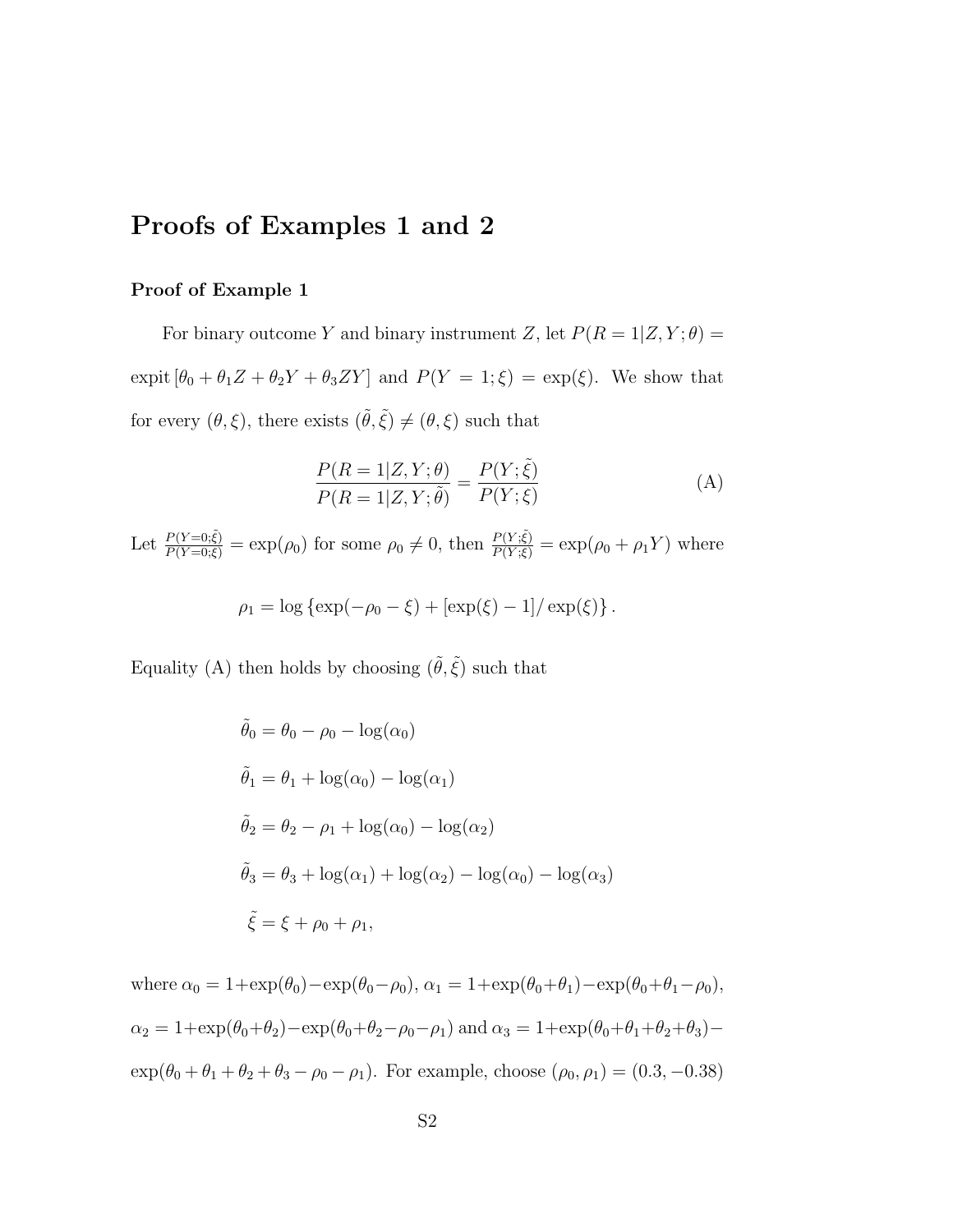# Proofs of Examples 1 and 2

### Proof of Example 1

For binary outcome $Y$ and binary instrument $Z$, let $P(R=1|Z,Y;\theta) = \text{expit}\left[\theta_0 + \theta_1 Z + \theta_2 Y + \theta_3 ZY\right]$ and $P(Y=1;\xi) = \exp(\xi)$. We show that for every $(\theta, \xi)$, there exists $(\tilde{\theta}, \tilde{\xi}) \neq (\theta, \xi)$ such that

$$\frac{P(R=1|Z,Y;\theta)}{P(R=1|Z,Y;\tilde{\theta})} = \frac{P(Y;\tilde{\xi})}{P(Y;\xi)} \tag{A}$$

Let $\frac{P(Y=0;\tilde{\xi})}{P(Y=0;\xi)} = \exp(\rho_0)$ for some $\rho_0 \neq 0$, then $\frac{P(Y;\tilde{\xi})}{P(Y;\xi)} = \exp(\rho_0 + \rho_1 Y)$ where

$$\rho_1 = \log\left\{\exp(-\rho_0 - \xi) + [\exp(\xi) - 1]/\exp(\xi)\right\}.$$

Equality (A) then holds by choosing $(\tilde{\theta}, \tilde{\xi})$ such that

$$\begin{aligned}
\tilde{\theta}_0 &= \theta_0 - \rho_0 - \log(\alpha_0) \\
\tilde{\theta}_1 &= \theta_1 + \log(\alpha_0) - \log(\alpha_1) \\
\tilde{\theta}_2 &= \theta_2 - \rho_1 + \log(\alpha_0) - \log(\alpha_2) \\
\tilde{\theta}_3 &= \theta_3 + \log(\alpha_1) + \log(\alpha_2) - \log(\alpha_0) - \log(\alpha_3) \\
\tilde{\xi} &= \xi + \rho_0 + \rho_1,
\end{aligned}$$

where $\alpha_0 = 1 + \exp(\theta_0) - \exp(\theta_0 - \rho_0)$, $\alpha_1 = 1 + \exp(\theta_0 + \theta_1) - \exp(\theta_0 + \theta_1 - \rho_0)$, $\alpha_2 = 1 + \exp(\theta_0 + \theta_2) - \exp(\theta_0 + \theta_2 - \rho_0 - \rho_1)$ and $\alpha_3 = 1 + \exp(\theta_0 + \theta_1 + \theta_2 + \theta_3) - \exp(\theta_0 + \theta_1 + \theta_2 + \theta_3 - \rho_0 - \rho_1)$. For example, choose $(\rho_0, \rho_1) = (0.3, -0.38)$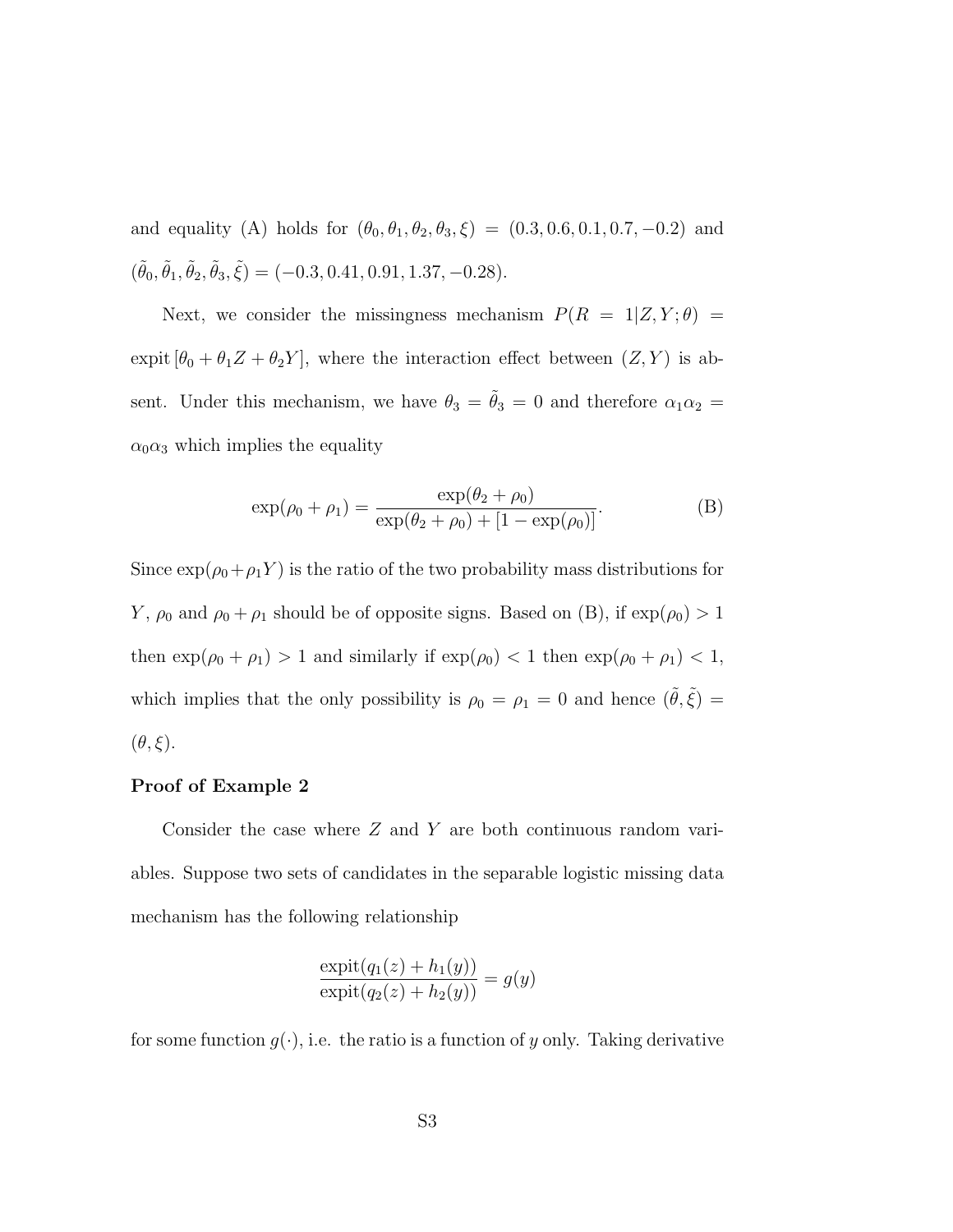and equality (A) holds for $(\theta_0, \theta_1, \theta_2, \theta_3, \xi) = (0.3, 0.6, 0.1, 0.7, -0.2)$ and $(\tilde{\theta}_0, \tilde{\theta}_1, \tilde{\theta}_2, \tilde{\theta}_3, \tilde{\xi}) = (-0.3, 0.41, 0.91, 1.37, -0.28)$.

Next, we consider the missingness mechanism $P(R = 1|Z, Y; \theta) = \text{expit}\left[\theta_0 + \theta_1 Z + \theta_2 Y\right]$, where the interaction effect between $(Z, Y)$ is absent. Under this mechanism, we have $\theta_3 = \tilde{\theta}_3 = 0$ and therefore $\alpha_1 \alpha_2 = \alpha_0 \alpha_3$ which implies the equality

$$\exp(\rho_0 + \rho_1) = \frac{\exp(\theta_2 + \rho_0)}{\exp(\theta_2 + \rho_0) + [1 - \exp(\rho_0)]}. \tag{B}$$

Since $\exp(\rho_0 + \rho_1 Y)$ is the ratio of the two probability mass distributions for $Y$, $\rho_0$ and $\rho_0 + \rho_1$ should be of opposite signs. Based on (B), if $\exp(\rho_0) > 1$ then $\exp(\rho_0 + \rho_1) > 1$ and similarly if $\exp(\rho_0) < 1$ then $\exp(\rho_0 + \rho_1) < 1$, which implies that the only possibility is $\rho_0 = \rho_1 = 0$ and hence $(\tilde{\theta}, \tilde{\xi}) = (\theta, \xi)$.

**Proof of Example 2**

Consider the case where $Z$ and $Y$ are both continuous random variables. Suppose two sets of candidates in the separable logistic missing data mechanism has the following relationship

$$\frac{\text{expit}(q_1(z) + h_1(y))}{\text{expit}(q_2(z) + h_2(y))} = g(y)$$

for some function $g(\cdot)$, i.e. the ratio is a function of $y$ only. Taking derivative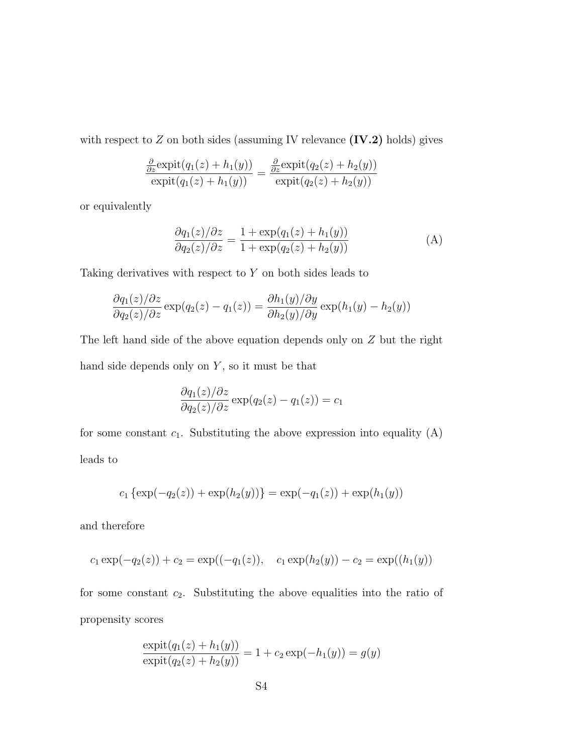with respect to $Z$ on both sides (assuming IV relevance **(IV.2)** holds) gives

$$\frac{\frac{\partial}{\partial z}\text{expit}(q_1(z)+h_1(y))}{\text{expit}(q_1(z)+h_1(y))} = \frac{\frac{\partial}{\partial z}\text{expit}(q_2(z)+h_2(y))}{\text{expit}(q_2(z)+h_2(y))}$$

or equivalently

$$\frac{\partial q_1(z)/\partial z}{\partial q_2(z)/\partial z} = \frac{1+\exp(q_1(z)+h_1(y))}{1+\exp(q_2(z)+h_2(y))} \tag{A}$$

Taking derivatives with respect to $Y$ on both sides leads to

$$\frac{\partial q_1(z)/\partial z}{\partial q_2(z)/\partial z}\exp(q_2(z)-q_1(z)) = \frac{\partial h_1(y)/\partial y}{\partial h_2(y)/\partial y}\exp(h_1(y)-h_2(y))$$

The left hand side of the above equation depends only on $Z$ but the right hand side depends only on $Y$, so it must be that

$$\frac{\partial q_1(z)/\partial z}{\partial q_2(z)/\partial z}\exp(q_2(z)-q_1(z)) = c_1$$

for some constant $c_1$. Substituting the above expression into equality (A) leads to

$$c_1\left\{\exp(-q_2(z))+\exp(h_2(y))\right\} = \exp(-q_1(z))+\exp(h_1(y))$$

and therefore

$$c_1\exp(-q_2(z))+c_2 = \exp((-q_1(z)), \quad c_1\exp(h_2(y))-c_2 = \exp((h_1(y))$$

for some constant $c_2$. Substituting the above equalities into the ratio of propensity scores

$$\frac{\text{expit}(q_1(z)+h_1(y))}{\text{expit}(q_2(z)+h_2(y))} = 1+c_2\exp(-h_1(y)) = g(y)$$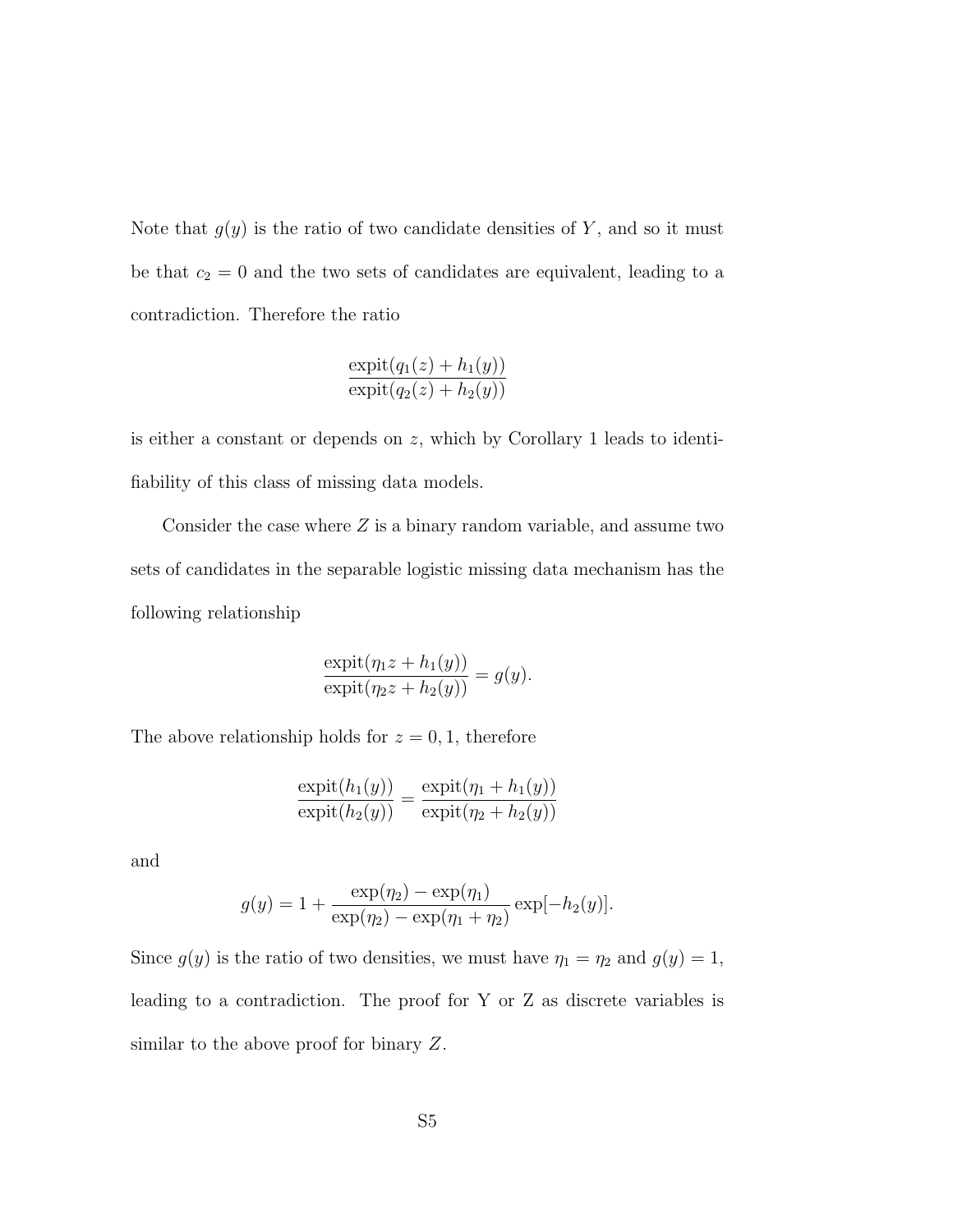Note that $g(y)$ is the ratio of two candidate densities of $Y$, and so it must be that $c_2 = 0$ and the two sets of candidates are equivalent, leading to a contradiction. Therefore the ratio

$$\frac{\text{expit}(q_1(z) + h_1(y))}{\text{expit}(q_2(z) + h_2(y))}$$

is either a constant or depends on $z$, which by Corollary 1 leads to identifiability of this class of missing data models.

Consider the case where $Z$ is a binary random variable, and assume two sets of candidates in the separable logistic missing data mechanism has the following relationship

$$\frac{\text{expit}(\eta_1 z + h_1(y))}{\text{expit}(\eta_2 z + h_2(y))} = g(y).$$

The above relationship holds for $z = 0, 1$, therefore

$$\frac{\text{expit}(h_1(y))}{\text{expit}(h_2(y))} = \frac{\text{expit}(\eta_1 + h_1(y))}{\text{expit}(\eta_2 + h_2(y))}$$

and

$$g(y) = 1 + \frac{\exp(\eta_2) - \exp(\eta_1)}{\exp(\eta_2) - \exp(\eta_1 + \eta_2)} \exp[-h_2(y)].$$

Since $g(y)$ is the ratio of two densities, we must have $\eta_1 = \eta_2$ and $g(y) = 1$, leading to a contradiction. The proof for Y or Z as discrete variables is similar to the above proof for binary $Z$.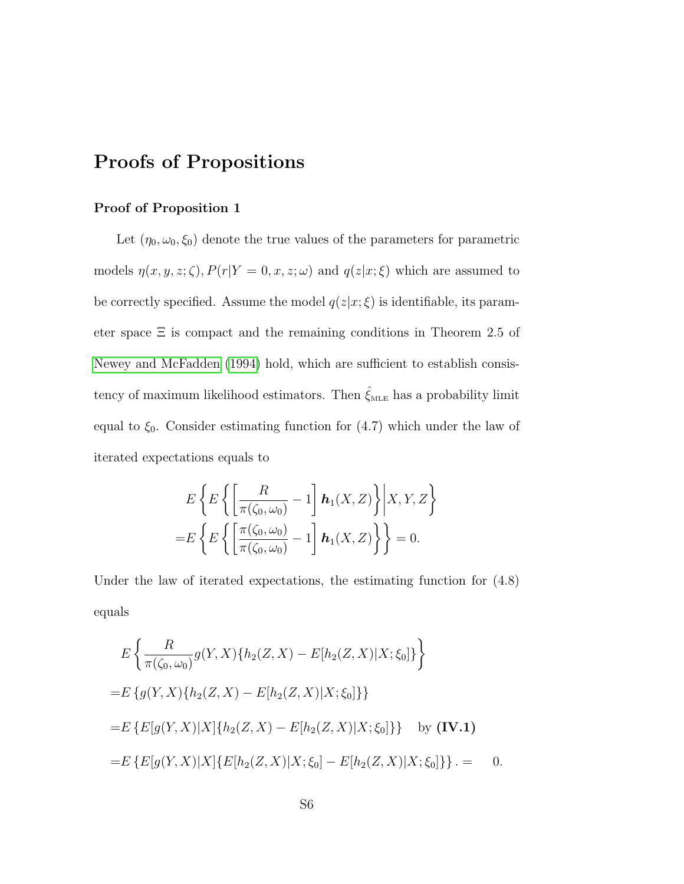# Proofs of Propositions

### Proof of Proposition 1

Let $(\eta_0, \omega_0, \xi_0)$ denote the true values of the parameters for parametric models $\eta(x, y, z; \zeta), P(r|Y = 0, x, z; \omega)$ and $q(z|x; \xi)$ which are assumed to be correctly specified. Assume the model $q(z|x; \xi)$ is identifiable, its parameter space $\Xi$ is compact and the remaining conditions in Theorem 2.5 of Newey and McFadden (1994) hold, which are sufficient to establish consistency of maximum likelihood estimators. Then $\hat{\xi}_{\text{MLE}}$ has a probability limit equal to $\xi_0$. Consider estimating function for (4.7) which under the law of iterated expectations equals to

$$
\begin{aligned}
&E\left\{E\left\{\left[\frac{R}{\pi(\zeta_0, \omega_0)} - 1\right] \boldsymbol{h}_1(X, Z)\right\} \middle| X, Y, Z\right\} \\
=&E\left\{E\left\{\left[\frac{\pi(\zeta_0, \omega_0)}{\pi(\zeta_0, \omega_0)} - 1\right] \boldsymbol{h}_1(X, Z)\right\}\right\} = 0.
\end{aligned}
$$

Under the law of iterated expectations, the estimating function for (4.8) equals

$$
\begin{aligned}
&E\left\{\frac{R}{\pi(\zeta_0, \omega_0)} g(Y, X)\{h_2(Z, X) - E[h_2(Z, X)|X; \xi_0]\}\right\} \\
=&E\left\{g(Y, X)\{h_2(Z, X) - E[h_2(Z, X)|X; \xi_0]\}\right\} \\
=&E\left\{E[g(Y, X)|X]\{h_2(Z, X) - E[h_2(Z, X)|X; \xi_0]\}\right\} \quad \text{by } \textbf{(IV.1)} \\
=&E\left\{E[g(Y, X)|X]\{E[h_2(Z, X)|X; \xi_0] - E[h_2(Z, X)|X; \xi_0]\}\right\}. = \quad 0.
\end{aligned}
$$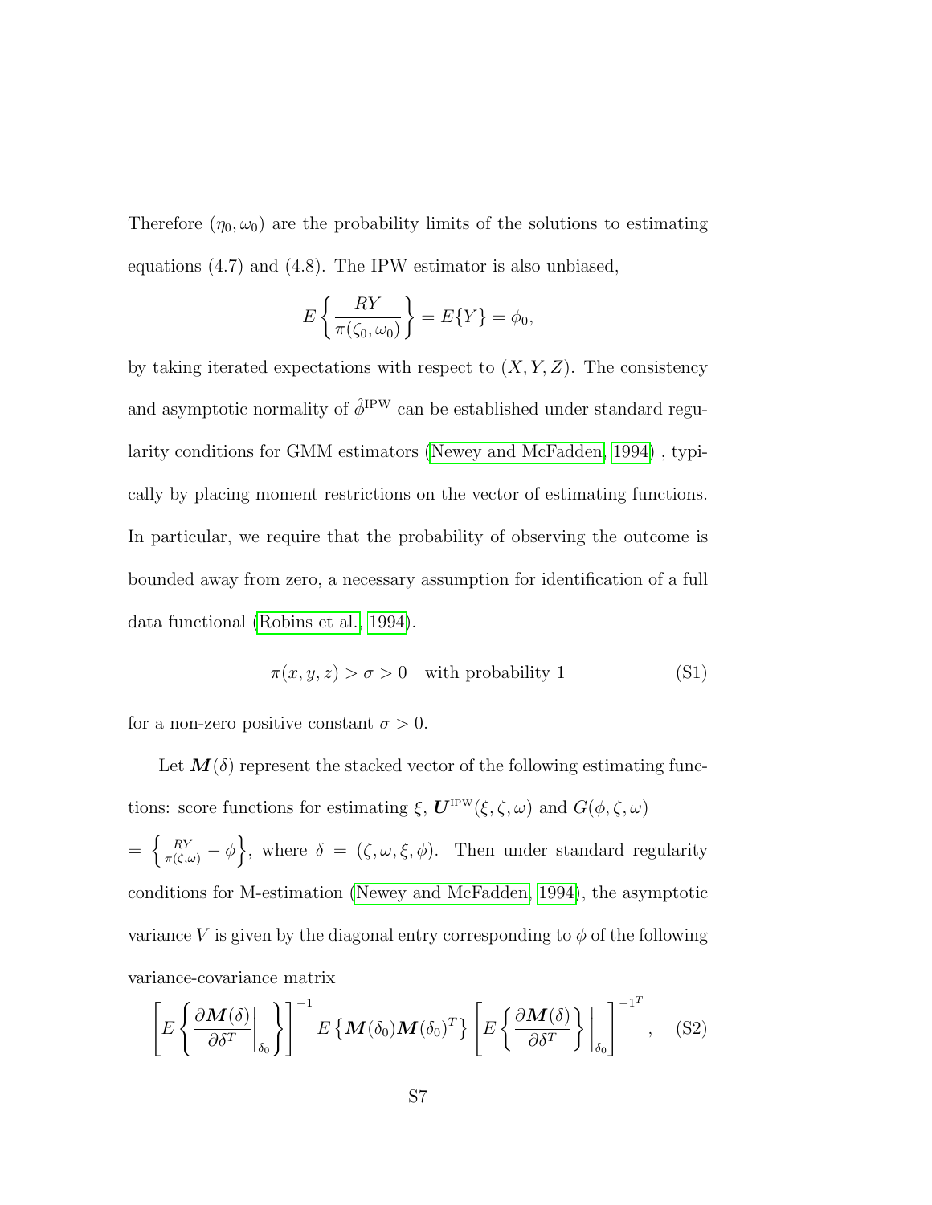Therefore $(\eta_0, \omega_0)$ are the probability limits of the solutions to estimating equations (4.7) and (4.8). The IPW estimator is also unbiased,

$$E\left\{\frac{RY}{\pi(\zeta_0, \omega_0)}\right\} = E\{Y\} = \phi_0,$$

by taking iterated expectations with respect to $(X, Y, Z)$. The consistency and asymptotic normality of $\hat{\phi}^{\text{IPW}}$ can be established under standard regularity conditions for GMM estimators (Newey and McFadden, 1994) , typically by placing moment restrictions on the vector of estimating functions. In particular, we require that the probability of observing the outcome is bounded away from zero, a necessary assumption for identification of a full data functional (Robins et al., 1994).

$$\pi(x, y, z) > \sigma > 0 \quad \text{with probability 1} \tag{S1}$$

for a non-zero positive constant $\sigma > 0$.

Let $\boldsymbol{M}(\delta)$ represent the stacked vector of the following estimating functions: score functions for estimating $\xi$, $\boldsymbol{U}^{\text{IPW}}(\xi, \zeta, \omega)$ and $G(\phi, \zeta, \omega)$ $= \left\{\frac{RY}{\pi(\zeta,\omega)} - \phi\right\}$, where $\delta = (\zeta, \omega, \xi, \phi)$. Then under standard regularity conditions for M-estimation (Newey and McFadden, 1994), the asymptotic variance $V$ is given by the diagonal entry corresponding to $\phi$ of the following variance-covariance matrix

$$\left[E\left\{\left.\frac{\partial \boldsymbol{M}(\delta)}{\partial \delta^T}\right|_{\delta_0}\right\}\right]^{-1} E\left\{\boldsymbol{M}(\delta_0)\boldsymbol{M}(\delta_0)^T\right\}\left[E\left\{\frac{\partial \boldsymbol{M}(\delta)}{\partial \delta^T}\right\}\Bigg|_{\delta_0}\right]^{-1^T}, \tag{S2}$$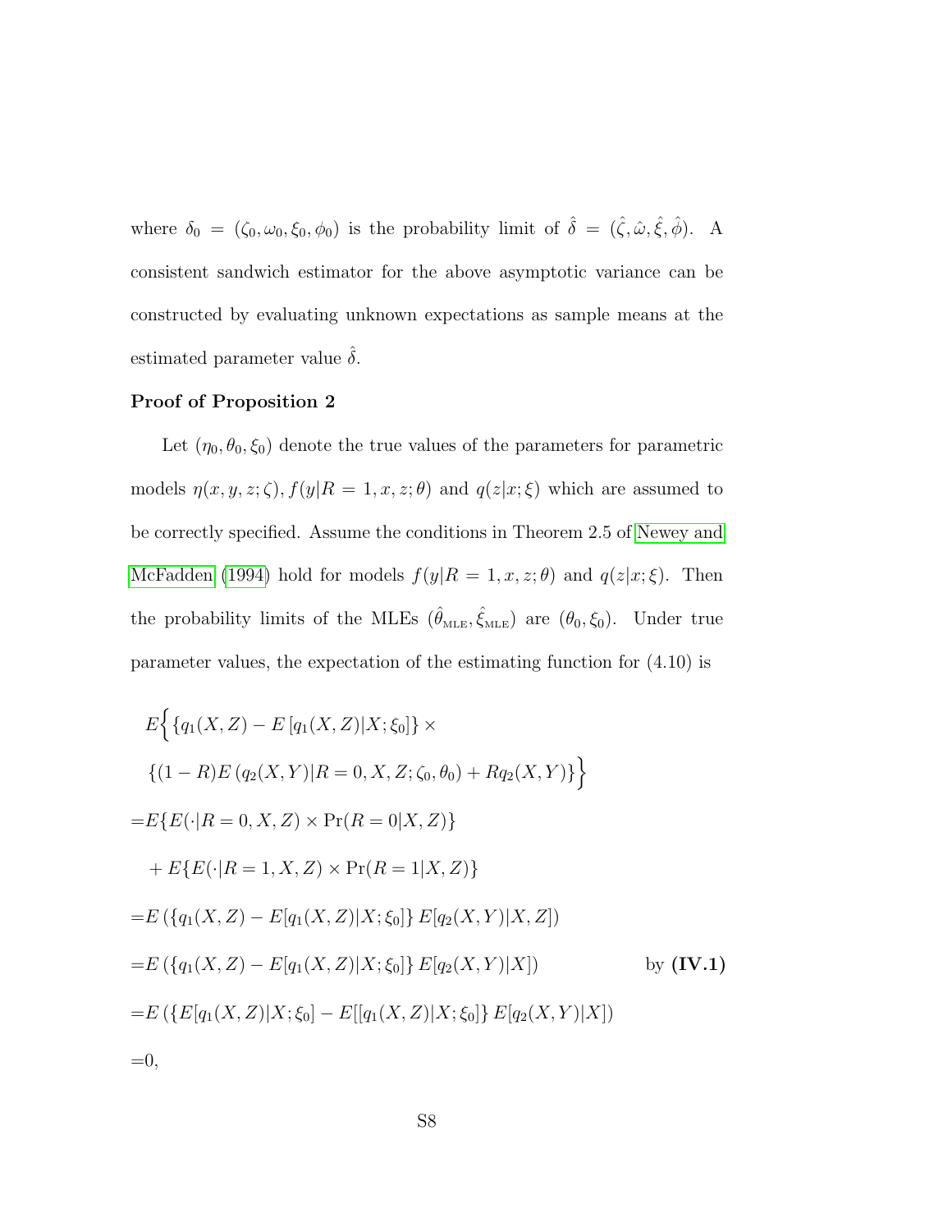where $\delta_0 = (\zeta_0, \omega_0, \xi_0, \phi_0)$ is the probability limit of $\hat{\delta} = (\hat{\zeta}, \hat{\omega}, \hat{\xi}, \hat{\phi})$. A consistent sandwich estimator for the above asymptotic variance can be constructed by evaluating unknown expectations as sample means at the estimated parameter value $\hat{\delta}$.

**Proof of Proposition 2**

Let $(\eta_0, \theta_0, \xi_0)$ denote the true values of the parameters for parametric models $\eta(x, y, z; \zeta), f(y|R = 1, x, z; \theta)$ and $q(z|x; \xi)$ which are assumed to be correctly specified. Assume the conditions in Theorem 2.5 of Newey and McFadden (1994) hold for models $f(y|R = 1, x, z; \theta)$ and $q(z|x; \xi)$. Then the probability limits of the MLEs $(\hat{\theta}_{\text{MLE}}, \hat{\xi}_{\text{MLE}})$ are $(\theta_0, \xi_0)$. Under true parameter values, the expectation of the estimating function for (4.10) is

$$
\begin{aligned}
& E\Big\{ \{q_1(X, Z) - E\left[q_1(X, Z)|X; \xi_0\right]\} \times \\
& \quad \{(1 - R) E\left(q_2(X, Y)|R = 0, X, Z; \zeta_0, \theta_0\right) + R q_2(X, Y)\} \Big\} \\
=& E\{E(\cdot|R = 0, X, Z) \times \Pr(R = 0|X, Z)\} \\
& + E\{E(\cdot|R = 1, X, Z) \times \Pr(R = 1|X, Z)\} \\
=& E\left(\{q_1(X, Z) - E[q_1(X, Z)|X; \xi_0]\} E[q_2(X, Y)|X, Z]\right) \\
=& E\left(\{q_1(X, Z) - E[q_1(X, Z)|X; \xi_0]\} E[q_2(X, Y)|X]\right) \qquad \text{by } \textbf{(IV.1)} \\
=& E\left(\{E[q_1(X, Z)|X; \xi_0] - E[[q_1(X, Z)|X; \xi_0]\} E[q_2(X, Y)|X]\right) \\
=& 0,
\end{aligned}
$$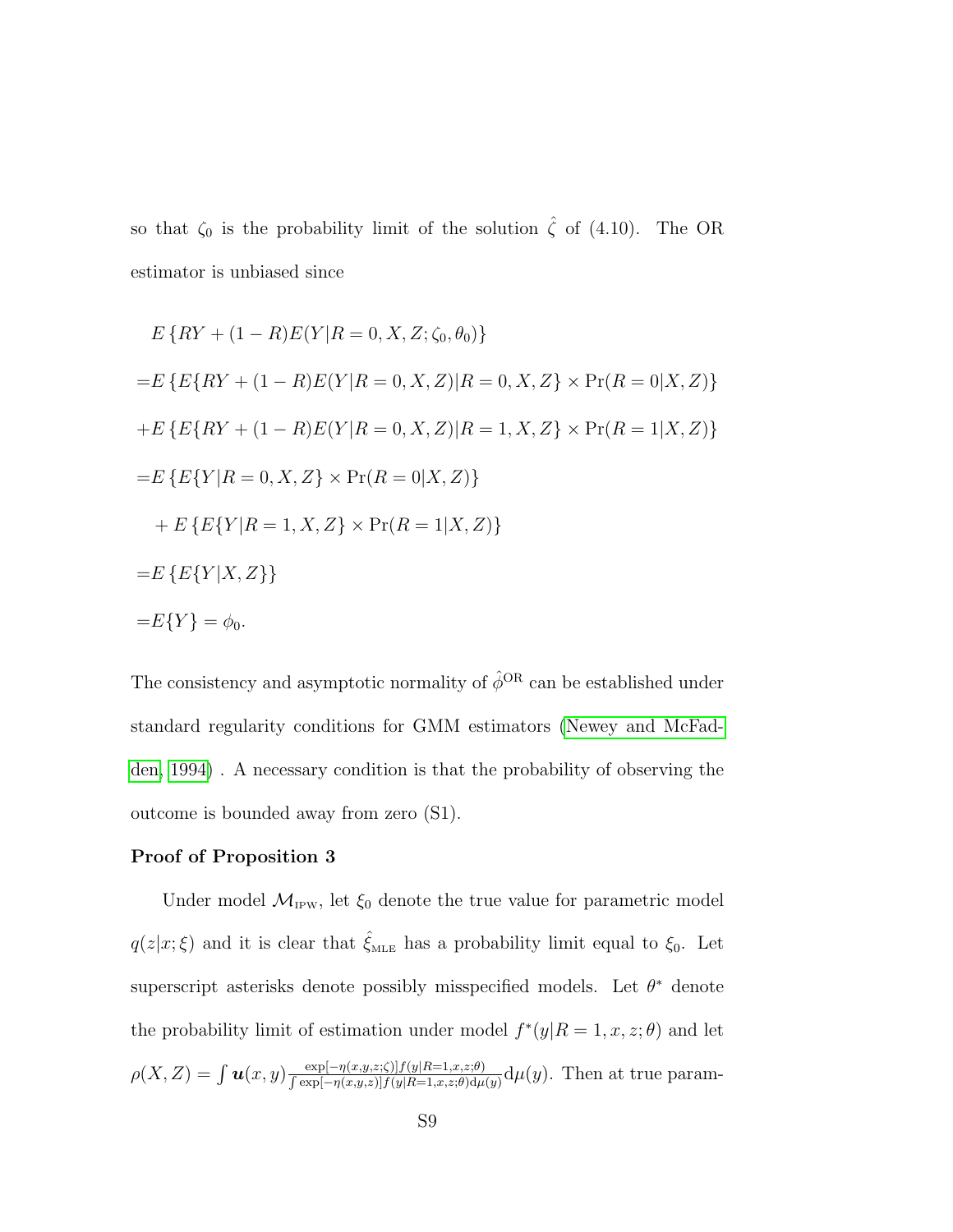so that $\zeta_0$ is the probability limit of the solution $\hat{\zeta}$ of (4.10). The OR estimator is unbiased since

$$
\begin{aligned}
& E\left\{RY + (1-R)E(Y|R=0,X,Z;\zeta_0,\theta_0)\right\} \\
=& E\left\{E\{RY + (1-R)E(Y|R=0,X,Z)|R=0,X,Z\} \times \Pr(R=0|X,Z)\right\} \\
+& E\left\{E\{RY + (1-R)E(Y|R=0,X,Z)|R=1,X,Z\} \times \Pr(R=1|X,Z)\right\} \\
=& E\left\{E\{Y|R=0,X,Z\} \times \Pr(R=0|X,Z)\right\} \\
& + E\left\{E\{Y|R=1,X,Z\} \times \Pr(R=1|X,Z)\right\} \\
=& E\left\{E\{Y|X,Z\}\right\} \\
=& E\{Y\} = \phi_0.
\end{aligned}
$$

The consistency and asymptotic normality of $\hat{\phi}^{\mathrm{OR}}$ can be established under standard regularity conditions for GMM estimators (Newey and McFadden, 1994) . A necessary condition is that the probability of observing the outcome is bounded away from zero (S1).

**Proof of Proposition 3**

Under model $\mathcal{M}_{\mathrm{IPW}}$, let $\xi_0$ denote the true value for parametric model $q(z|x;\xi)$ and it is clear that $\hat{\xi}_{\mathrm{MLE}}$ has a probability limit equal to $\xi_0$. Let superscript asterisks denote possibly misspecified models. Let $\theta^*$ denote the probability limit of estimation under model $f^*(y|R=1,x,z;\theta)$ and let $\rho(X,Z) = \int \boldsymbol{u}(x,y) \frac{\exp[-\eta(x,y,z;\zeta)]f(y|R=1,x,z;\theta)}{\int \exp[-\eta(x,y,z)]f(y|R=1,x,z;\theta)\mathrm{d}\mu(y)} \mathrm{d}\mu(y)$. Then at true param-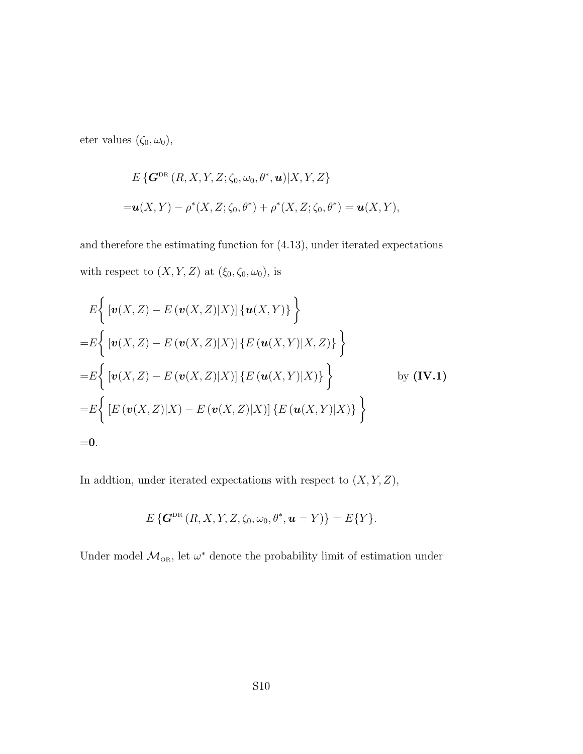eter values $(\zeta_0, \omega_0)$,

$$
\begin{aligned}
&E\left\{\boldsymbol{G}^{\text{DR}}\left(R, X, Y, Z; \zeta_0, \omega_0, \theta^*, \boldsymbol{u}\right) | X, Y, Z\right\} \\
=&\boldsymbol{u}(X,Y) - \rho^*(X, Z; \zeta_0, \theta^*) + \rho^*(X, Z; \zeta_0, \theta^*) = \boldsymbol{u}(X,Y),
\end{aligned}
$$

and therefore the estimating function for (4.13), under iterated expectations with respect to $(X, Y, Z)$ at $(\xi_0, \zeta_0, \omega_0)$, is

$$
\begin{aligned}
&E\bigg\{ \left[\boldsymbol{v}(X,Z) - E\left(\boldsymbol{v}(X,Z)|X\right)\right]\left\{\boldsymbol{u}(X,Y)\right\} \bigg\} \\
=&E\bigg\{ \left[\boldsymbol{v}(X,Z) - E\left(\boldsymbol{v}(X,Z)|X\right)\right]\left\{E\left(\boldsymbol{u}(X,Y)|X,Z\right)\right\} \bigg\} \\
=&E\bigg\{ \left[\boldsymbol{v}(X,Z) - E\left(\boldsymbol{v}(X,Z)|X\right)\right]\left\{E\left(\boldsymbol{u}(X,Y)|X\right)\right\} \bigg\} \qquad \text{by } \textbf{(IV.1)} \\
=&E\bigg\{ \left[E\left(\boldsymbol{v}(X,Z)|X\right) - E\left(\boldsymbol{v}(X,Z)|X\right)\right]\left\{E\left(\boldsymbol{u}(X,Y)|X\right)\right\} \bigg\} \\
=&\boldsymbol{0}.
\end{aligned}
$$

In addtion, under iterated expectations with respect to $(X, Y, Z)$,

$$
E\left\{\boldsymbol{G}^{\text{DR}}\left(R, X, Y, Z, \zeta_0, \omega_0, \theta^*, \boldsymbol{u} = Y\right)\right\} = E\{Y\}.
$$

Under model $\mathcal{M}_{\text{OR}}$, let $\omega^*$ denote the probability limit of estimation under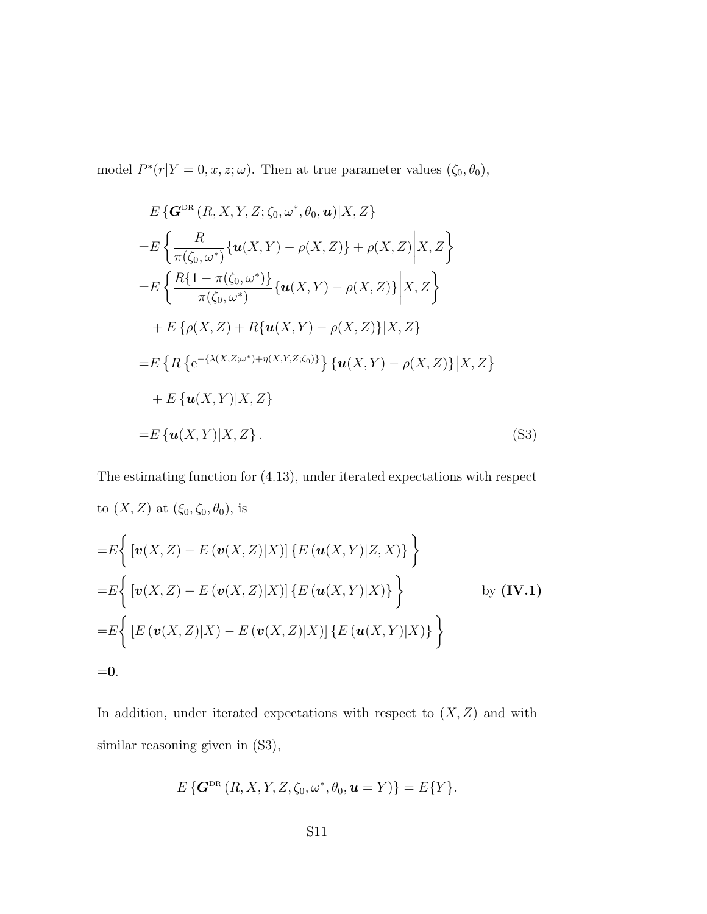model $P^*(r|Y=0,x,z;\omega)$. Then at true parameter values $(\zeta_0, \theta_0)$,

$$
\begin{aligned}
&E\left\{\boldsymbol{G}^{\text{DR}}\left(R,X,Y,Z;\zeta_0,\omega^*,\theta_0,\boldsymbol{u}\right)|X,Z\right\} \\
=&E\left\{\frac{R}{\pi(\zeta_0,\omega^*)}\{\boldsymbol{u}(X,Y)-\rho(X,Z)\}+\rho(X,Z)\middle|X,Z\right\} \\
=&E\left\{\frac{R\{1-\pi(\zeta_0,\omega^*)\}}{\pi(\zeta_0,\omega^*)}\{\boldsymbol{u}(X,Y)-\rho(X,Z)\}\middle|X,Z\right\} \\
&+E\left\{\rho(X,Z)+R\{\boldsymbol{u}(X,Y)-\rho(X,Z)\}|X,Z\right\} \\
=&E\left\{R\left\{\mathrm{e}^{-\{\lambda(X,Z;\omega^*)+\eta(X,Y,Z;\zeta_0)\}}\right\}\{\boldsymbol{u}(X,Y)-\rho(X,Z)\}\middle|X,Z\right\} \\
&+E\left\{\boldsymbol{u}(X,Y)|X,Z\right\} \\
=&E\left\{\boldsymbol{u}(X,Y)|X,Z\right\}.
\end{aligned}
\tag{S3}
$$

The estimating function for (4.13), under iterated expectations with respect to $(X,Z)$ at $(\xi_0,\zeta_0,\theta_0)$, is

$$
\begin{aligned}
=&E\bigg\{\left[\boldsymbol{v}(X,Z)-E\left(\boldsymbol{v}(X,Z)|X\right)\right]\left\{E\left(\boldsymbol{u}(X,Y)|Z,X\right)\right\}\bigg\} \\
=&E\bigg\{\left[\boldsymbol{v}(X,Z)-E\left(\boldsymbol{v}(X,Z)|X\right)\right]\left\{E\left(\boldsymbol{u}(X,Y)|X\right)\right\}\bigg\} \qquad \text{by } \textbf{(IV.1)} \\
=&E\bigg\{\left[E\left(\boldsymbol{v}(X,Z)|X\right)-E\left(\boldsymbol{v}(X,Z)|X\right)\right]\left\{E\left(\boldsymbol{u}(X,Y)|X\right)\right\}\bigg\} \\
=&\boldsymbol{0}.
\end{aligned}
$$

In addition, under iterated expectations with respect to $(X,Z)$ and with similar reasoning given in (S3),

$$
E\left\{\boldsymbol{G}^{\text{DR}}\left(R,X,Y,Z,\zeta_0,\omega^*,\theta_0,\boldsymbol{u}=Y\right)\right\}=E\{Y\}.
$$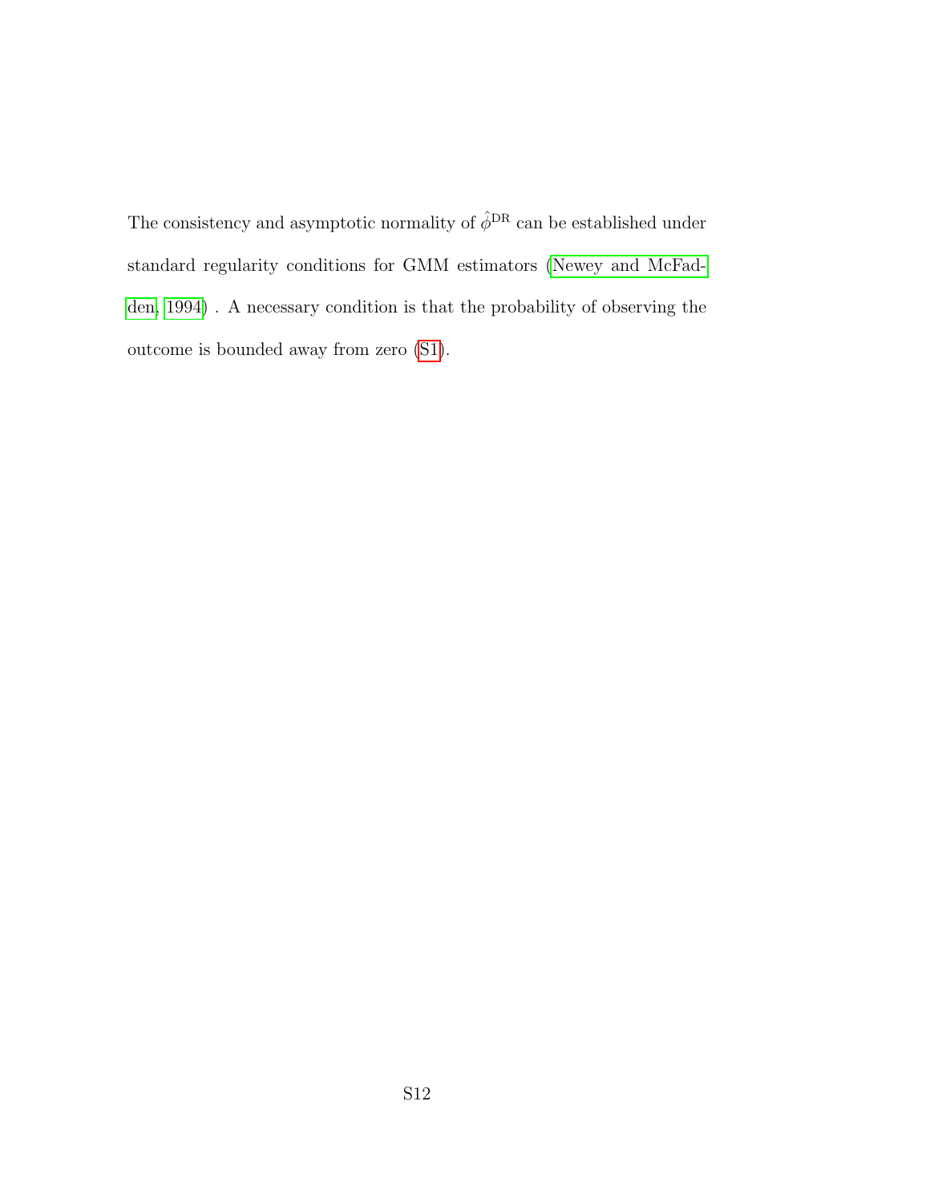The consistency and asymptotic normality of $\hat{\phi}^{\text{DR}}$ can be established under standard regularity conditions for GMM estimators (Newey and McFadden, 1994) . A necessary condition is that the probability of observing the outcome is bounded away from zero (S1).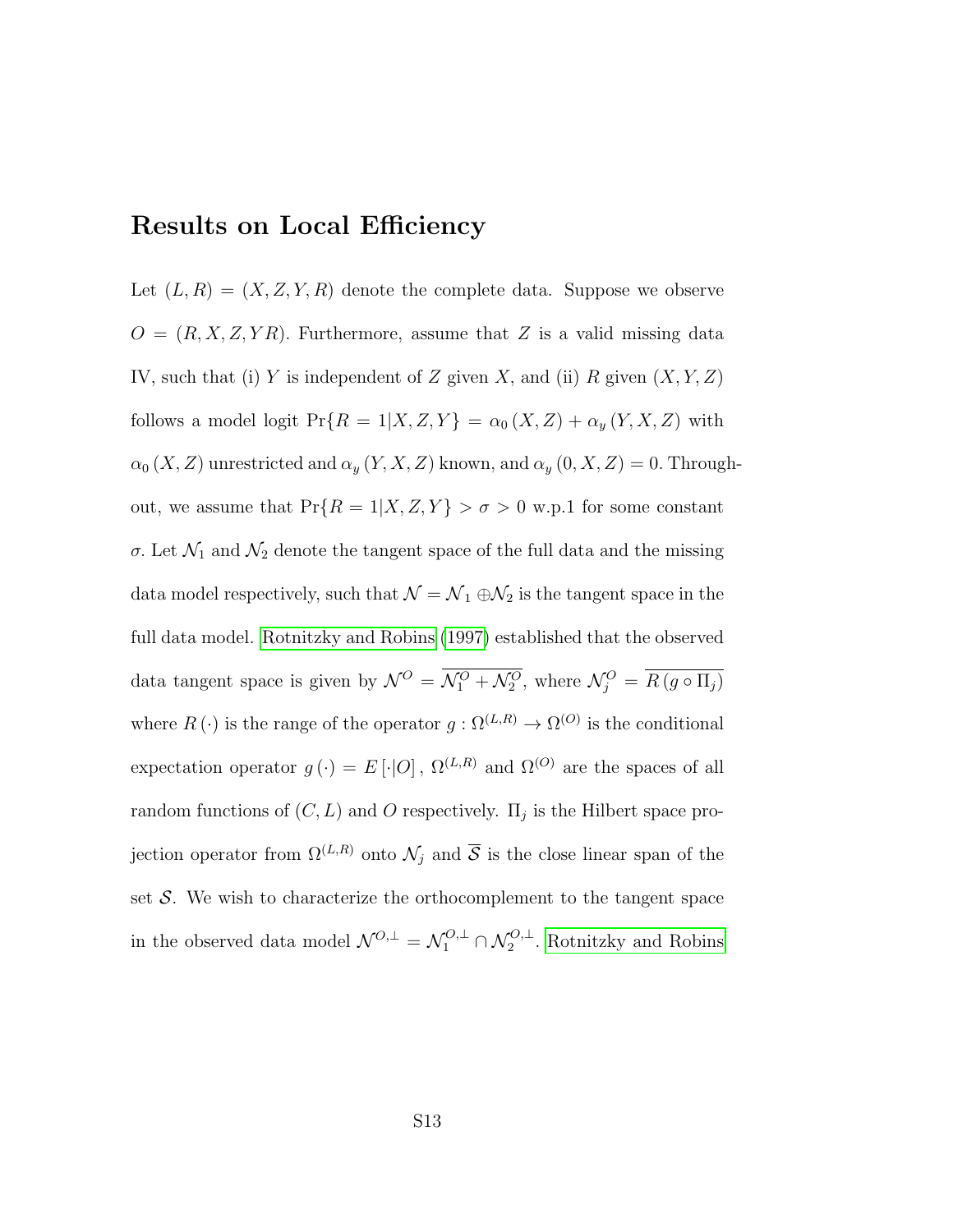## Results on Local Efficiency

Let $(L, R) = (X, Z, Y, R)$ denote the complete data. Suppose we observe $O = (R, X, Z, YR)$. Furthermore, assume that $Z$ is a valid missing data IV, such that (i) $Y$ is independent of $Z$ given $X$, and (ii) $R$ given $(X, Y, Z)$ follows a model logit $\Pr\{R = 1|X, Z, Y\} = \alpha_0(X, Z) + \alpha_y(Y, X, Z)$ with $\alpha_0(X, Z)$ unrestricted and $\alpha_y(Y, X, Z)$ known, and $\alpha_y(0, X, Z) = 0$. Throughout, we assume that $\Pr\{R = 1|X, Z, Y\} > \sigma > 0$ w.p.1 for some constant $\sigma$. Let $\mathcal{N}_1$ and $\mathcal{N}_2$ denote the tangent space of the full data and the missing data model respectively, such that $\mathcal{N} = \mathcal{N}_1 \oplus \mathcal{N}_2$ is the tangent space in the full data model. Rotnitzky and Robins (1997) established that the observed data tangent space is given by $\mathcal{N}^O = \overline{\mathcal{N}_1^O + \mathcal{N}_2^O}$, where $\mathcal{N}_j^O = \overline{R(g \circ \Pi_j)}$ where $R(\cdot)$ is the range of the operator $g : \Omega^{(L,R)} \to \Omega^{(O)}$ is the conditional expectation operator $g(\cdot) = E[\cdot|O]$, $\Omega^{(L,R)}$ and $\Omega^{(O)}$ are the spaces of all random functions of $(C, L)$ and $O$ respectively. $\Pi_j$ is the Hilbert space projection operator from $\Omega^{(L,R)}$ onto $\mathcal{N}_j$ and $\overline{\mathcal{S}}$ is the close linear span of the set $\mathcal{S}$. We wish to characterize the orthocomplement to the tangent space in the observed data model $\mathcal{N}^{O,\perp} = \mathcal{N}_1^{O,\perp} \cap \mathcal{N}_2^{O,\perp}$. Rotnitzky and Robins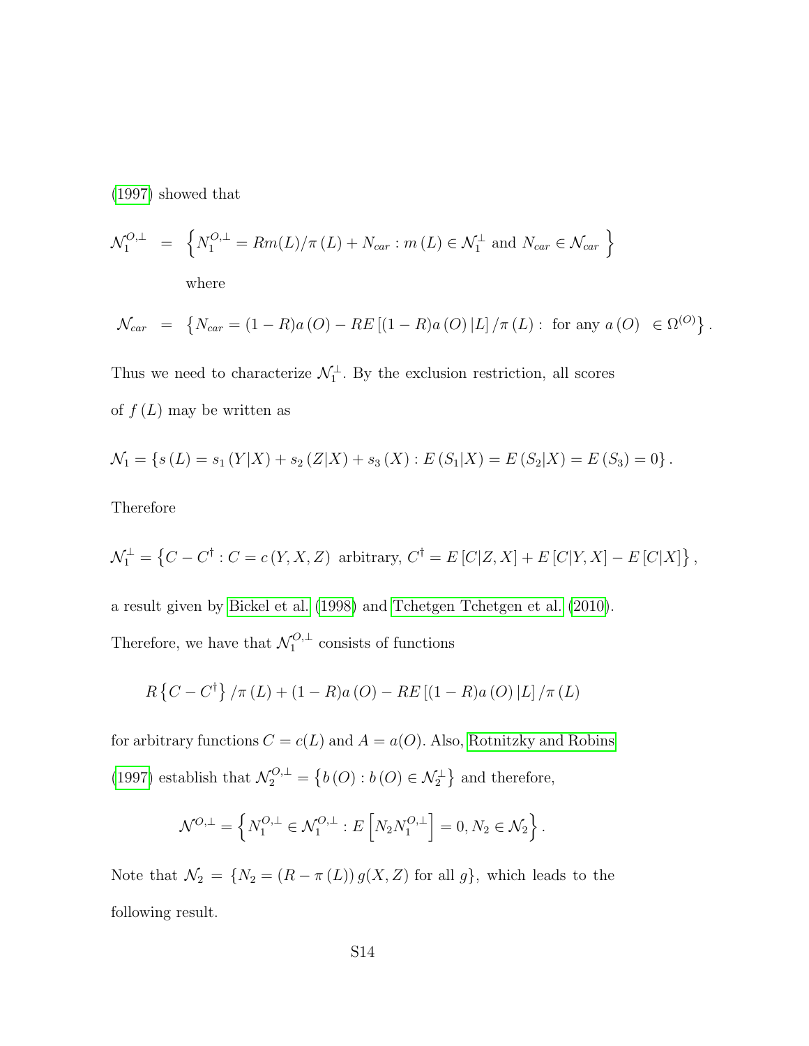(1997) showed that

$$\mathcal{N}_1^{O,\perp} = \left\{ N_1^{O,\perp} = Rm(L)/\pi\left(L\right) + N_{car} : m\left(L\right) \in \mathcal{N}_1^{\perp} \text{ and } N_{car} \in \mathcal{N}_{car} \right\}$$

where

$$\mathcal{N}_{car} = \left\{ N_{car} = (1-R)a\left(O\right) - RE\left[(1-R)a\left(O\right)|L\right]/\pi\left(L\right) : \text{ for any } a\left(O\right) \in \Omega^{(O)} \right\}.$$

Thus we need to characterize $\mathcal{N}_1^{\perp}$. By the exclusion restriction, all scores of $f\left(L\right)$ may be written as

$$\mathcal{N}_1 = \left\{ s\left(L\right) = s_1\left(Y|X\right) + s_2\left(Z|X\right) + s_3\left(X\right) : E\left(S_1|X\right) = E\left(S_2|X\right) = E\left(S_3\right) = 0 \right\}.$$

Therefore

$$\mathcal{N}_1^{\perp} = \left\{ C - C^{\dagger} : C = c\left(Y, X, Z\right) \text{ arbitrary, } C^{\dagger} = E\left[C|Z, X\right] + E\left[C|Y, X\right] - E\left[C|X\right] \right\},$$

a result given by Bickel et al. (1998) and Tchetgen Tchetgen et al. (2010). Therefore, we have that $\mathcal{N}_1^{O,\perp}$ consists of functions

$$R\left\{C - C^{\dagger}\right\}/\pi\left(L\right) + (1-R)a\left(O\right) - RE\left[(1-R)a\left(O\right)|L\right]/\pi\left(L\right)$$

for arbitrary functions $C = c(L)$ and $A = a(O)$. Also, Rotnitzky and Robins (1997) establish that $\mathcal{N}_2^{O,\perp} = \left\{ b\left(O\right) : b\left(O\right) \in \mathcal{N}_2^{\perp} \right\}$ and therefore,

$$\mathcal{N}^{O,\perp} = \left\{ N_1^{O,\perp} \in \mathcal{N}_1^{O,\perp} : E\left[N_2 N_1^{O,\perp}\right] = 0, N_2 \in \mathcal{N}_2 \right\}.$$

Note that $\mathcal{N}_2 = \{N_2 = (R - \pi\left(L\right))\, g(X, Z) \text{ for all } g\}$, which leads to the following result.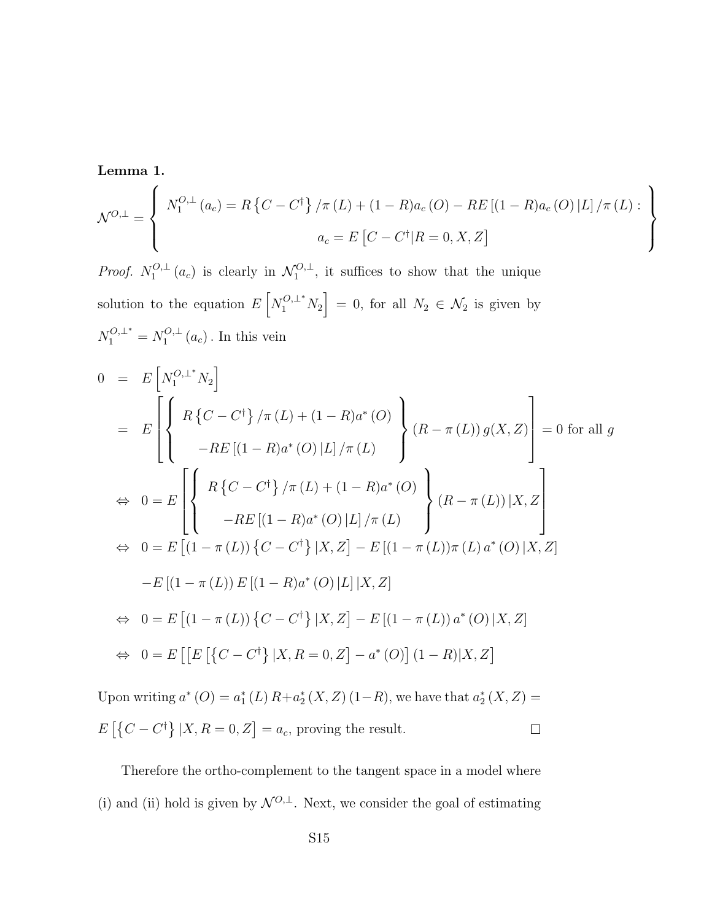**Lemma 1.**

$$\mathcal{N}^{O,\perp} = \left\{ \begin{array}{c} N_1^{O,\perp}(a_c) = R\left\{C - C^{\dagger}\right\}/\pi(L) + (1-R)a_c(O) - RE\left[(1-R)a_c(O)|L\right]/\pi(L) : \\ a_c = E\left[C - C^{\dagger}|R=0, X, Z\right] \end{array} \right\}$$

*Proof.* $N_1^{O,\perp}(a_c)$ is clearly in $\mathcal{N}_1^{O,\perp}$, it suffices to show that the unique solution to the equation $E\left[N_1^{O,\perp^*} N_2\right] = 0$, for all $N_2 \in \mathcal{N}_2$ is given by $N_1^{O,\perp^*} = N_1^{O,\perp}(a_c)$. In this vein

$$\begin{aligned}
0 &= E\left[N_1^{O,\perp^*} N_2\right] \\
&= E\left[\left\{ \begin{array}{c} R\left\{C - C^{\dagger}\right\}/\pi(L) + (1-R)a^*(O) \\ -RE\left[(1-R)a^*(O)|L\right]/\pi(L) \end{array} \right\}(R - \pi(L))\, g(X,Z)\right] = 0 \text{ for all } g \\
&\Leftrightarrow \; 0 = E\left[\left\{ \begin{array}{c} R\left\{C - C^{\dagger}\right\}/\pi(L) + (1-R)a^*(O) \\ -RE\left[(1-R)a^*(O)|L\right]/\pi(L) \end{array} \right\}(R - \pi(L))\,|X,Z\right] \\
&\Leftrightarrow \; 0 = E\left[(1-\pi(L))\left\{C - C^{\dagger}\right\}|X,Z\right] - E\left[(1-\pi(L))\pi(L)\, a^*(O)\,|X,Z\right] \\
&\quad -E\left[(1-\pi(L))\, E\left[(1-R)a^*(O)\,|L\right]|X,Z\right] \\
&\Leftrightarrow \; 0 = E\left[(1-\pi(L))\left\{C - C^{\dagger}\right\}|X,Z\right] - E\left[(1-\pi(L))\, a^*(O)\,|X,Z\right] \\
&\Leftrightarrow \; 0 = E\left[\left[E\left[\left\{C - C^{\dagger}\right\}|X, R=0, Z\right] - a^*(O)\right](1-R)|X,Z\right]
\end{aligned}$$

Upon writing $a^*(O) = a_1^*(L)\,R + a_2^*(X,Z)\,(1-R)$, we have that $a_2^*(X,Z) = E\left[\left\{C - C^{\dagger}\right\}|X, R=0, Z\right] = a_c$, proving the result. $\square$

Therefore the ortho-complement to the tangent space in a model where (i) and (ii) hold is given by $\mathcal{N}^{O,\perp}$. Next, we consider the goal of estimating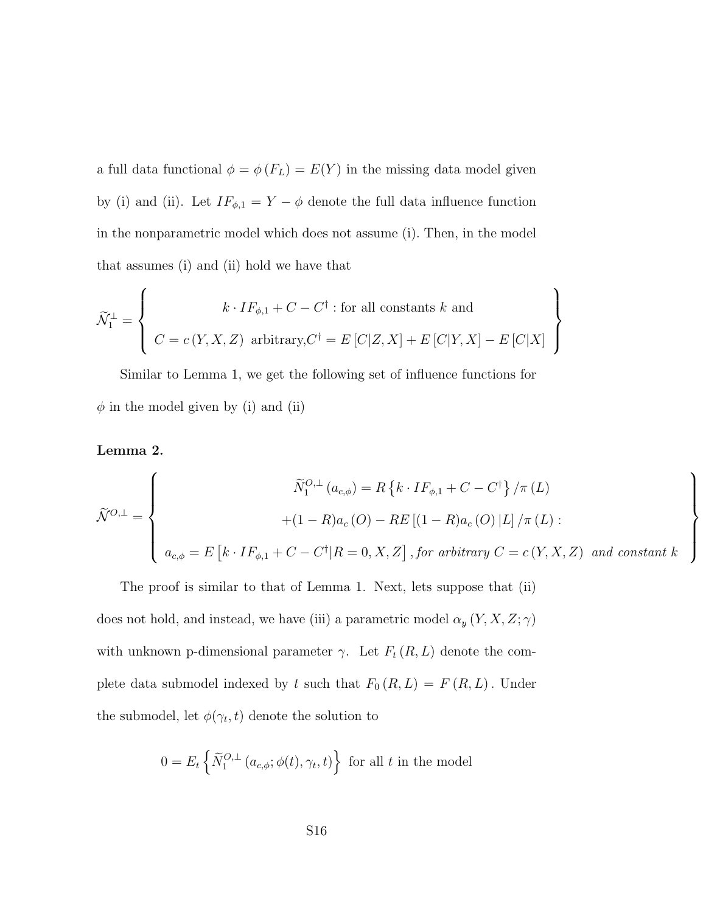a full data functional $\phi = \phi(F_L) = E(Y)$ in the missing data model given by (i) and (ii). Let $IF_{\phi,1} = Y - \phi$ denote the full data influence function in the nonparametric model which does not assume (i). Then, in the model that assumes (i) and (ii) hold we have that

$$\widetilde{\mathcal{N}}_1^{\perp} = \left\{ \begin{array}{c} k \cdot IF_{\phi,1} + C - C^{\dagger} : \text{for all constants } k \text{ and} \\ C = c(Y, X, Z) \text{ arbitrary}, C^{\dagger} = E[C|Z, X] + E[C|Y, X] - E[C|X] \end{array} \right\}$$

Similar to Lemma 1, we get the following set of influence functions for $\phi$ in the model given by (i) and (ii)

**Lemma 2.**

$$\widetilde{\mathcal{N}}^{O,\perp} = \left\{ \begin{array}{c} \widetilde{N}_1^{O,\perp}(a_{c,\phi}) = R\left\{k \cdot IF_{\phi,1} + C - C^{\dagger}\right\}/\pi(L) \\ +(1-R)a_c(O) - RE\left[(1-R)a_c(O)|L\right]/\pi(L) : \\ a_{c,\phi} = E\left[k \cdot IF_{\phi,1} + C - C^{\dagger}|R = 0, X, Z\right], \textit{for arbitrary } C = c(Y, X, Z) \textit{ and constant } k \end{array} \right\}$$

The proof is similar to that of Lemma 1. Next, lets suppose that (ii) does not hold, and instead, we have (iii) a parametric model $\alpha_y(Y, X, Z; \gamma)$ with unknown p-dimensional parameter $\gamma$. Let $F_t(R, L)$ denote the complete data submodel indexed by $t$ such that $F_0(R, L) = F(R, L)$. Under the submodel, let $\phi(\gamma_t, t)$ denote the solution to

$$0 = E_t\left\{\widetilde{N}_1^{O,\perp}(a_{c,\phi}; \phi(t), \gamma_t, t)\right\} \text{ for all } t \text{ in the model}$$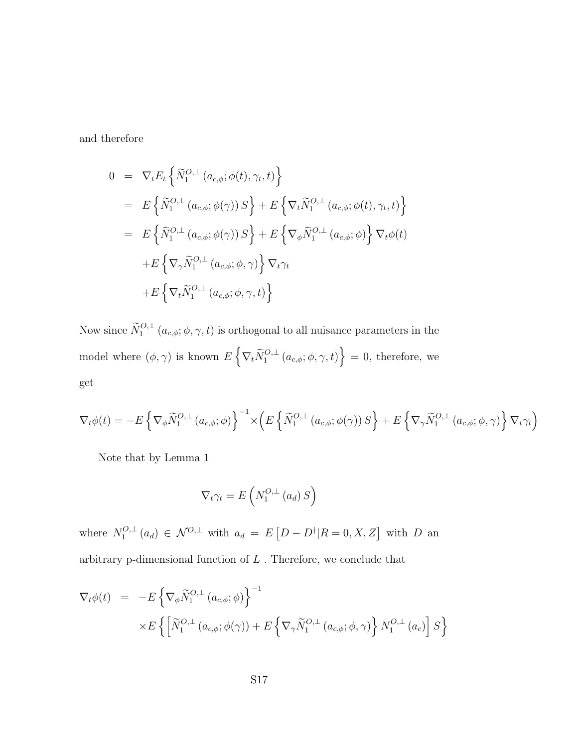and therefore

$$
\begin{aligned}
0 &= \nabla_t E_t\left\{\widetilde{N}_1^{O,\perp}\left(a_{c,\phi};\phi(t),\gamma_t,t\right)\right\} \\
&= E\left\{\widetilde{N}_1^{O,\perp}\left(a_{c,\phi};\phi(\gamma)\right)S\right\} + E\left\{\nabla_t\widetilde{N}_1^{O,\perp}\left(a_{c,\phi};\phi(t),\gamma_t,t\right)\right\} \\
&= E\left\{\widetilde{N}_1^{O,\perp}\left(a_{c,\phi};\phi(\gamma)\right)S\right\} + E\left\{\nabla_\phi\widetilde{N}_1^{O,\perp}\left(a_{c,\phi};\phi\right)\right\}\nabla_t\phi(t) \\
&\quad + E\left\{\nabla_\gamma\widetilde{N}_1^{O,\perp}\left(a_{c,\phi};\phi,\gamma\right)\right\}\nabla_t\gamma_t \\
&\quad + E\left\{\nabla_t\widetilde{N}_1^{O,\perp}\left(a_{c,\phi};\phi,\gamma,t\right)\right\}
\end{aligned}
$$

Now since $\widetilde{N}_1^{O,\perp}\left(a_{c,\phi};\phi,\gamma,t\right)$ is orthogonal to all nuisance parameters in the model where $(\phi,\gamma)$ is known $E\left\{\nabla_t\widetilde{N}_1^{O,\perp}\left(a_{c,\phi};\phi,\gamma,t\right)\right\}=0$, therefore, we get

$$
\nabla_t\phi(t) = -E\left\{\nabla_\phi\widetilde{N}_1^{O,\perp}\left(a_{c,\phi};\phi\right)\right\}^{-1}\times\Big(E\left\{\widetilde{N}_1^{O,\perp}\left(a_{c,\phi};\phi(\gamma)\right)S\right\} + E\left\{\nabla_\gamma\widetilde{N}_1^{O,\perp}\left(a_{c,\phi};\phi,\gamma\right)\right\}\nabla_t\gamma_t\Big)
$$

Note that by Lemma 1

$$
\nabla_t\gamma_t = E\left(N_1^{O,\perp}\left(a_d\right)S\right)
$$

where $N_1^{O,\perp}\left(a_d\right)\in\mathcal{N}^{O,\perp}$ with $a_d = E\left[D-D^\dagger|R=0,X,Z\right]$ with $D$ an arbitrary p-dimensional function of $L$ . Therefore, we conclude that

$$
\begin{aligned}
\nabla_t\phi(t) &= -E\left\{\nabla_\phi\widetilde{N}_1^{O,\perp}\left(a_{c,\phi};\phi\right)\right\}^{-1} \\
&\quad\times E\left\{\left[\widetilde{N}_1^{O,\perp}\left(a_{c,\phi};\phi(\gamma)\right) + E\left\{\nabla_\gamma\widetilde{N}_1^{O,\perp}\left(a_{c,\phi};\phi,\gamma\right)\right\}N_1^{O,\perp}\left(a_c\right)\right]S\right\}
\end{aligned}
$$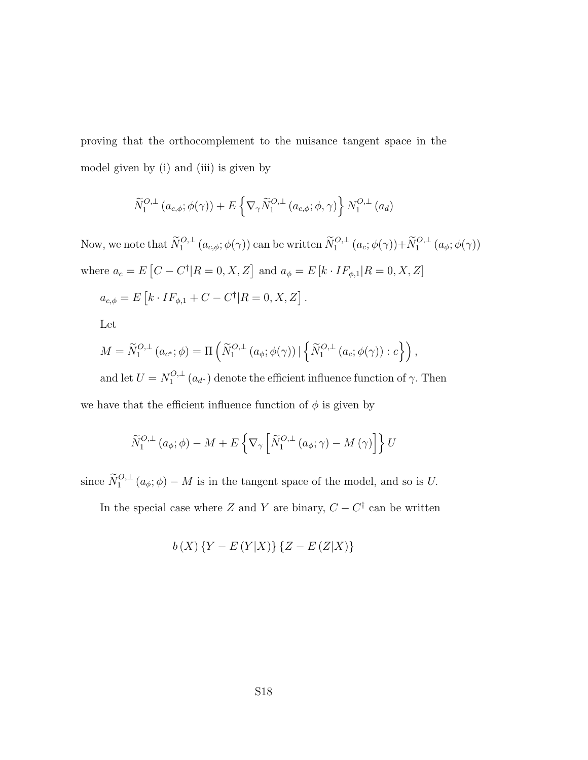proving that the orthocomplement to the nuisance tangent space in the model given by (i) and (iii) is given by

$$\widetilde{N}_1^{O,\perp}\left(a_{c,\phi};\phi(\gamma)\right)+E\left\{\nabla_\gamma \widetilde{N}_1^{O,\perp}\left(a_{c,\phi};\phi,\gamma\right)\right\}N_1^{O,\perp}\left(a_d\right)$$

Now, we note that $\widetilde{N}_1^{O,\perp}\left(a_{c,\phi};\phi(\gamma)\right)$ can be written $\widetilde{N}_1^{O,\perp}\left(a_c;\phi(\gamma)\right)+\widetilde{N}_1^{O,\perp}\left(a_\phi;\phi(\gamma)\right)$ where $a_c=E\left[C-C^{\dagger}|R=0,X,Z\right]$ and $a_\phi=E\left[k\cdot IF_{\phi,1}|R=0,X,Z\right]$

$a_{c,\phi}=E\left[k\cdot IF_{\phi,1}+C-C^{\dagger}|R=0,X,Z\right].$

Let

$M=\widetilde{N}_1^{O,\perp}\left(a_{c^*};\phi\right)=\Pi\left(\widetilde{N}_1^{O,\perp}\left(a_\phi;\phi(\gamma)\right)|\left\{\widetilde{N}_1^{O,\perp}\left(a_c;\phi(\gamma)\right):c\right\}\right),$

and let $U=N_1^{O,\perp}\left(a_{d^*}\right)$ denote the efficient influence function of $\gamma$. Then we have that the efficient influence function of $\phi$ is given by

$$\widetilde{N}_1^{O,\perp}\left(a_\phi;\phi\right)-M+E\left\{\nabla_\gamma\left[\widetilde{N}_1^{O,\perp}\left(a_\phi;\gamma\right)-M\left(\gamma\right)\right]\right\}U$$

since $\widetilde{N}_1^{O,\perp}\left(a_\phi;\phi\right)-M$ is in the tangent space of the model, and so is $U$.

In the special case where $Z$ and $Y$ are binary, $C-C^{\dagger}$ can be written

$$b\left(X\right)\left\{Y-E\left(Y|X\right)\right\}\left\{Z-E\left(Z|X\right)\right\}$$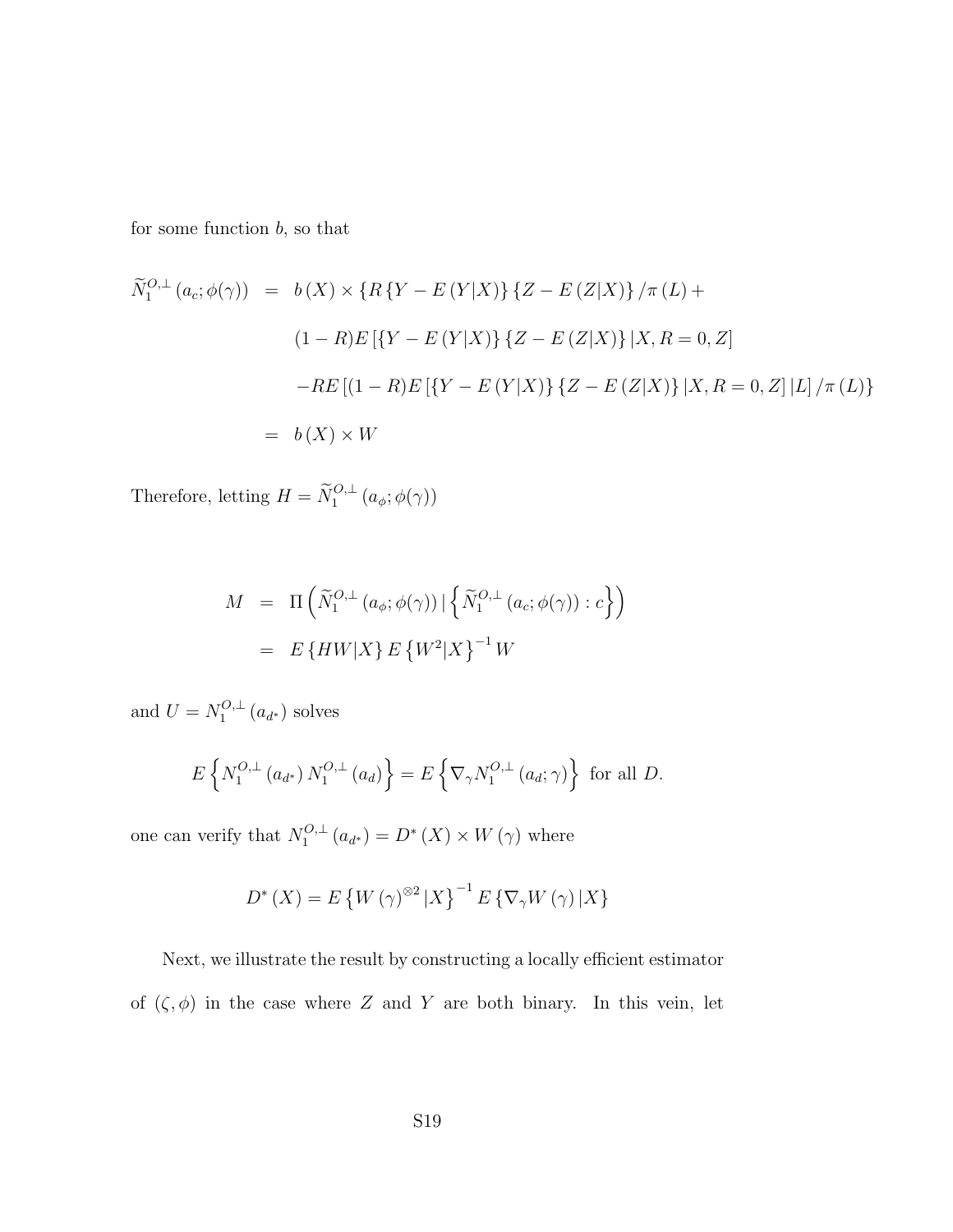for some function $b$, so that

$$
\begin{aligned}
\widetilde{N}_1^{O,\perp}(a_c;\phi(\gamma)) &= b(X) \times \{R\{Y - E(Y|X)\}\{Z - E(Z|X)\}/\pi(L) + \\
&\quad (1-R)E[\{Y - E(Y|X)\}\{Z - E(Z|X)\}|X, R=0, Z] \\
&\quad -RE[(1-R)E[\{Y - E(Y|X)\}\{Z - E(Z|X)\}|X, R=0, Z]|L]/\pi(L)\} \\
&= b(X) \times W
\end{aligned}
$$

Therefore, letting $H = \widetilde{N}_1^{O,\perp}(a_\phi;\phi(\gamma))$

$$
\begin{aligned}
M &= \Pi\left(\widetilde{N}_1^{O,\perp}(a_\phi;\phi(\gamma))\,|\left\{\widetilde{N}_1^{O,\perp}(a_c;\phi(\gamma)) : c\right\}\right) \\
&= E\{HW|X\}\,E\{W^2|X\}^{-1}W
\end{aligned}
$$

and $U = N_1^{O,\perp}(a_{d^*})$ solves

$$
E\left\{N_1^{O,\perp}(a_{d^*})\,N_1^{O,\perp}(a_d)\right\} = E\left\{\nabla_\gamma N_1^{O,\perp}(a_d;\gamma)\right\} \text{ for all } D.
$$

one can verify that $N_1^{O,\perp}(a_{d^*}) = D^*(X) \times W(\gamma)$ where

$$
D^*(X) = E\left\{W(\gamma)^{\otimes 2}|X\right\}^{-1} E\{\nabla_\gamma W(\gamma)|X\}
$$

Next, we illustrate the result by constructing a locally efficient estimator of $(\zeta,\phi)$ in the case where $Z$ and $Y$ are both binary. In this vein, let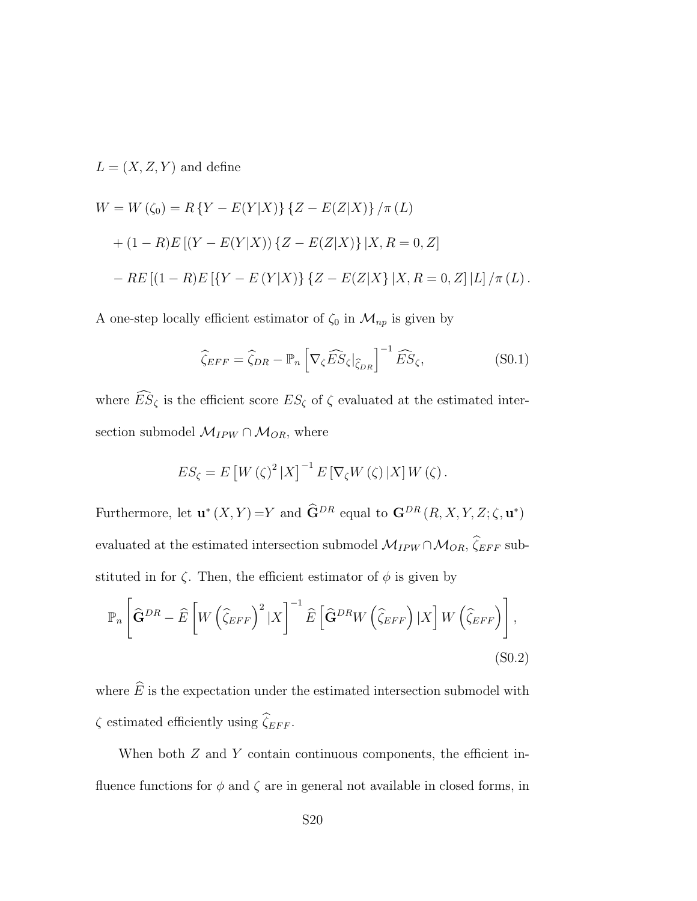$L = (X, Z, Y)$ and define

$$
\begin{aligned}
W = W(\zeta_0) &= R\{Y - E(Y|X)\}\{Z - E(Z|X)\}/\pi(L) \\
&+ (1-R)E\left[(Y - E(Y|X))\{Z - E(Z|X)\}|X, R = 0, Z\right] \\
&- RE\left[(1-R)E\left[\{Y - E(Y|X)\}\{Z - E(Z|X\}|X, R = 0, Z\right]|L\right]/\pi(L).
\end{aligned}
$$

A one-step locally efficient estimator of $\zeta_0$ in $\mathcal{M}_{np}$ is given by

$$
\widehat{\zeta}_{EFF} = \widehat{\zeta}_{DR} - \mathbb{P}_n\left[\nabla_\zeta \widehat{ES}_\zeta|_{\widehat{\zeta}_{DR}}\right]^{-1} \widehat{ES}_\zeta, \tag{S0.1}
$$

where $\widehat{ES}_\zeta$ is the efficient score $ES_\zeta$ of $\zeta$ evaluated at the estimated intersection submodel $\mathcal{M}_{IPW} \cap \mathcal{M}_{OR}$, where

$$
ES_\zeta = E\left[W(\zeta)^2|X\right]^{-1} E\left[\nabla_\zeta W(\zeta)|X\right] W(\zeta).
$$

Furthermore, let $\mathbf{u}^*(X, Y) = Y$ and $\widehat{\mathbf{G}}^{DR}$ equal to $\mathbf{G}^{DR}(R, X, Y, Z; \zeta, \mathbf{u}^*)$ evaluated at the estimated intersection submodel $\mathcal{M}_{IPW} \cap \mathcal{M}_{OR}$, $\widehat{\zeta}_{EFF}$ substituted in for $\zeta$. Then, the efficient estimator of $\phi$ is given by

$$
\mathbb{P}_n\left[\widehat{\mathbf{G}}^{DR} - \widehat{E}\left[W\left(\widehat{\zeta}_{EFF}\right)^2|X\right]^{-1}\widehat{E}\left[\widehat{\mathbf{G}}^{DR} W\left(\widehat{\zeta}_{EFF}\right)|X\right] W\left(\widehat{\zeta}_{EFF}\right)\right], \tag{S0.2}
$$

where $\widehat{E}$ is the expectation under the estimated intersection submodel with $\zeta$ estimated efficiently using $\widehat{\zeta}_{EFF}$.

When both $Z$ and $Y$ contain continuous components, the efficient influence functions for $\phi$ and $\zeta$ are in general not available in closed forms, in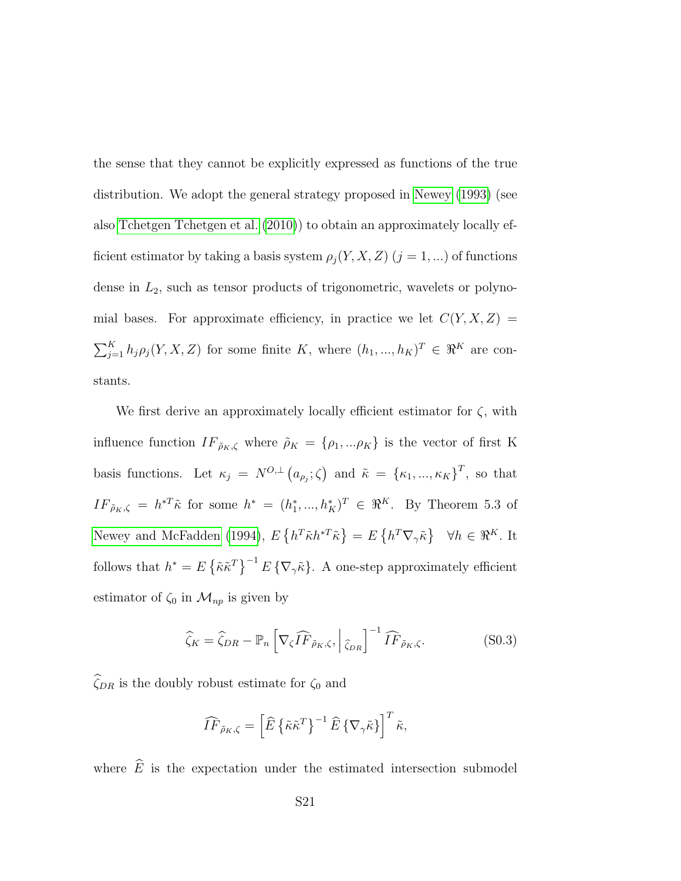the sense that they cannot be explicitly expressed as functions of the true distribution. We adopt the general strategy proposed in Newey (1993) (see also Tchetgen Tchetgen et al. (2010)) to obtain an approximately locally efficient estimator by taking a basis system $\rho_j(Y, X, Z)$ $(j = 1, ...)$ of functions dense in $L_2$, such as tensor products of trigonometric, wavelets or polynomial bases. For approximate efficiency, in practice we let $C(Y, X, Z) = \sum_{j=1}^{K} h_j \rho_j(Y, X, Z)$ for some finite $K$, where $(h_1, ..., h_K)^T \in \Re^K$ are constants.

We first derive an approximately locally efficient estimator for $\zeta$, with influence function $IF_{\tilde{\rho}_K,\zeta}$ where $\tilde{\rho}_K = \{\rho_1, ...\rho_K\}$ is the vector of first K basis functions. Let $\kappa_j = N^{O,\perp}\left(a_{\rho_j}; \zeta\right)$ and $\tilde{\kappa} = \{\kappa_1, ..., \kappa_K\}^T$, so that $IF_{\tilde{\rho}_K,\zeta} = h^{*T}\tilde{\kappa}$ for some $h^* = (h_1^*, ..., h_K^*)^T \in \Re^K$. By Theorem 5.3 of Newey and McFadden (1994), $E\left\{h^T\tilde{\kappa}h^{*T}\tilde{\kappa}\right\} = E\left\{h^T\nabla_\gamma\tilde{\kappa}\right\} \quad \forall h \in \Re^K$. It follows that $h^* = E\left\{\tilde{\kappa}\tilde{\kappa}^T\right\}^{-1} E\left\{\nabla_\gamma\tilde{\kappa}\right\}$. A one-step approximately efficient estimator of $\zeta_0$ in $\mathcal{M}_{np}$ is given by

$$\widehat{\zeta}_K = \widehat{\zeta}_{DR} - \mathbb{P}_n\left[\nabla_\zeta \widehat{IF}_{\tilde{\rho}_K,\zeta}, \Big|_{\widehat{\zeta}_{DR}}\right]^{-1} \widehat{IF}_{\tilde{\rho}_K,\zeta}. \tag{S0.3}$$

$\widehat{\zeta}_{DR}$ is the doubly robust estimate for $\zeta_0$ and

$$\widehat{IF}_{\tilde{\rho}_K,\zeta} = \left[\widehat{E}\left\{\tilde{\kappa}\tilde{\kappa}^T\right\}^{-1}\widehat{E}\left\{\nabla_\gamma\tilde{\kappa}\right\}\right]^T\tilde{\kappa},$$

where $\widehat{E}$ is the expectation under the estimated intersection submodel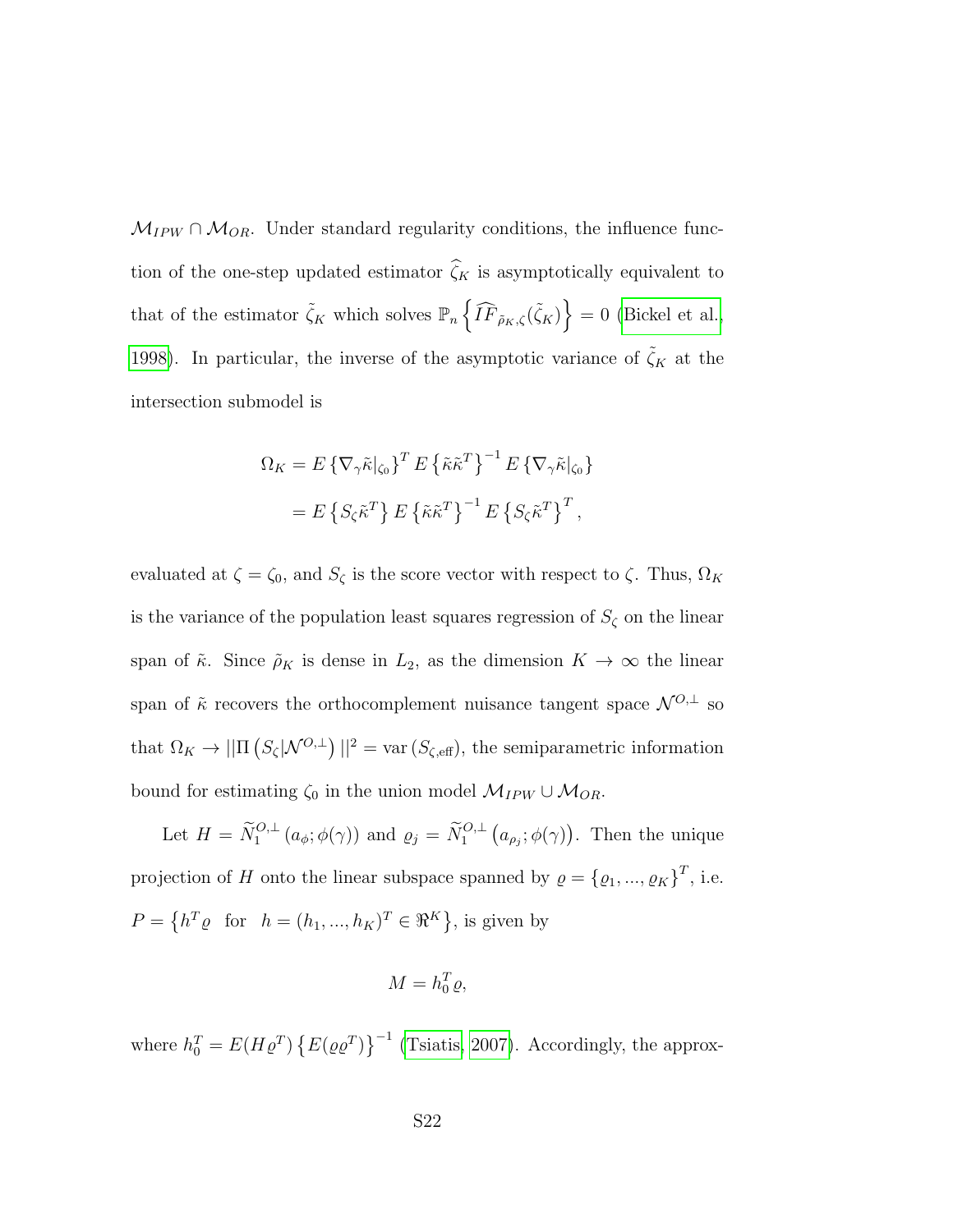$\mathcal{M}_{IPW} \cap \mathcal{M}_{OR}$. Under standard regularity conditions, the influence function of the one-step updated estimator $\widehat{\zeta}_K$ is asymptotically equivalent to that of the estimator $\tilde{\zeta}_K$ which solves $\mathbb{P}_n\left\{\widehat{IF}_{\tilde{\rho}_K,\zeta}(\tilde{\zeta}_K)\right\} = 0$ (Bickel et al., 1998). In particular, the inverse of the asymptotic variance of $\tilde{\zeta}_K$ at the intersection submodel is

$$
\begin{aligned}
\Omega_K &= E\left\{\nabla_\gamma \tilde{\kappa}|_{\zeta_0}\right\}^T E\left\{\tilde{\kappa}\tilde{\kappa}^T\right\}^{-1} E\left\{\nabla_\gamma \tilde{\kappa}|_{\zeta_0}\right\} \\
&= E\left\{S_\zeta \tilde{\kappa}^T\right\} E\left\{\tilde{\kappa}\tilde{\kappa}^T\right\}^{-1} E\left\{S_\zeta \tilde{\kappa}^T\right\}^T,
\end{aligned}
$$

evaluated at $\zeta = \zeta_0$, and $S_\zeta$ is the score vector with respect to $\zeta$. Thus, $\Omega_K$ is the variance of the population least squares regression of $S_\zeta$ on the linear span of $\tilde{\kappa}$. Since $\tilde{\rho}_K$ is dense in $L_2$, as the dimension $K \to \infty$ the linear span of $\tilde{\kappa}$ recovers the orthocomplement nuisance tangent space $\mathcal{N}^{O,\perp}$ so that $\Omega_K \to ||\Pi\left(S_\zeta|\mathcal{N}^{O,\perp}\right)||^2 = \text{var}\left(S_{\zeta,\text{eff}}\right)$, the semiparametric information bound for estimating $\zeta_0$ in the union model $\mathcal{M}_{IPW} \cup \mathcal{M}_{OR}$.

Let $H = \widetilde{N}_1^{O,\perp}\left(a_\phi; \phi(\gamma)\right)$ and $\varrho_j = \widetilde{N}_1^{O,\perp}\left(a_{\rho_j}; \phi(\gamma)\right)$. Then the unique projection of $H$ onto the linear subspace spanned by $\varrho = \{\varrho_1, ..., \varrho_K\}^T$, i.e. $P = \left\{h^T \varrho \;\; \text{for} \;\; h = (h_1, ..., h_K)^T \in \Re^K\right\}$, is given by

$$
M = h_0^T \varrho,
$$

where $h_0^T = E(H\varrho^T)\left\{E(\varrho\varrho^T)\right\}^{-1}$ (Tsiatis, 2007). Accordingly, the approx-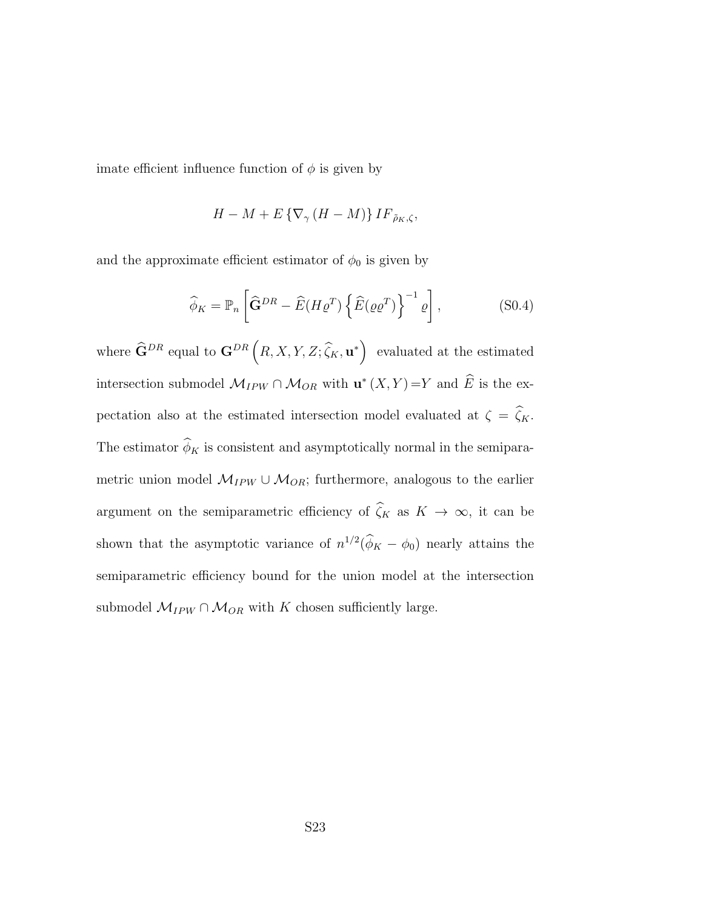imate efficient influence function of $\phi$ is given by

$$H - M + E\left\{\nabla_{\gamma}\left(H - M\right)\right\} IF_{\tilde{\rho}_K,\zeta},$$

and the approximate efficient estimator of $\phi_0$ is given by

$$\widehat{\phi}_K = \mathbb{P}_n\left[\widehat{\mathbf{G}}^{DR} - \widehat{E}(H\varrho^T)\left\{\widehat{E}(\varrho\varrho^T)\right\}^{-1}\varrho\right], \tag{S0.4}$$

where $\widehat{\mathbf{G}}^{DR}$ equal to $\mathbf{G}^{DR}\left(R, X, Y, Z; \widehat{\zeta}_K, \mathbf{u}^*\right)$ evaluated at the estimated intersection submodel $\mathcal{M}_{IPW} \cap \mathcal{M}_{OR}$ with $\mathbf{u}^*\left(X, Y\right) = Y$ and $\widehat{E}$ is the expectation also at the estimated intersection model evaluated at $\zeta = \widehat{\zeta}_K$. The estimator $\widehat{\phi}_K$ is consistent and asymptotically normal in the semiparametric union model $\mathcal{M}_{IPW} \cup \mathcal{M}_{OR}$; furthermore, analogous to the earlier argument on the semiparametric efficiency of $\widehat{\zeta}_K$ as $K \to \infty$, it can be shown that the asymptotic variance of $n^{1/2}(\widehat{\phi}_K - \phi_0)$ nearly attains the semiparametric efficiency bound for the union model at the intersection submodel $\mathcal{M}_{IPW} \cap \mathcal{M}_{OR}$ with $K$ chosen sufficiently large.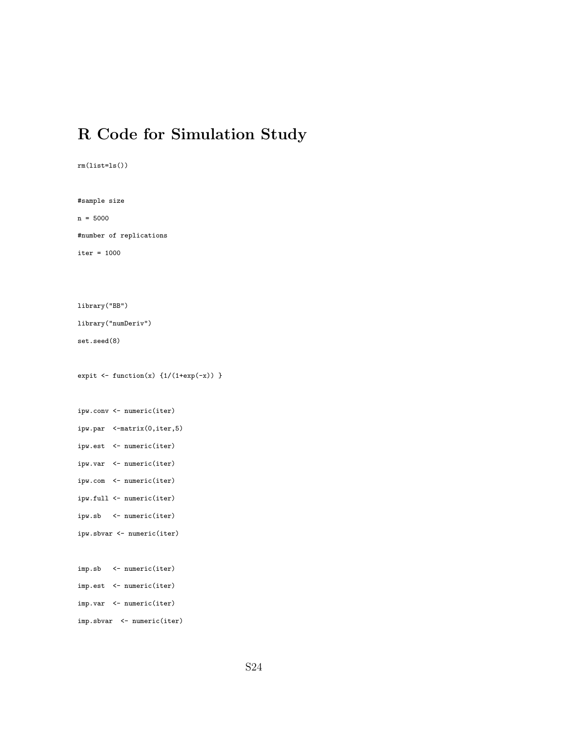# R Code for Simulation Study

```
rm(list=ls())


#sample size
n = 5000
#number of replications
iter = 1000



library("BB")
library("numDeriv")
set.seed(8)


expit <- function(x) {1/(1+exp(-x)) }


ipw.conv <- numeric(iter)
ipw.par  <-matrix(0,iter,5)
ipw.est  <- numeric(iter)
ipw.var  <- numeric(iter)
ipw.com  <- numeric(iter)
ipw.full <- numeric(iter)
ipw.sb   <- numeric(iter)
ipw.sbvar <- numeric(iter)


imp.sb   <- numeric(iter)
imp.est  <- numeric(iter)
imp.var  <- numeric(iter)
imp.sbvar  <- numeric(iter)
```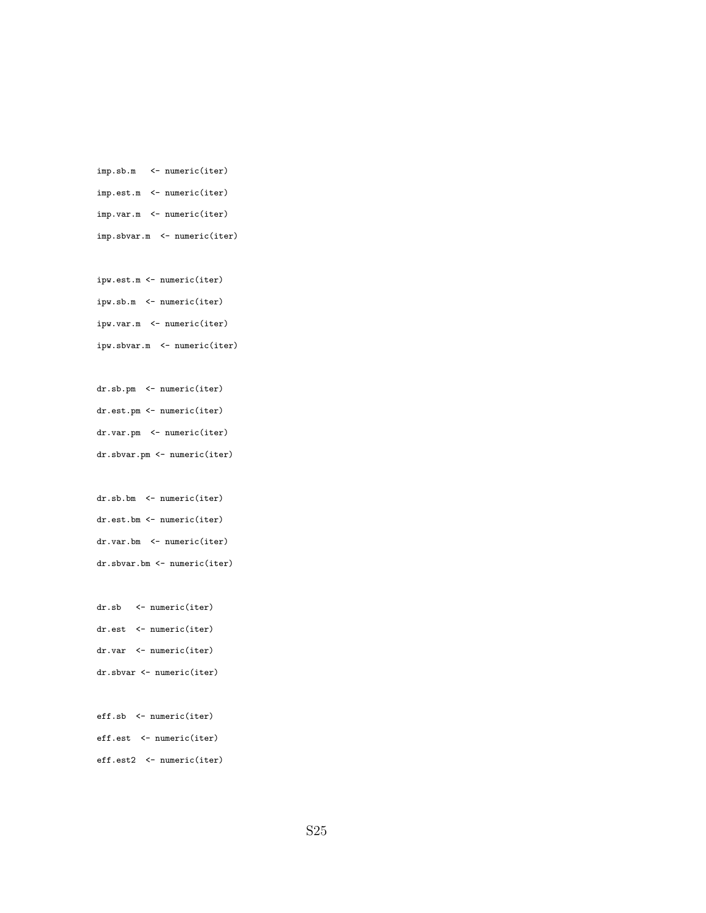```
imp.sb.m   <- numeric(iter)
imp.est.m  <- numeric(iter)
imp.var.m  <- numeric(iter)
imp.sbvar.m  <- numeric(iter)

ipw.est.m <- numeric(iter)
ipw.sb.m  <- numeric(iter)
ipw.var.m  <- numeric(iter)
ipw.sbvar.m  <- numeric(iter)

dr.sb.pm  <- numeric(iter)
dr.est.pm <- numeric(iter)
dr.var.pm  <- numeric(iter)
dr.sbvar.pm <- numeric(iter)

dr.sb.bm  <- numeric(iter)
dr.est.bm <- numeric(iter)
dr.var.bm  <- numeric(iter)
dr.sbvar.bm <- numeric(iter)

dr.sb   <- numeric(iter)
dr.est  <- numeric(iter)
dr.var  <- numeric(iter)
dr.sbvar <- numeric(iter)

eff.sb  <- numeric(iter)
eff.est  <- numeric(iter)
eff.est2  <- numeric(iter)
```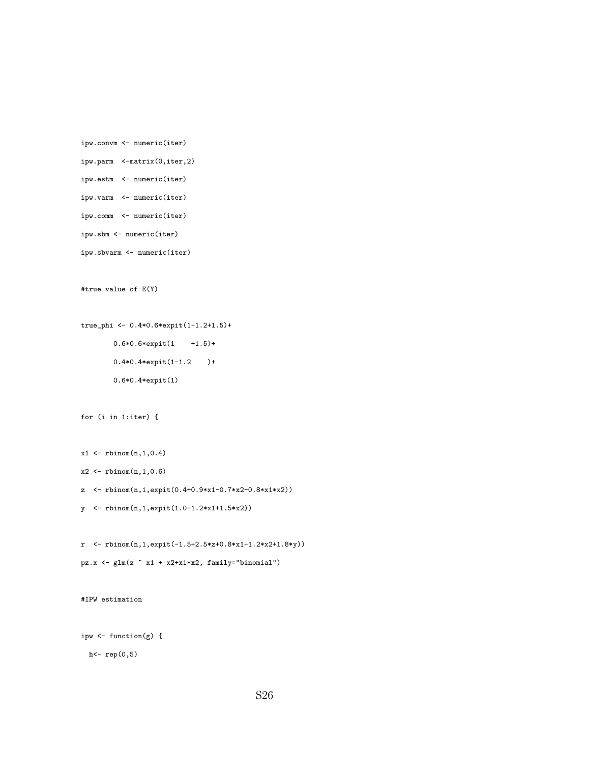```
ipw.convm <- numeric(iter)
ipw.parm  <-matrix(0,iter,2)
ipw.estm  <- numeric(iter)
ipw.varm  <- numeric(iter)
ipw.comm  <- numeric(iter)
ipw.sbm <- numeric(iter)
ipw.sbvarm <- numeric(iter)

#true value of E(Y)

true_phi <- 0.4*0.6*expit(1-1.2+1.5)+
        0.6*0.6*expit(1    +1.5)+
        0.4*0.4*expit(1-1.2    )+
        0.6*0.4*expit(1)

for (i in 1:iter) {

x1 <- rbinom(n,1,0.4)
x2 <- rbinom(n,1,0.6)
z  <- rbinom(n,1,expit(0.4+0.9*x1-0.7*x2-0.8*x1*x2))
y  <- rbinom(n,1,expit(1.0-1.2*x1+1.5*x2))

r  <- rbinom(n,1,expit(-1.5+2.5*z+0.8*x1-1.2*x2+1.8*y))
pz.x <- glm(z ~ x1 + x2+x1*x2, family="binomial")

#IPW estimation

ipw <- function(g) {
  h<- rep(0,5)
```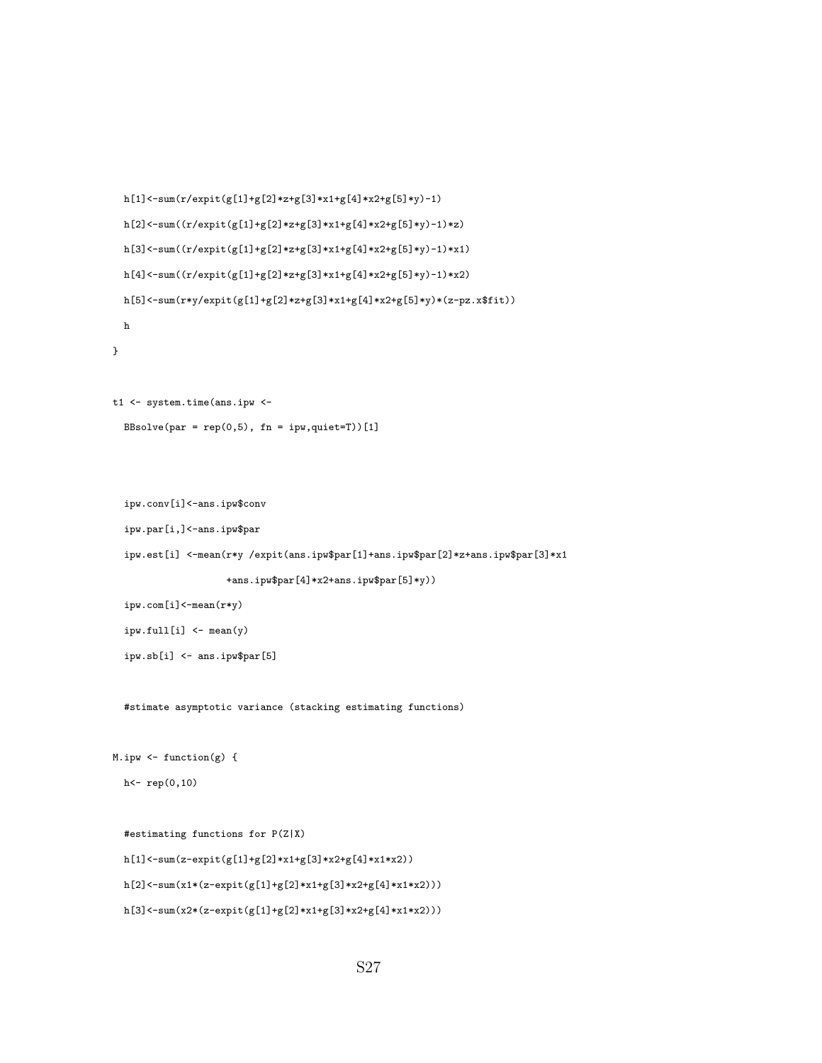```
  h[1]<-sum(r/expit(g[1]+g[2]*z+g[3]*x1+g[4]*x2+g[5]*y)-1)

  h[2]<-sum((r/expit(g[1]+g[2]*z+g[3]*x1+g[4]*x2+g[5]*y)-1)*z)

  h[3]<-sum((r/expit(g[1]+g[2]*z+g[3]*x1+g[4]*x2+g[5]*y)-1)*x1)

  h[4]<-sum((r/expit(g[1]+g[2]*z+g[3]*x1+g[4]*x2+g[5]*y)-1)*x2)

  h[5]<-sum(r*y/expit(g[1]+g[2]*z+g[3]*x1+g[4]*x2+g[5]*y)*(z-pz.x$fit))

  h

}


t1 <- system.time(ans.ipw <-

  BBsolve(par = rep(0,5), fn = ipw,quiet=T))[1]



  ipw.conv[i]<-ans.ipw$conv

  ipw.par[i,]<-ans.ipw$par

  ipw.est[i] <-mean(r*y /expit(ans.ipw$par[1]+ans.ipw$par[2]*z+ans.ipw$par[3]*x1

                  +ans.ipw$par[4]*x2+ans.ipw$par[5]*y))

  ipw.com[i]<-mean(r*y)

  ipw.full[i] <- mean(y)

  ipw.sb[i] <- ans.ipw$par[5]


  #stimate asymptotic variance (stacking estimating functions)


M.ipw <- function(g) {

  h<- rep(0,10)


  #estimating functions for P(Z|X)

  h[1]<-sum(z-expit(g[1]+g[2]*x1+g[3]*x2+g[4]*x1*x2))

  h[2]<-sum(x1*(z-expit(g[1]+g[2]*x1+g[3]*x2+g[4]*x1*x2)))

  h[3]<-sum(x2*(z-expit(g[1]+g[2]*x1+g[3]*x2+g[4]*x1*x2)))
```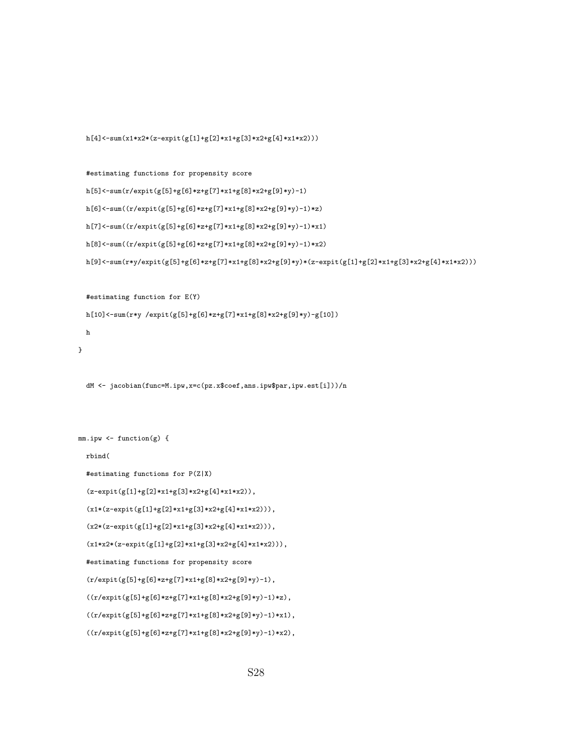```
  h[4]<-sum(x1*x2*(z-expit(g[1]+g[2]*x1+g[3]*x2+g[4]*x1*x2)))

  #estimating functions for propensity score

  h[5]<-sum(r/expit(g[5]+g[6]*z+g[7]*x1+g[8]*x2+g[9]*y)-1)

  h[6]<-sum((r/expit(g[5]+g[6]*z+g[7]*x1+g[8]*x2+g[9]*y)-1)*z)

  h[7]<-sum((r/expit(g[5]+g[6]*z+g[7]*x1+g[8]*x2+g[9]*y)-1)*x1)

  h[8]<-sum((r/expit(g[5]+g[6]*z+g[7]*x1+g[8]*x2+g[9]*y)-1)*x2)

  h[9]<-sum(r*y/expit(g[5]+g[6]*z+g[7]*x1+g[8]*x2+g[9]*y)*(z-expit(g[1]+g[2]*x1+g[3]*x2+g[4]*x1*x2)))

  #estimating function for E(Y)

  h[10]<-sum(r*y /expit(g[5]+g[6]*z+g[7]*x1+g[8]*x2+g[9]*y)-g[10])

  h

}

  dM <- jacobian(func=M.ipw,x=c(pz.x$coef,ans.ipw$par,ipw.est[i]))/n

mm.ipw <- function(g) {

  rbind(

  #estimating functions for P(Z|X)

  (z-expit(g[1]+g[2]*x1+g[3]*x2+g[4]*x1*x2)),

  (x1*(z-expit(g[1]+g[2]*x1+g[3]*x2+g[4]*x1*x2))),

  (x2*(z-expit(g[1]+g[2]*x1+g[3]*x2+g[4]*x1*x2))),

  (x1*x2*(z-expit(g[1]+g[2]*x1+g[3]*x2+g[4]*x1*x2))),

  #estimating functions for propensity score

  (r/expit(g[5]+g[6]*z+g[7]*x1+g[8]*x2+g[9]*y)-1),

  ((r/expit(g[5]+g[6]*z+g[7]*x1+g[8]*x2+g[9]*y)-1)*z),

  ((r/expit(g[5]+g[6]*z+g[7]*x1+g[8]*x2+g[9]*y)-1)*x1),

  ((r/expit(g[5]+g[6]*z+g[7]*x1+g[8]*x2+g[9]*y)-1)*x2),
```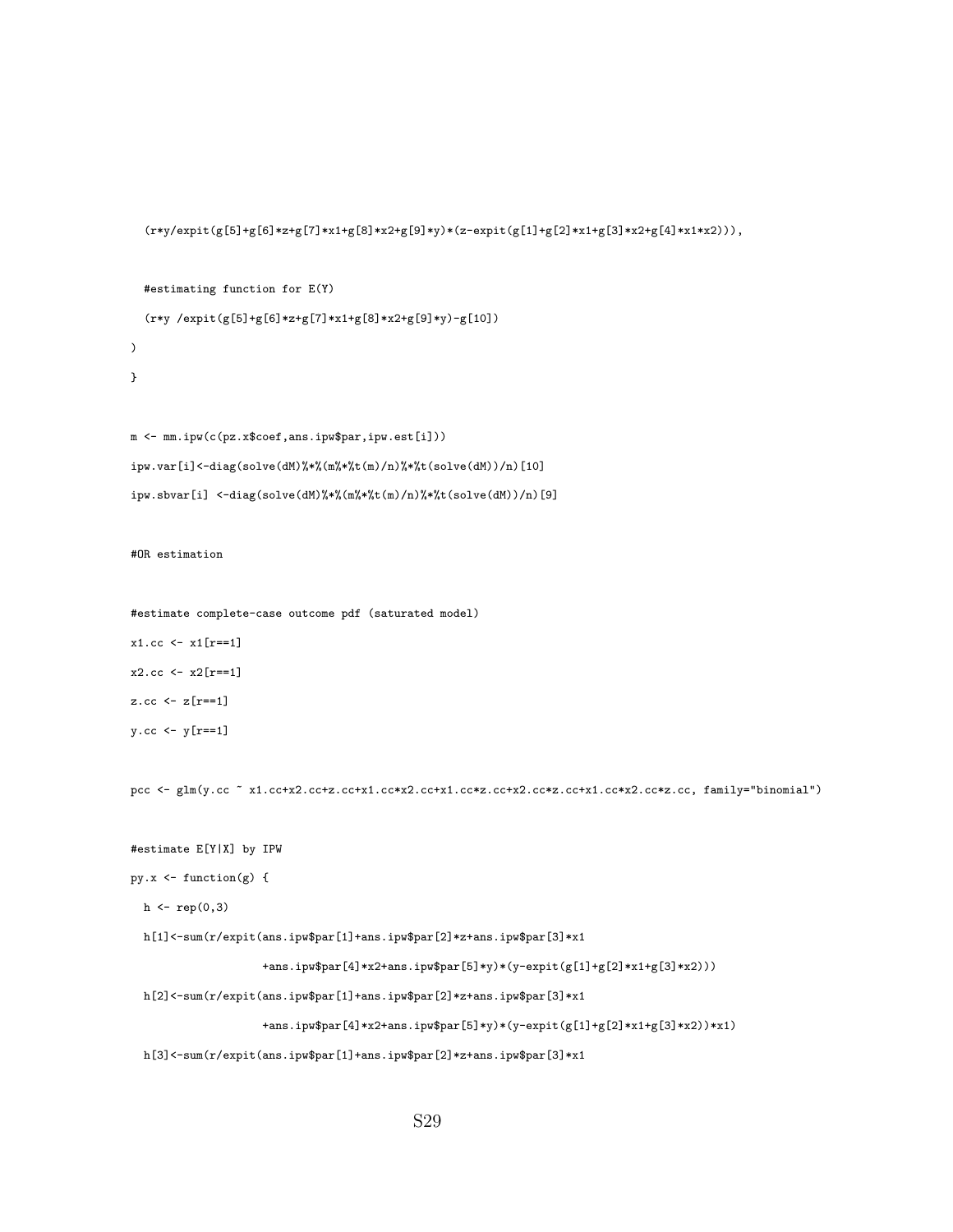```
  (r*y/expit(g[5]+g[6]*z+g[7]*x1+g[8]*x2+g[9]*y)*(z-expit(g[1]+g[2]*x1+g[3]*x2+g[4]*x1*x2))),

  #estimating function for E(Y)
  (r*y /expit(g[5]+g[6]*z+g[7]*x1+g[8]*x2+g[9]*y)-g[10])
)
}

m <- mm.ipw(c(pz.x$coef,ans.ipw$par,ipw.est[i]))
ipw.var[i]<-diag(solve(dM)%*%(m%*%t(m)/n)%*%t(solve(dM))/n)[10]
ipw.sbvar[i] <-diag(solve(dM)%*%(m%*%t(m)/n)%*%t(solve(dM))/n)[9]

#OR estimation

#estimate complete-case outcome pdf (saturated model)
x1.cc <- x1[r==1]
x2.cc <- x2[r==1]
z.cc <- z[r==1]
y.cc <- y[r==1]

pcc <- glm(y.cc ~ x1.cc+x2.cc+z.cc+x1.cc*x2.cc+x1.cc*z.cc+x2.cc*z.cc+x1.cc*x2.cc*z.cc, family="binomial")

#estimate E[Y|X] by IPW
py.x <- function(g) {
  h <- rep(0,3)
  h[1]<-sum(r/expit(ans.ipw$par[1]+ans.ipw$par[2]*z+ans.ipw$par[3]*x1
                   +ans.ipw$par[4]*x2+ans.ipw$par[5]*y)*(y-expit(g[1]+g[2]*x1+g[3]*x2)))
  h[2]<-sum(r/expit(ans.ipw$par[1]+ans.ipw$par[2]*z+ans.ipw$par[3]*x1
                   +ans.ipw$par[4]*x2+ans.ipw$par[5]*y)*(y-expit(g[1]+g[2]*x1+g[3]*x2))*x1)
  h[3]<-sum(r/expit(ans.ipw$par[1]+ans.ipw$par[2]*z+ans.ipw$par[3]*x1
```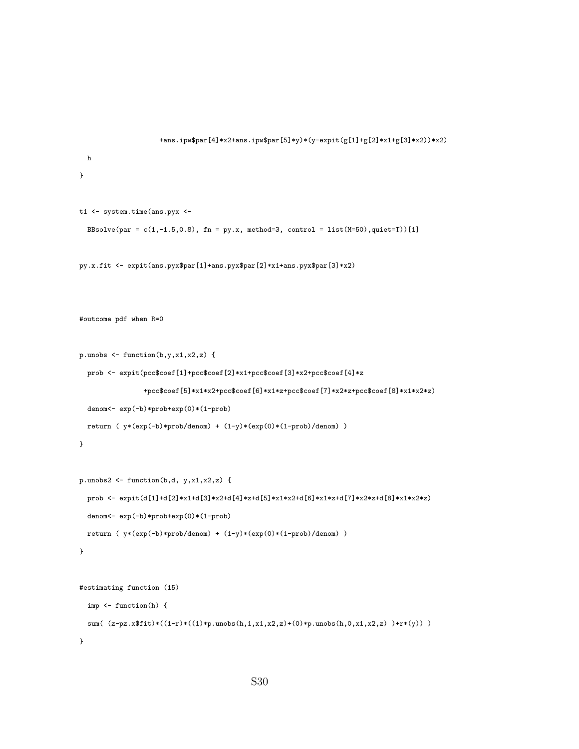```
                   +ans.ipw$par[4]*x2+ans.ipw$par[5]*y)*(y-expit(g[1]+g[2]*x1+g[3]*x2))*x2)
  h
}

t1 <- system.time(ans.pyx <-
  BBsolve(par = c(1,-1.5,0.8), fn = py.x, method=3, control = list(M=50),quiet=T))[1]

py.x.fit <- expit(ans.pyx$par[1]+ans.pyx$par[2]*x1+ans.pyx$par[3]*x2)



#outcome pdf when R=0

p.unobs <- function(b,y,x1,x2,z) {
  prob <- expit(pcc$coef[1]+pcc$coef[2]*x1+pcc$coef[3]*x2+pcc$coef[4]*z
               +pcc$coef[5]*x1*x2+pcc$coef[6]*x1*z+pcc$coef[7]*x2*z+pcc$coef[8]*x1*x2*z)
  denom<- exp(-b)*prob+exp(0)*(1-prob)
  return ( y*(exp(-b)*prob/denom) + (1-y)*(exp(0)*(1-prob)/denom) )
}

p.unobs2 <- function(b,d, y,x1,x2,z) {
  prob <- expit(d[1]+d[2]*x1+d[3]*x2+d[4]*z+d[5]*x1*x2+d[6]*x1*z+d[7]*x2*z+d[8]*x1*x2*z)
  denom<- exp(-b)*prob+exp(0)*(1-prob)
  return ( y*(exp(-b)*prob/denom) + (1-y)*(exp(0)*(1-prob)/denom) )
}

#estimating function (15)
  imp <- function(h) {
  sum( (z-pz.x$fit)*((1-r)*((1)*p.unobs(h,1,x1,x2,z)+(0)*p.unobs(h,0,x1,x2,z) )+r*(y)) )
}
```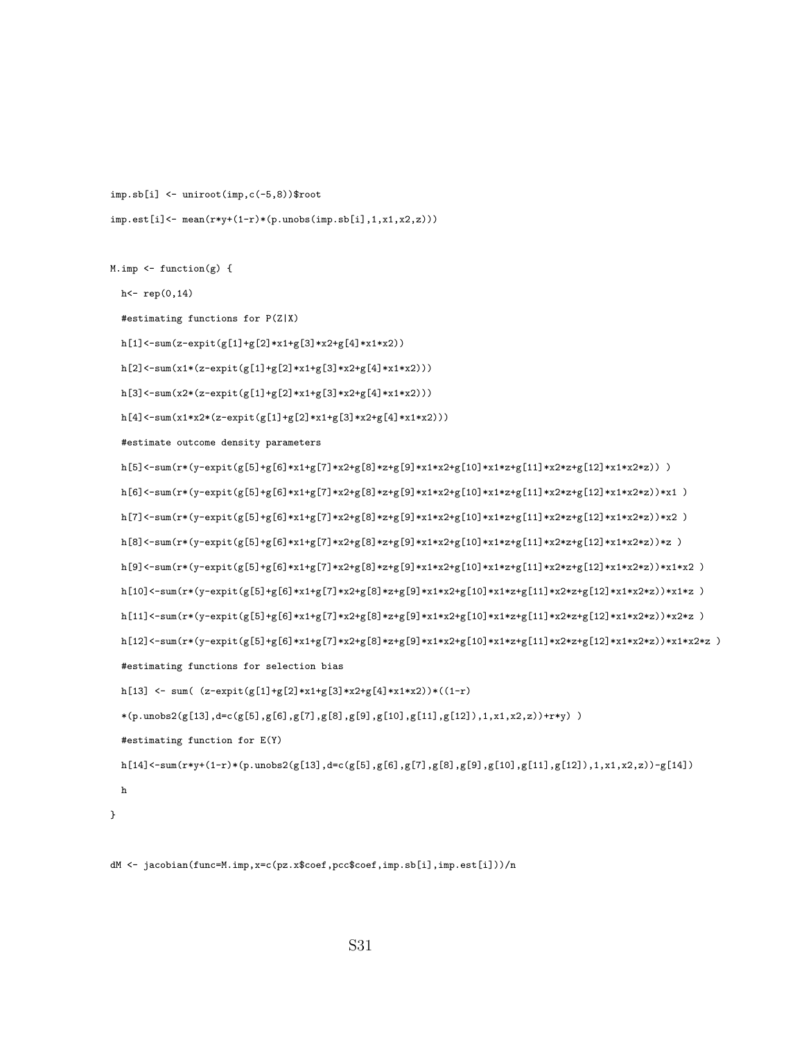```
imp.sb[i] <- uniroot(imp,c(-5,8))$root

imp.est[i]<- mean(r*y+(1-r)*(p.unobs(imp.sb[i],1,x1,x2,z)))


M.imp <- function(g) {

  h<- rep(0,14)

  #estimating functions for P(Z|X)

  h[1]<-sum(z-expit(g[1]+g[2]*x1+g[3]*x2+g[4]*x1*x2))

  h[2]<-sum(x1*(z-expit(g[1]+g[2]*x1+g[3]*x2+g[4]*x1*x2)))

  h[3]<-sum(x2*(z-expit(g[1]+g[2]*x1+g[3]*x2+g[4]*x1*x2)))

  h[4]<-sum(x1*x2*(z-expit(g[1]+g[2]*x1+g[3]*x2+g[4]*x1*x2)))

  #estimate outcome density parameters

  h[5]<-sum(r*(y-expit(g[5]+g[6]*x1+g[7]*x2+g[8]*z+g[9]*x1*x2+g[10]*x1*z+g[11]*x2*z+g[12]*x1*x2*z)) )

  h[6]<-sum(r*(y-expit(g[5]+g[6]*x1+g[7]*x2+g[8]*z+g[9]*x1*x2+g[10]*x1*z+g[11]*x2*z+g[12]*x1*x2*z))*x1 )

  h[7]<-sum(r*(y-expit(g[5]+g[6]*x1+g[7]*x2+g[8]*z+g[9]*x1*x2+g[10]*x1*z+g[11]*x2*z+g[12]*x1*x2*z))*x2 )

  h[8]<-sum(r*(y-expit(g[5]+g[6]*x1+g[7]*x2+g[8]*z+g[9]*x1*x2+g[10]*x1*z+g[11]*x2*z+g[12]*x1*x2*z))*z )

  h[9]<-sum(r*(y-expit(g[5]+g[6]*x1+g[7]*x2+g[8]*z+g[9]*x1*x2+g[10]*x1*z+g[11]*x2*z+g[12]*x1*x2*z))*x1*x2 )

  h[10]<-sum(r*(y-expit(g[5]+g[6]*x1+g[7]*x2+g[8]*z+g[9]*x1*x2+g[10]*x1*z+g[11]*x2*z+g[12]*x1*x2*z))*x1*z )

  h[11]<-sum(r*(y-expit(g[5]+g[6]*x1+g[7]*x2+g[8]*z+g[9]*x1*x2+g[10]*x1*z+g[11]*x2*z+g[12]*x1*x2*z))*x2*z )

  h[12]<-sum(r*(y-expit(g[5]+g[6]*x1+g[7]*x2+g[8]*z+g[9]*x1*x2+g[10]*x1*z+g[11]*x2*z+g[12]*x1*x2*z))*x1*x2*z )

  #estimating functions for selection bias

  h[13] <- sum( (z-expit(g[1]+g[2]*x1+g[3]*x2+g[4]*x1*x2))*((1-r)

  *(p.unobs2(g[13],d=c(g[5],g[6],g[7],g[8],g[9],g[10],g[11],g[12]),1,x1,x2,z))+r*y) )

  #estimating function for E(Y)

  h[14]<-sum(r*y+(1-r)*(p.unobs2(g[13],d=c(g[5],g[6],g[7],g[8],g[9],g[10],g[11],g[12]),1,x1,x2,z))-g[14])

  h

}


dM <- jacobian(func=M.imp,x=c(pz.x$coef,pcc$coef,imp.sb[i],imp.est[i]))/n
```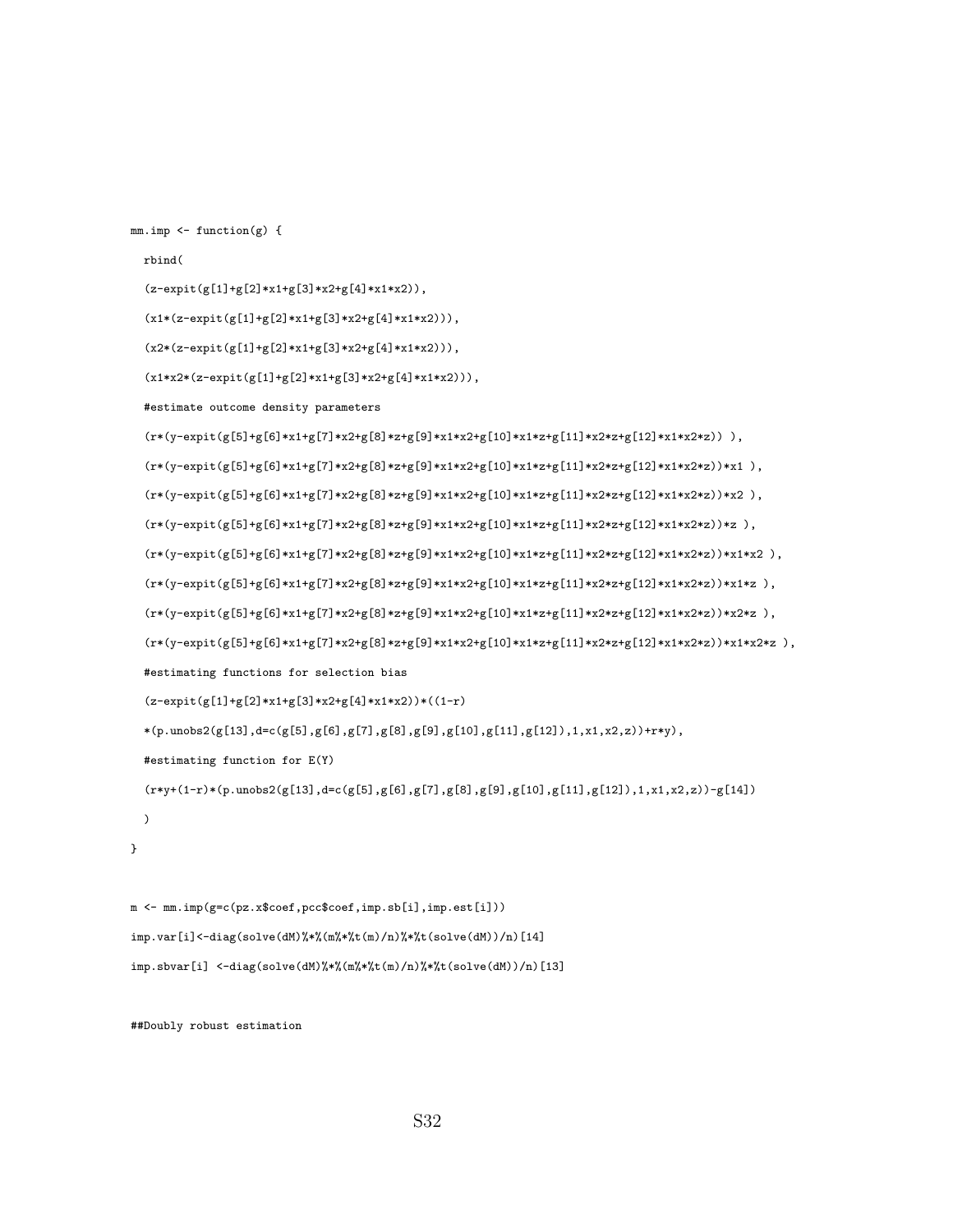```
mm.imp <- function(g) {

  rbind(

  (z-expit(g[1]+g[2]*x1+g[3]*x2+g[4]*x1*x2)),

  (x1*(z-expit(g[1]+g[2]*x1+g[3]*x2+g[4]*x1*x2))),

  (x2*(z-expit(g[1]+g[2]*x1+g[3]*x2+g[4]*x1*x2))),

  (x1*x2*(z-expit(g[1]+g[2]*x1+g[3]*x2+g[4]*x1*x2))),

  #estimate outcome density parameters

  (r*(y-expit(g[5]+g[6]*x1+g[7]*x2+g[8]*z+g[9]*x1*x2+g[10]*x1*z+g[11]*x2*z+g[12]*x1*x2*z)) ),

  (r*(y-expit(g[5]+g[6]*x1+g[7]*x2+g[8]*z+g[9]*x1*x2+g[10]*x1*z+g[11]*x2*z+g[12]*x1*x2*z))*x1 ),

  (r*(y-expit(g[5]+g[6]*x1+g[7]*x2+g[8]*z+g[9]*x1*x2+g[10]*x1*z+g[11]*x2*z+g[12]*x1*x2*z))*x2 ),

  (r*(y-expit(g[5]+g[6]*x1+g[7]*x2+g[8]*z+g[9]*x1*x2+g[10]*x1*z+g[11]*x2*z+g[12]*x1*x2*z))*z ),

  (r*(y-expit(g[5]+g[6]*x1+g[7]*x2+g[8]*z+g[9]*x1*x2+g[10]*x1*z+g[11]*x2*z+g[12]*x1*x2*z))*x1*x2 ),

  (r*(y-expit(g[5]+g[6]*x1+g[7]*x2+g[8]*z+g[9]*x1*x2+g[10]*x1*z+g[11]*x2*z+g[12]*x1*x2*z))*x1*z ),

  (r*(y-expit(g[5]+g[6]*x1+g[7]*x2+g[8]*z+g[9]*x1*x2+g[10]*x1*z+g[11]*x2*z+g[12]*x1*x2*z))*x2*z ),

  (r*(y-expit(g[5]+g[6]*x1+g[7]*x2+g[8]*z+g[9]*x1*x2+g[10]*x1*z+g[11]*x2*z+g[12]*x1*x2*z))*x1*x2*z ),

  #estimating functions for selection bias

  (z-expit(g[1]+g[2]*x1+g[3]*x2+g[4]*x1*x2))*((1-r)

  *(p.unobs2(g[13],d=c(g[5],g[6],g[7],g[8],g[9],g[10],g[11],g[12]),1,x1,x2,z))+r*y),

  #estimating function for E(Y)

  (r*y+(1-r)*(p.unobs2(g[13],d=c(g[5],g[6],g[7],g[8],g[9],g[10],g[11],g[12]),1,x1,x2,z))-g[14])

  )

}


m <- mm.imp(g=c(pz.x$coef,pcc$coef,imp.sb[i],imp.est[i]))

imp.var[i]<-diag(solve(dM)%*%(m%*%t(m)/n)%*%t(solve(dM))/n)[14]

imp.sbvar[i] <-diag(solve(dM)%*%(m%*%t(m)/n)%*%t(solve(dM))/n)[13]


##Doubly robust estimation
```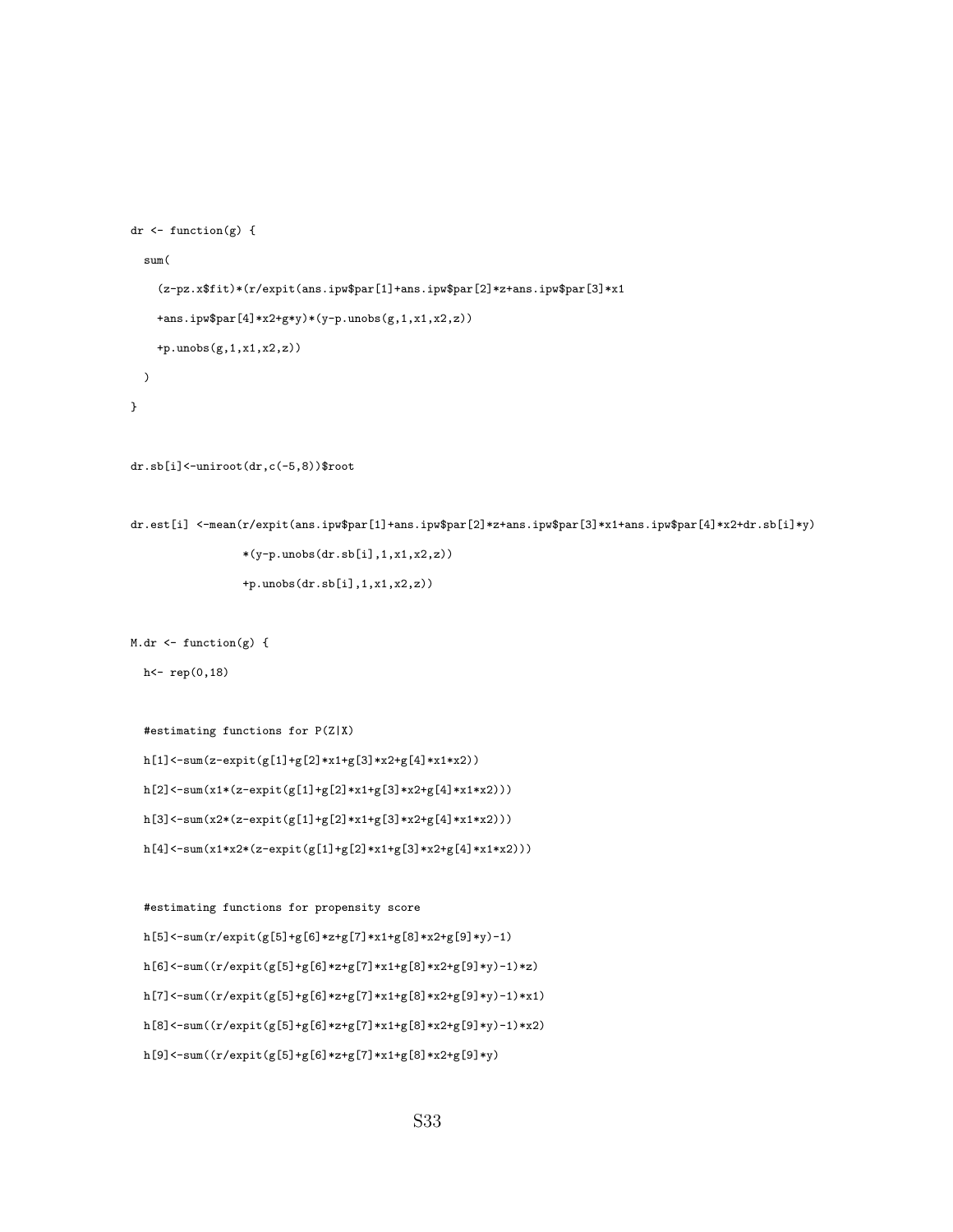```
dr <- function(g) {
  sum(
    (z-pz.x$fit)*(r/expit(ans.ipw$par[1]+ans.ipw$par[2]*z+ans.ipw$par[3]*x1
    +ans.ipw$par[4]*x2+g*y)*(y-p.unobs(g,1,x1,x2,z))
    +p.unobs(g,1,x1,x2,z))
  )
}

dr.sb[i]<-uniroot(dr,c(-5,8))$root

dr.est[i] <-mean(r/expit(ans.ipw$par[1]+ans.ipw$par[2]*z+ans.ipw$par[3]*x1+ans.ipw$par[4]*x2+dr.sb[i]*y)
                 *(y-p.unobs(dr.sb[i],1,x1,x2,z))
                 +p.unobs(dr.sb[i],1,x1,x2,z))

M.dr <- function(g) {
  h<- rep(0,18)

  #estimating functions for P(Z|X)
  h[1]<-sum(z-expit(g[1]+g[2]*x1+g[3]*x2+g[4]*x1*x2))
  h[2]<-sum(x1*(z-expit(g[1]+g[2]*x1+g[3]*x2+g[4]*x1*x2)))
  h[3]<-sum(x2*(z-expit(g[1]+g[2]*x1+g[3]*x2+g[4]*x1*x2)))
  h[4]<-sum(x1*x2*(z-expit(g[1]+g[2]*x1+g[3]*x2+g[4]*x1*x2)))

  #estimating functions for propensity score
  h[5]<-sum(r/expit(g[5]+g[6]*z+g[7]*x1+g[8]*x2+g[9]*y)-1)
  h[6]<-sum((r/expit(g[5]+g[6]*z+g[7]*x1+g[8]*x2+g[9]*y)-1)*z)
  h[7]<-sum((r/expit(g[5]+g[6]*z+g[7]*x1+g[8]*x2+g[9]*y)-1)*x1)
  h[8]<-sum((r/expit(g[5]+g[6]*z+g[7]*x1+g[8]*x2+g[9]*y)-1)*x2)
  h[9]<-sum((r/expit(g[5]+g[6]*z+g[7]*x1+g[8]*x2+g[9]*y)
```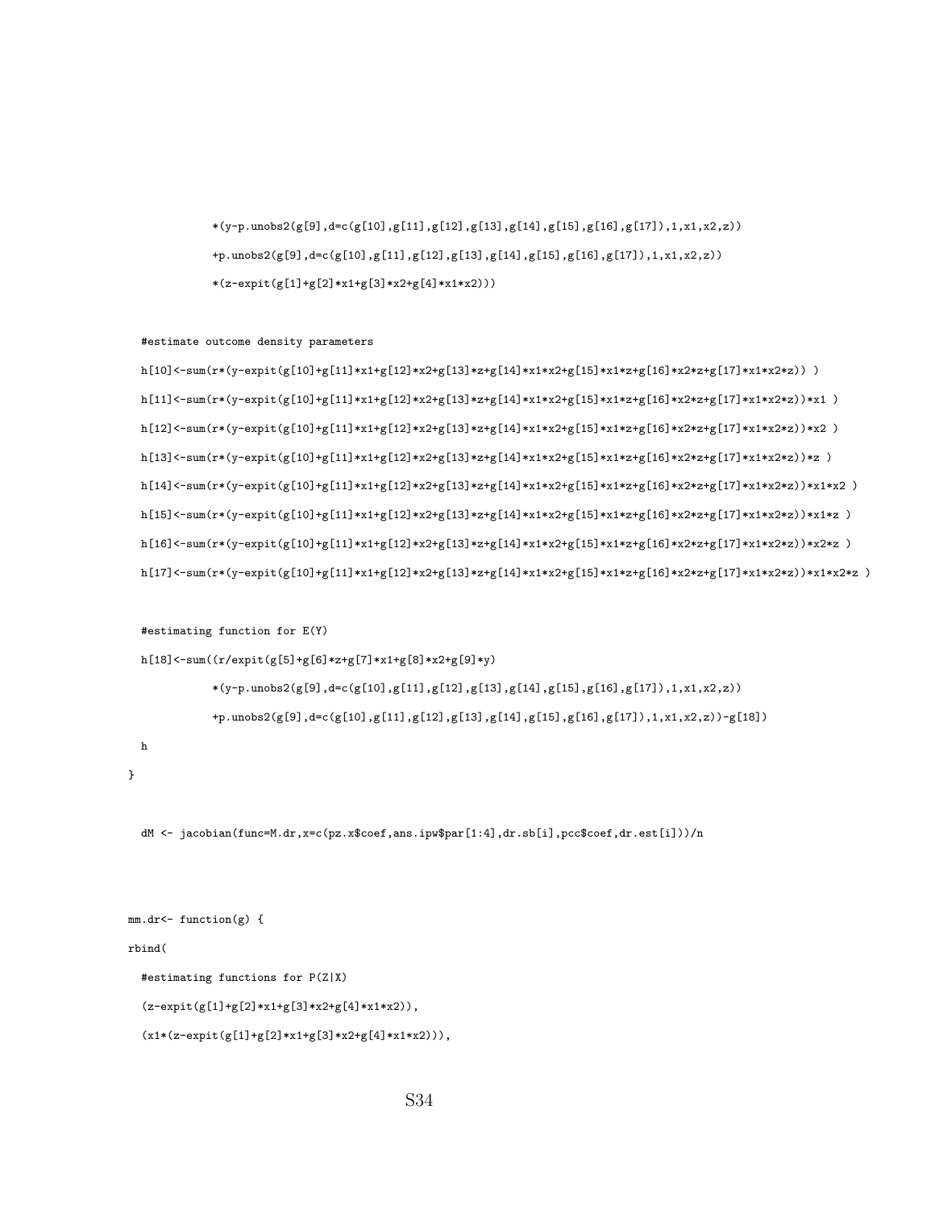```
            *(y-p.unobs2(g[9],d=c(g[10],g[11],g[12],g[13],g[14],g[15],g[16],g[17]),1,x1,x2,z))
            +p.unobs2(g[9],d=c(g[10],g[11],g[12],g[13],g[14],g[15],g[16],g[17]),1,x1,x2,z))
            *(z-expit(g[1]+g[2]*x1+g[3]*x2+g[4]*x1*x2)))

  #estimate outcome density parameters
  h[10]<-sum(r*(y-expit(g[10]+g[11]*x1+g[12]*x2+g[13]*z+g[14]*x1*x2+g[15]*x1*z+g[16]*x2*z+g[17]*x1*x2*z)) )
  h[11]<-sum(r*(y-expit(g[10]+g[11]*x1+g[12]*x2+g[13]*z+g[14]*x1*x2+g[15]*x1*z+g[16]*x2*z+g[17]*x1*x2*z))*x1 )
  h[12]<-sum(r*(y-expit(g[10]+g[11]*x1+g[12]*x2+g[13]*z+g[14]*x1*x2+g[15]*x1*z+g[16]*x2*z+g[17]*x1*x2*z))*x2 )
  h[13]<-sum(r*(y-expit(g[10]+g[11]*x1+g[12]*x2+g[13]*z+g[14]*x1*x2+g[15]*x1*z+g[16]*x2*z+g[17]*x1*x2*z))*z )
  h[14]<-sum(r*(y-expit(g[10]+g[11]*x1+g[12]*x2+g[13]*z+g[14]*x1*x2+g[15]*x1*z+g[16]*x2*z+g[17]*x1*x2*z))*x1*x2 )
  h[15]<-sum(r*(y-expit(g[10]+g[11]*x1+g[12]*x2+g[13]*z+g[14]*x1*x2+g[15]*x1*z+g[16]*x2*z+g[17]*x1*x2*z))*x1*z )
  h[16]<-sum(r*(y-expit(g[10]+g[11]*x1+g[12]*x2+g[13]*z+g[14]*x1*x2+g[15]*x1*z+g[16]*x2*z+g[17]*x1*x2*z))*x2*z )
  h[17]<-sum(r*(y-expit(g[10]+g[11]*x1+g[12]*x2+g[13]*z+g[14]*x1*x2+g[15]*x1*z+g[16]*x2*z+g[17]*x1*x2*z))*x1*x2*z )

  #estimating function for E(Y)
  h[18]<-sum((r/expit(g[5]+g[6]*z+g[7]*x1+g[8]*x2+g[9]*y)
            *(y-p.unobs2(g[9],d=c(g[10],g[11],g[12],g[13],g[14],g[15],g[16],g[17]),1,x1,x2,z))
            +p.unobs2(g[9],d=c(g[10],g[11],g[12],g[13],g[14],g[15],g[16],g[17]),1,x1,x2,z))-g[18])
  h
}

  dM <- jacobian(func=M.dr,x=c(pz.x$coef,ans.ipw$par[1:4],dr.sb[i],pcc$coef,dr.est[i]))/n


mm.dr<- function(g) {
rbind(
  #estimating functions for P(Z|X)
  (z-expit(g[1]+g[2]*x1+g[3]*x2+g[4]*x1*x2)),
  (x1*(z-expit(g[1]+g[2]*x1+g[3]*x2+g[4]*x1*x2))),
```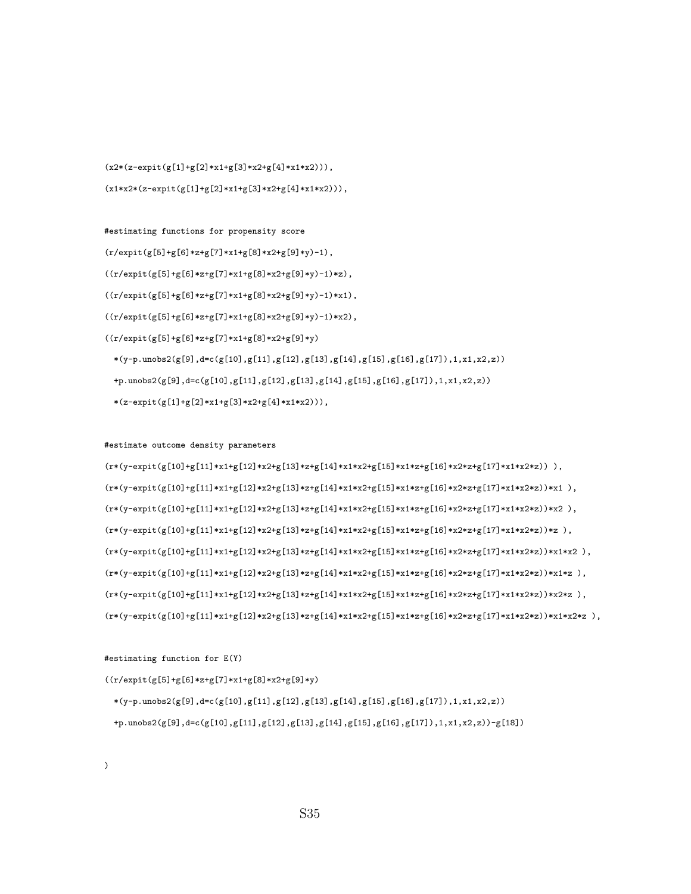```
(x2*(z-expit(g[1]+g[2]*x1+g[3]*x2+g[4]*x1*x2))),

(x1*x2*(z-expit(g[1]+g[2]*x1+g[3]*x2+g[4]*x1*x2))),


#estimating functions for propensity score

(r/expit(g[5]+g[6]*z+g[7]*x1+g[8]*x2+g[9]*y)-1),

((r/expit(g[5]+g[6]*z+g[7]*x1+g[8]*x2+g[9]*y)-1)*z),

((r/expit(g[5]+g[6]*z+g[7]*x1+g[8]*x2+g[9]*y)-1)*x1),

((r/expit(g[5]+g[6]*z+g[7]*x1+g[8]*x2+g[9]*y)-1)*x2),

((r/expit(g[5]+g[6]*z+g[7]*x1+g[8]*x2+g[9]*y)

  *(y-p.unobs2(g[9],d=c(g[10],g[11],g[12],g[13],g[14],g[15],g[16],g[17]),1,x1,x2,z))

  +p.unobs2(g[9],d=c(g[10],g[11],g[12],g[13],g[14],g[15],g[16],g[17]),1,x1,x2,z))

  *(z-expit(g[1]+g[2]*x1+g[3]*x2+g[4]*x1*x2))),


#estimate outcome density parameters

(r*(y-expit(g[10]+g[11]*x1+g[12]*x2+g[13]*z+g[14]*x1*x2+g[15]*x1*z+g[16]*x2*z+g[17]*x1*x2*z)) ),

(r*(y-expit(g[10]+g[11]*x1+g[12]*x2+g[13]*z+g[14]*x1*x2+g[15]*x1*z+g[16]*x2*z+g[17]*x1*x2*z))*x1 ),

(r*(y-expit(g[10]+g[11]*x1+g[12]*x2+g[13]*z+g[14]*x1*x2+g[15]*x1*z+g[16]*x2*z+g[17]*x1*x2*z))*x2 ),

(r*(y-expit(g[10]+g[11]*x1+g[12]*x2+g[13]*z+g[14]*x1*x2+g[15]*x1*z+g[16]*x2*z+g[17]*x1*x2*z))*z ),

(r*(y-expit(g[10]+g[11]*x1+g[12]*x2+g[13]*z+g[14]*x1*x2+g[15]*x1*z+g[16]*x2*z+g[17]*x1*x2*z))*x1*x2 ),

(r*(y-expit(g[10]+g[11]*x1+g[12]*x2+g[13]*z+g[14]*x1*x2+g[15]*x1*z+g[16]*x2*z+g[17]*x1*x2*z))*x1*z ),

(r*(y-expit(g[10]+g[11]*x1+g[12]*x2+g[13]*z+g[14]*x1*x2+g[15]*x1*z+g[16]*x2*z+g[17]*x1*x2*z))*x2*z ),

(r*(y-expit(g[10]+g[11]*x1+g[12]*x2+g[13]*z+g[14]*x1*x2+g[15]*x1*z+g[16]*x2*z+g[17]*x1*x2*z))*x1*x2*z ),


#estimating function for E(Y)

((r/expit(g[5]+g[6]*z+g[7]*x1+g[8]*x2+g[9]*y)

  *(y-p.unobs2(g[9],d=c(g[10],g[11],g[12],g[13],g[14],g[15],g[16],g[17]),1,x1,x2,z))

  +p.unobs2(g[9],d=c(g[10],g[11],g[12],g[13],g[14],g[15],g[16],g[17]),1,x1,x2,z))-g[18])


)
```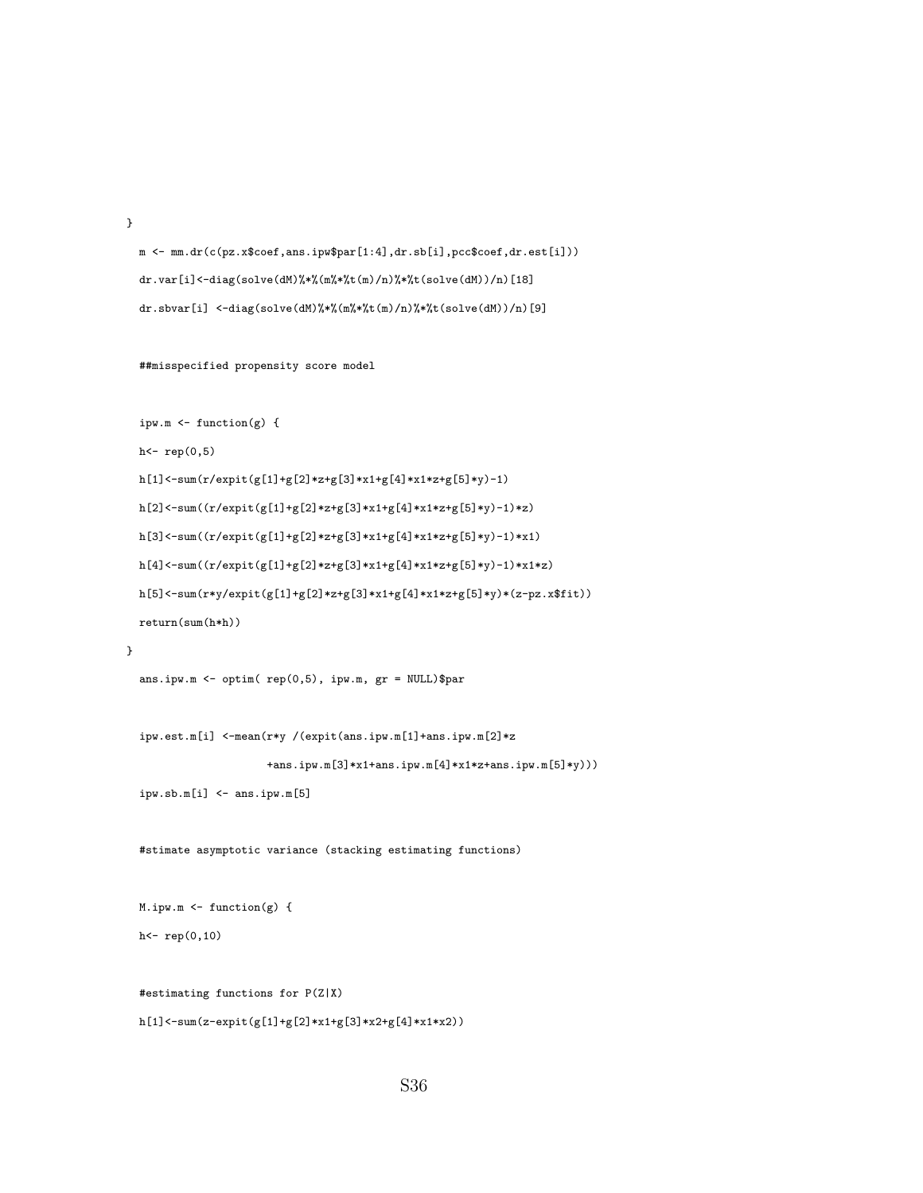```
}
  m <- mm.dr(c(pz.x$coef,ans.ipw$par[1:4],dr.sb[i],pcc$coef,dr.est[i]))
  dr.var[i]<-diag(solve(dM)%*%(m%*%t(m)/n)%*%t(solve(dM))/n)[18]
  dr.sbvar[i] <-diag(solve(dM)%*%(m%*%t(m)/n)%*%t(solve(dM))/n)[9]

  ##misspecified propensity score model

  ipw.m <- function(g) {
  h<- rep(0,5)
  h[1]<-sum(r/expit(g[1]+g[2]*z+g[3]*x1+g[4]*x1*z+g[5]*y)-1)
  h[2]<-sum((r/expit(g[1]+g[2]*z+g[3]*x1+g[4]*x1*z+g[5]*y)-1)*z)
  h[3]<-sum((r/expit(g[1]+g[2]*z+g[3]*x1+g[4]*x1*z+g[5]*y)-1)*x1)
  h[4]<-sum((r/expit(g[1]+g[2]*z+g[3]*x1+g[4]*x1*z+g[5]*y)-1)*x1*z)
  h[5]<-sum(r*y/expit(g[1]+g[2]*z+g[3]*x1+g[4]*x1*z+g[5]*y)*(z-pz.x$fit))
  return(sum(h*h))
}
  ans.ipw.m <- optim( rep(0,5), ipw.m, gr = NULL)$par

  ipw.est.m[i] <-mean(r*y /(expit(ans.ipw.m[1]+ans.ipw.m[2]*z
                     +ans.ipw.m[3]*x1+ans.ipw.m[4]*x1*z+ans.ipw.m[5]*y)))
  ipw.sb.m[i] <- ans.ipw.m[5]

  #stimate asymptotic variance (stacking estimating functions)

  M.ipw.m <- function(g) {
  h<- rep(0,10)

  #estimating functions for P(Z|X)
  h[1]<-sum(z-expit(g[1]+g[2]*x1+g[3]*x2+g[4]*x1*x2))
```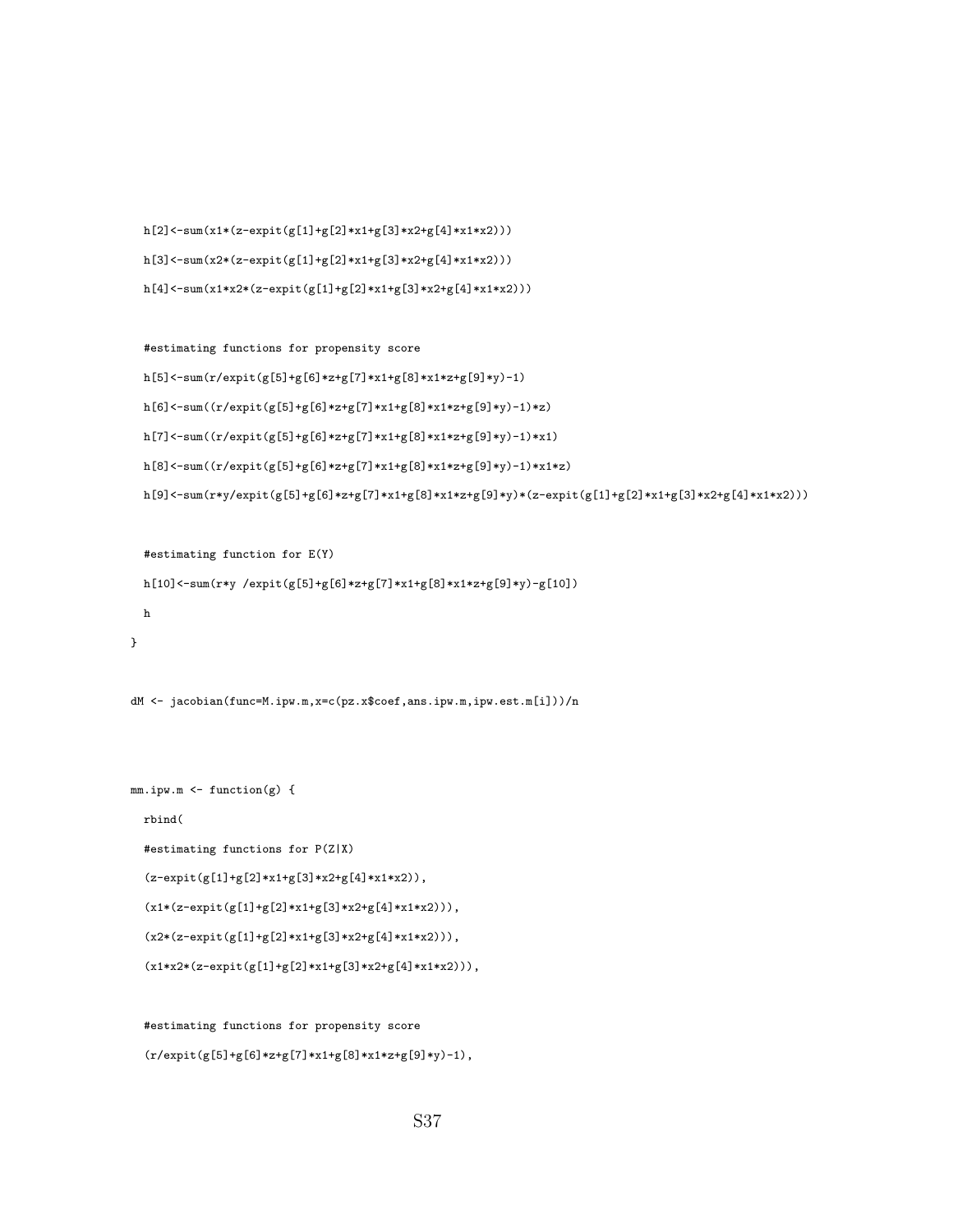```
  h[2]<-sum(x1*(z-expit(g[1]+g[2]*x1+g[3]*x2+g[4]*x1*x2)))
  h[3]<-sum(x2*(z-expit(g[1]+g[2]*x1+g[3]*x2+g[4]*x1*x2)))
  h[4]<-sum(x1*x2*(z-expit(g[1]+g[2]*x1+g[3]*x2+g[4]*x1*x2)))

  #estimating functions for propensity score
  h[5]<-sum(r/expit(g[5]+g[6]*z+g[7]*x1+g[8]*x1*z+g[9]*y)-1)
  h[6]<-sum((r/expit(g[5]+g[6]*z+g[7]*x1+g[8]*x1*z+g[9]*y)-1)*z)
  h[7]<-sum((r/expit(g[5]+g[6]*z+g[7]*x1+g[8]*x1*z+g[9]*y)-1)*x1)
  h[8]<-sum((r/expit(g[5]+g[6]*z+g[7]*x1+g[8]*x1*z+g[9]*y)-1)*x1*z)
  h[9]<-sum(r*y/expit(g[5]+g[6]*z+g[7]*x1+g[8]*x1*z+g[9]*y)*(z-expit(g[1]+g[2]*x1+g[3]*x2+g[4]*x1*x2)))

  #estimating function for E(Y)
  h[10]<-sum(r*y /expit(g[5]+g[6]*z+g[7]*x1+g[8]*x1*z+g[9]*y)-g[10])
  h
}

dM <- jacobian(func=M.ipw.m,x=c(pz.x$coef,ans.ipw.m,ipw.est.m[i]))/n


mm.ipw.m <- function(g) {
  rbind(
  #estimating functions for P(Z|X)
  (z-expit(g[1]+g[2]*x1+g[3]*x2+g[4]*x1*x2)),
  (x1*(z-expit(g[1]+g[2]*x1+g[3]*x2+g[4]*x1*x2))),
  (x2*(z-expit(g[1]+g[2]*x1+g[3]*x2+g[4]*x1*x2))),
  (x1*x2*(z-expit(g[1]+g[2]*x1+g[3]*x2+g[4]*x1*x2))),

  #estimating functions for propensity score
  (r/expit(g[5]+g[6]*z+g[7]*x1+g[8]*x1*z+g[9]*y)-1),
```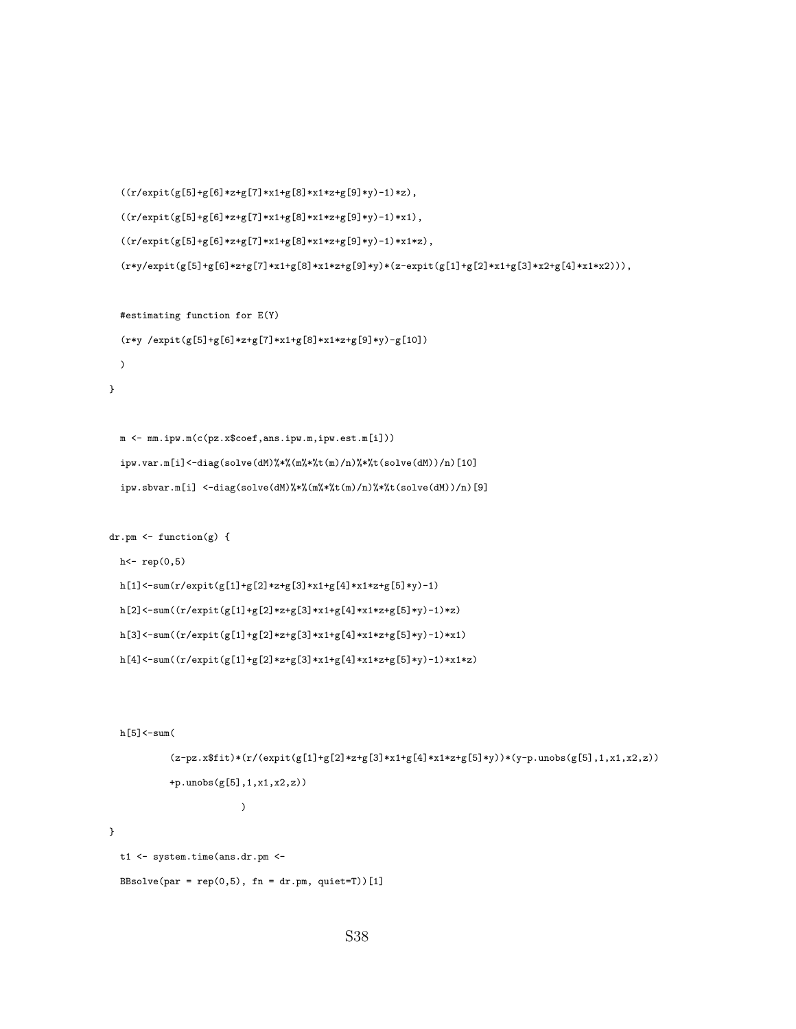```
  ((r/expit(g[5]+g[6]*z+g[7]*x1+g[8]*x1*z+g[9]*y)-1)*z),
  ((r/expit(g[5]+g[6]*z+g[7]*x1+g[8]*x1*z+g[9]*y)-1)*x1),
  ((r/expit(g[5]+g[6]*z+g[7]*x1+g[8]*x1*z+g[9]*y)-1)*x1*z),
  (r*y/expit(g[5]+g[6]*z+g[7]*x1+g[8]*x1*z+g[9]*y)*(z-expit(g[1]+g[2]*x1+g[3]*x2+g[4]*x1*x2))),

  #estimating function for E(Y)
  (r*y /expit(g[5]+g[6]*z+g[7]*x1+g[8]*x1*z+g[9]*y)-g[10])
  )
}

  m <- mm.ipw.m(c(pz.x$coef,ans.ipw.m,ipw.est.m[i]))
  ipw.var.m[i]<-diag(solve(dM)%*%(m%*%t(m)/n)%*%t(solve(dM))/n)[10]
  ipw.sbvar.m[i] <-diag(solve(dM)%*%(m%*%t(m)/n)%*%t(solve(dM))/n)[9]

dr.pm <- function(g) {
  h<- rep(0,5)
  h[1]<-sum(r/expit(g[1]+g[2]*z+g[3]*x1+g[4]*x1*z+g[5]*y)-1)
  h[2]<-sum((r/expit(g[1]+g[2]*z+g[3]*x1+g[4]*x1*z+g[5]*y)-1)*z)
  h[3]<-sum((r/expit(g[1]+g[2]*z+g[3]*x1+g[4]*x1*z+g[5]*y)-1)*x1)
  h[4]<-sum((r/expit(g[1]+g[2]*z+g[3]*x1+g[4]*x1*z+g[5]*y)-1)*x1*z)


  h[5]<-sum(
          (z-pz.x$fit)*(r/(expit(g[1]+g[2]*z+g[3]*x1+g[4]*x1*z+g[5]*y))*(y-p.unobs(g[5],1,x1,x2,z))
          +p.unobs(g[5],1,x1,x2,z))
                    )
}
  t1 <- system.time(ans.dr.pm <-
  BBsolve(par = rep(0,5), fn = dr.pm, quiet=T))[1]
```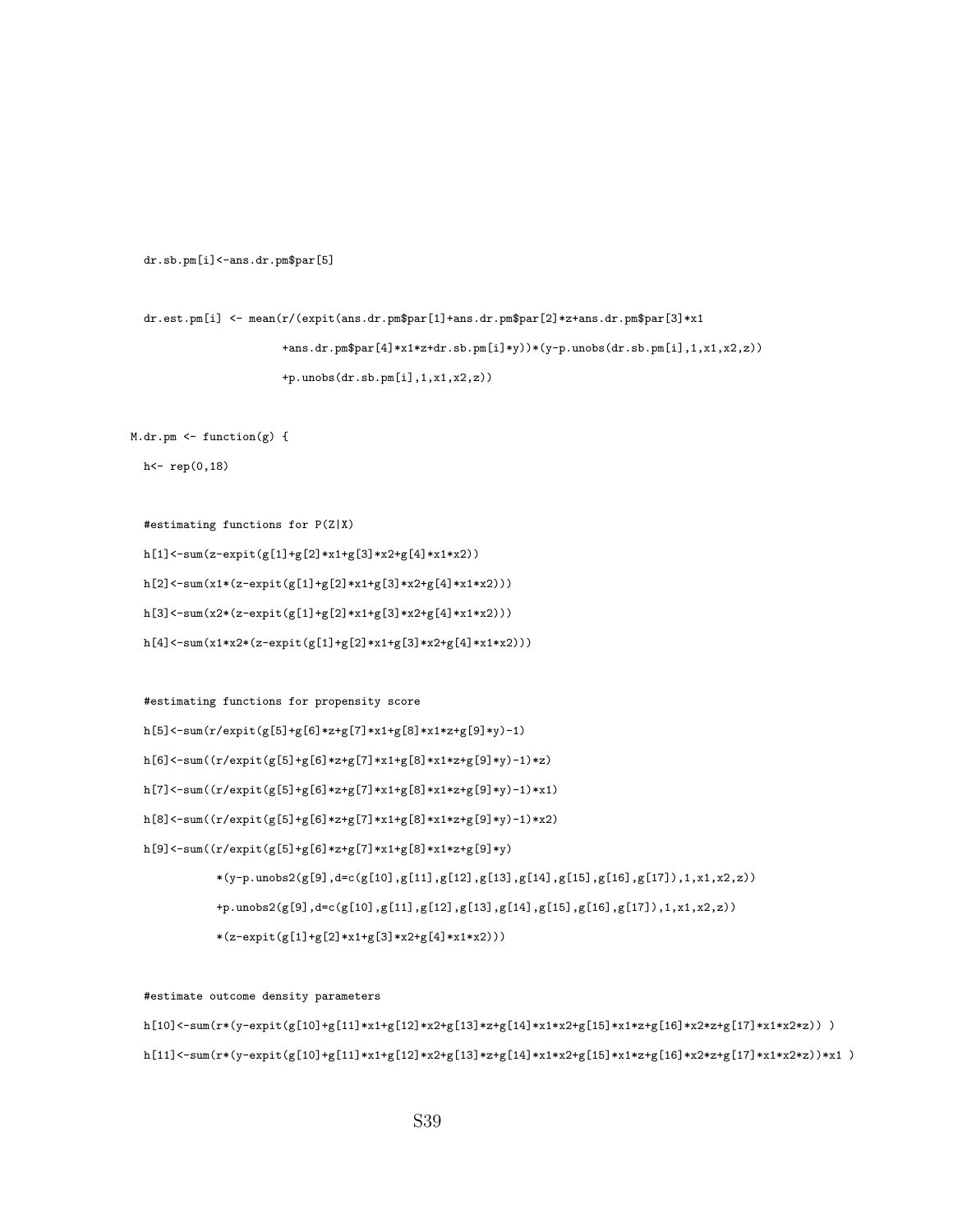```
  dr.sb.pm[i]<-ans.dr.pm$par[5]

  dr.est.pm[i] <- mean(r/(expit(ans.dr.pm$par[1]+ans.dr.pm$par[2]*z+ans.dr.pm$par[3]*x1
                     +ans.dr.pm$par[4]*x1*z+dr.sb.pm[i]*y))*(y-p.unobs(dr.sb.pm[i],1,x1,x2,z))
                     +p.unobs(dr.sb.pm[i],1,x1,x2,z))

M.dr.pm <- function(g) {
  h<- rep(0,18)

  #estimating functions for P(Z|X)
  h[1]<-sum(z-expit(g[1]+g[2]*x1+g[3]*x2+g[4]*x1*x2))
  h[2]<-sum(x1*(z-expit(g[1]+g[2]*x1+g[3]*x2+g[4]*x1*x2)))
  h[3]<-sum(x2*(z-expit(g[1]+g[2]*x1+g[3]*x2+g[4]*x1*x2)))
  h[4]<-sum(x1*x2*(z-expit(g[1]+g[2]*x1+g[3]*x2+g[4]*x1*x2)))

  #estimating functions for propensity score
  h[5]<-sum(r/expit(g[5]+g[6]*z+g[7]*x1+g[8]*x1*z+g[9]*y)-1)
  h[6]<-sum((r/expit(g[5]+g[6]*z+g[7]*x1+g[8]*x1*z+g[9]*y)-1)*z)
  h[7]<-sum((r/expit(g[5]+g[6]*z+g[7]*x1+g[8]*x1*z+g[9]*y)-1)*x1)
  h[8]<-sum((r/expit(g[5]+g[6]*z+g[7]*x1+g[8]*x1*z+g[9]*y)-1)*x2)
  h[9]<-sum((r/expit(g[5]+g[6]*z+g[7]*x1+g[8]*x1*z+g[9]*y)
           *(y-p.unobs2(g[9],d=c(g[10],g[11],g[12],g[13],g[14],g[15],g[16],g[17]),1,x1,x2,z))
           +p.unobs2(g[9],d=c(g[10],g[11],g[12],g[13],g[14],g[15],g[16],g[17]),1,x1,x2,z))
           *(z-expit(g[1]+g[2]*x1+g[3]*x2+g[4]*x1*x2)))

  #estimate outcome density parameters
  h[10]<-sum(r*(y-expit(g[10]+g[11]*x1+g[12]*x2+g[13]*z+g[14]*x1*x2+g[15]*x1*z+g[16]*x2*z+g[17]*x1*x2*z)) )
  h[11]<-sum(r*(y-expit(g[10]+g[11]*x1+g[12]*x2+g[13]*z+g[14]*x1*x2+g[15]*x1*z+g[16]*x2*z+g[17]*x1*x2*z))*x1 )
```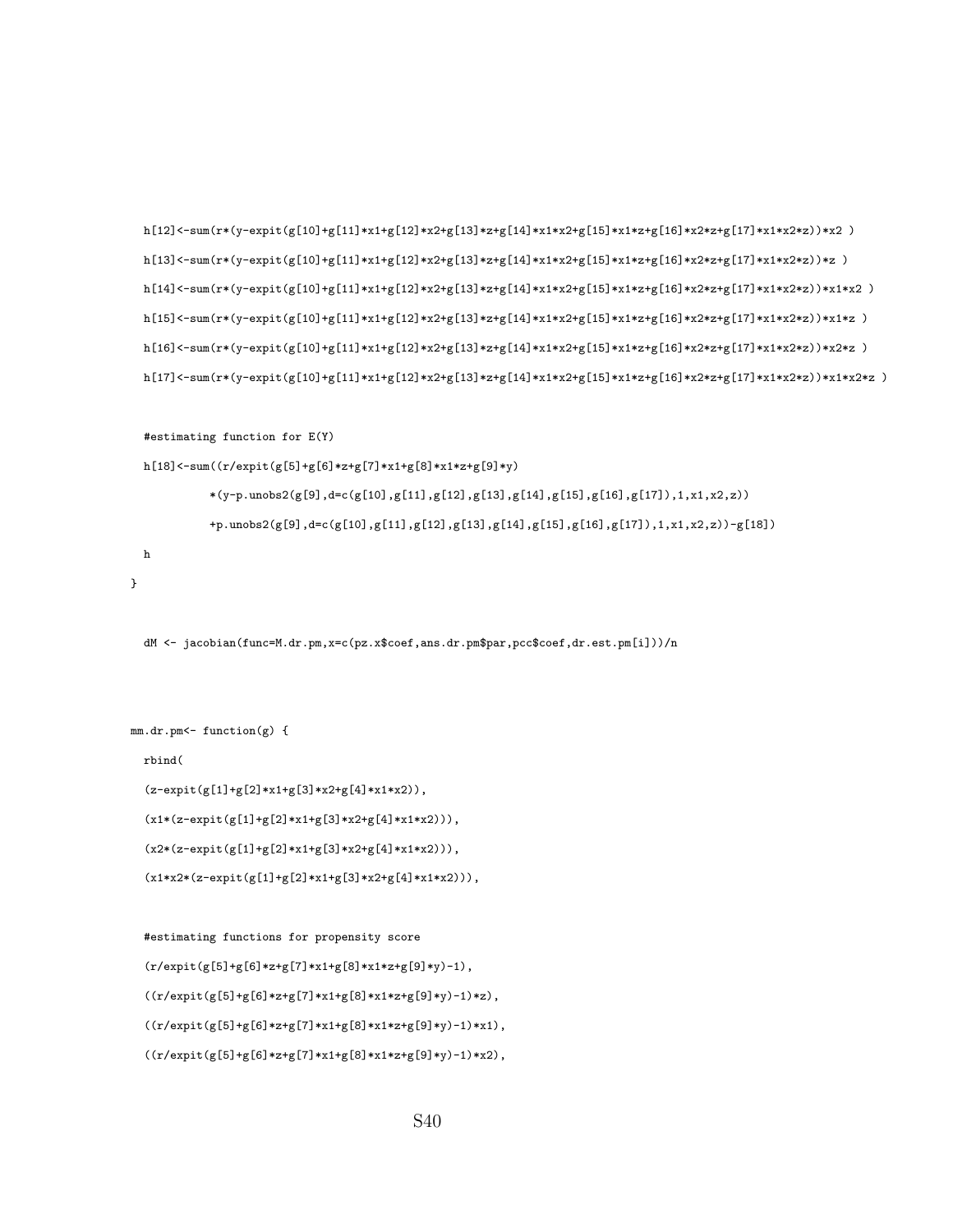```
  h[12]<-sum(r*(y-expit(g[10]+g[11]*x1+g[12]*x2+g[13]*z+g[14]*x1*x2+g[15]*x1*z+g[16]*x2*z+g[17]*x1*x2*z))*x2 )

  h[13]<-sum(r*(y-expit(g[10]+g[11]*x1+g[12]*x2+g[13]*z+g[14]*x1*x2+g[15]*x1*z+g[16]*x2*z+g[17]*x1*x2*z))*z )

  h[14]<-sum(r*(y-expit(g[10]+g[11]*x1+g[12]*x2+g[13]*z+g[14]*x1*x2+g[15]*x1*z+g[16]*x2*z+g[17]*x1*x2*z))*x1*x2 )

  h[15]<-sum(r*(y-expit(g[10]+g[11]*x1+g[12]*x2+g[13]*z+g[14]*x1*x2+g[15]*x1*z+g[16]*x2*z+g[17]*x1*x2*z))*x1*z )

  h[16]<-sum(r*(y-expit(g[10]+g[11]*x1+g[12]*x2+g[13]*z+g[14]*x1*x2+g[15]*x1*z+g[16]*x2*z+g[17]*x1*x2*z))*x2*z )

  h[17]<-sum(r*(y-expit(g[10]+g[11]*x1+g[12]*x2+g[13]*z+g[14]*x1*x2+g[15]*x1*z+g[16]*x2*z+g[17]*x1*x2*z))*x1*x2*z )


  #estimating function for E(Y)

  h[18]<-sum((r/expit(g[5]+g[6]*z+g[7]*x1+g[8]*x1*z+g[9]*y)

           *(y-p.unobs2(g[9],d=c(g[10],g[11],g[12],g[13],g[14],g[15],g[16],g[17]),1,x1,x2,z))

           +p.unobs2(g[9],d=c(g[10],g[11],g[12],g[13],g[14],g[15],g[16],g[17]),1,x1,x2,z))-g[18])

  h

}


  dM <- jacobian(func=M.dr.pm,x=c(pz.x$coef,ans.dr.pm$par,pcc$coef,dr.est.pm[i]))/n



mm.dr.pm<- function(g) {

  rbind(

  (z-expit(g[1]+g[2]*x1+g[3]*x2+g[4]*x1*x2)),

  (x1*(z-expit(g[1]+g[2]*x1+g[3]*x2+g[4]*x1*x2))),

  (x2*(z-expit(g[1]+g[2]*x1+g[3]*x2+g[4]*x1*x2))),

  (x1*x2*(z-expit(g[1]+g[2]*x1+g[3]*x2+g[4]*x1*x2))),


  #estimating functions for propensity score

  (r/expit(g[5]+g[6]*z+g[7]*x1+g[8]*x1*z+g[9]*y)-1),

  ((r/expit(g[5]+g[6]*z+g[7]*x1+g[8]*x1*z+g[9]*y)-1)*z),

  ((r/expit(g[5]+g[6]*z+g[7]*x1+g[8]*x1*z+g[9]*y)-1)*x1),

  ((r/expit(g[5]+g[6]*z+g[7]*x1+g[8]*x1*z+g[9]*y)-1)*x2),
```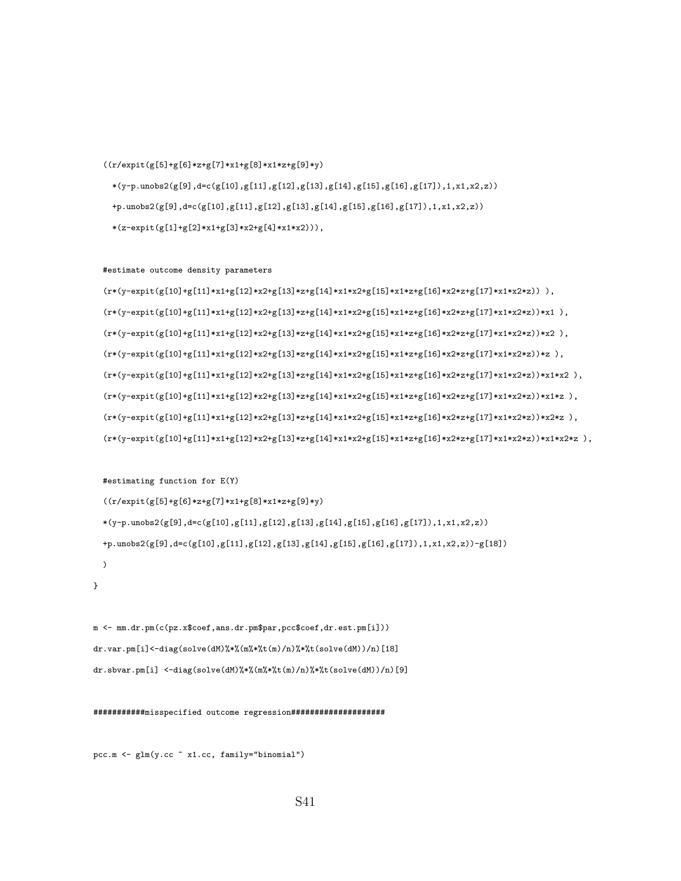```
  ((r/expit(g[5]+g[6]*z+g[7]*x1+g[8]*x1*z+g[9]*y)

    *(y-p.unobs2(g[9],d=c(g[10],g[11],g[12],g[13],g[14],g[15],g[16],g[17]),1,x1,x2,z))

    +p.unobs2(g[9],d=c(g[10],g[11],g[12],g[13],g[14],g[15],g[16],g[17]),1,x1,x2,z))

    *(z-expit(g[1]+g[2]*x1+g[3]*x2+g[4]*x1*x2))),


  #estimate outcome density parameters

  (r*(y-expit(g[10]+g[11]*x1+g[12]*x2+g[13]*z+g[14]*x1*x2+g[15]*x1*z+g[16]*x2*z+g[17]*x1*x2*z)) ),

  (r*(y-expit(g[10]+g[11]*x1+g[12]*x2+g[13]*z+g[14]*x1*x2+g[15]*x1*z+g[16]*x2*z+g[17]*x1*x2*z))*x1 ),

  (r*(y-expit(g[10]+g[11]*x1+g[12]*x2+g[13]*z+g[14]*x1*x2+g[15]*x1*z+g[16]*x2*z+g[17]*x1*x2*z))*x2 ),

  (r*(y-expit(g[10]+g[11]*x1+g[12]*x2+g[13]*z+g[14]*x1*x2+g[15]*x1*z+g[16]*x2*z+g[17]*x1*x2*z))*z ),

  (r*(y-expit(g[10]+g[11]*x1+g[12]*x2+g[13]*z+g[14]*x1*x2+g[15]*x1*z+g[16]*x2*z+g[17]*x1*x2*z))*x1*x2 ),

  (r*(y-expit(g[10]+g[11]*x1+g[12]*x2+g[13]*z+g[14]*x1*x2+g[15]*x1*z+g[16]*x2*z+g[17]*x1*x2*z))*x1*z ),

  (r*(y-expit(g[10]+g[11]*x1+g[12]*x2+g[13]*z+g[14]*x1*x2+g[15]*x1*z+g[16]*x2*z+g[17]*x1*x2*z))*x2*z ),

  (r*(y-expit(g[10]+g[11]*x1+g[12]*x2+g[13]*z+g[14]*x1*x2+g[15]*x1*z+g[16]*x2*z+g[17]*x1*x2*z))*x1*x2*z ),


  #estimating function for E(Y)

  ((r/expit(g[5]+g[6]*z+g[7]*x1+g[8]*x1*z+g[9]*y)

  *(y-p.unobs2(g[9],d=c(g[10],g[11],g[12],g[13],g[14],g[15],g[16],g[17]),1,x1,x2,z))

  +p.unobs2(g[9],d=c(g[10],g[11],g[12],g[13],g[14],g[15],g[16],g[17]),1,x1,x2,z))-g[18])

  )

}


m <- mm.dr.pm(c(pz.x$coef,ans.dr.pm$par,pcc$coef,dr.est.pm[i]))

dr.var.pm[i]<-diag(solve(dM)%*%(m%*%t(m)/n)%*%t(solve(dM))/n)[18]

dr.sbvar.pm[i] <-diag(solve(dM)%*%(m%*%t(m)/n)%*%t(solve(dM))/n)[9]


###########misspecified outcome regression###################


pcc.m <- glm(y.cc ~ x1.cc, family="binomial")
```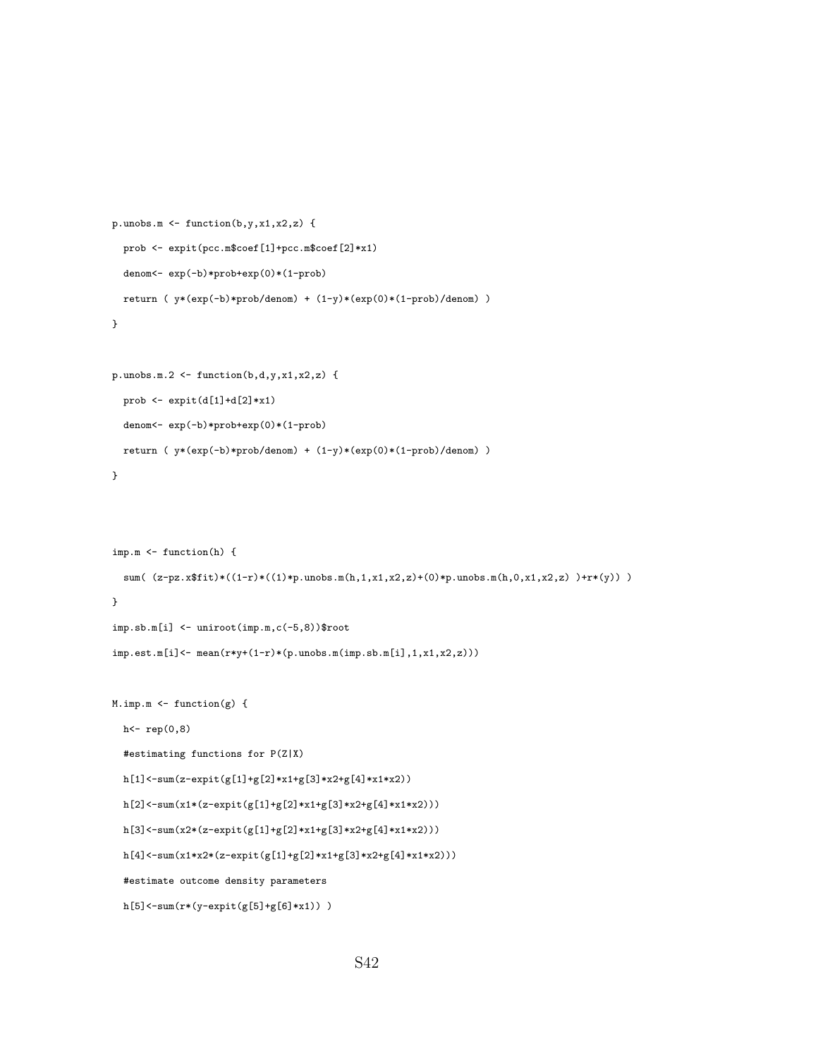```
p.unobs.m <- function(b,y,x1,x2,z) {

  prob <- expit(pcc.m$coef[1]+pcc.m$coef[2]*x1)

  denom<- exp(-b)*prob+exp(0)*(1-prob)

  return ( y*(exp(-b)*prob/denom) + (1-y)*(exp(0)*(1-prob)/denom) )

}


p.unobs.m.2 <- function(b,d,y,x1,x2,z) {

  prob <- expit(d[1]+d[2]*x1)

  denom<- exp(-b)*prob+exp(0)*(1-prob)

  return ( y*(exp(-b)*prob/denom) + (1-y)*(exp(0)*(1-prob)/denom) )

}




imp.m <- function(h) {

  sum( (z-pz.x$fit)*((1-r)*((1)*p.unobs.m(h,1,x1,x2,z)+(0)*p.unobs.m(h,0,x1,x2,z) )+r*(y)) )

}

imp.sb.m[i] <- uniroot(imp.m,c(-5,8))$root

imp.est.m[i]<- mean(r*y+(1-r)*(p.unobs.m(imp.sb.m[i],1,x1,x2,z)))


M.imp.m <- function(g) {

  h<- rep(0,8)

  #estimating functions for P(Z|X)

  h[1]<-sum(z-expit(g[1]+g[2]*x1+g[3]*x2+g[4]*x1*x2))

  h[2]<-sum(x1*(z-expit(g[1]+g[2]*x1+g[3]*x2+g[4]*x1*x2)))

  h[3]<-sum(x2*(z-expit(g[1]+g[2]*x1+g[3]*x2+g[4]*x1*x2)))

  h[4]<-sum(x1*x2*(z-expit(g[1]+g[2]*x1+g[3]*x2+g[4]*x1*x2)))

  #estimate outcome density parameters

  h[5]<-sum(r*(y-expit(g[5]+g[6]*x1)) )
```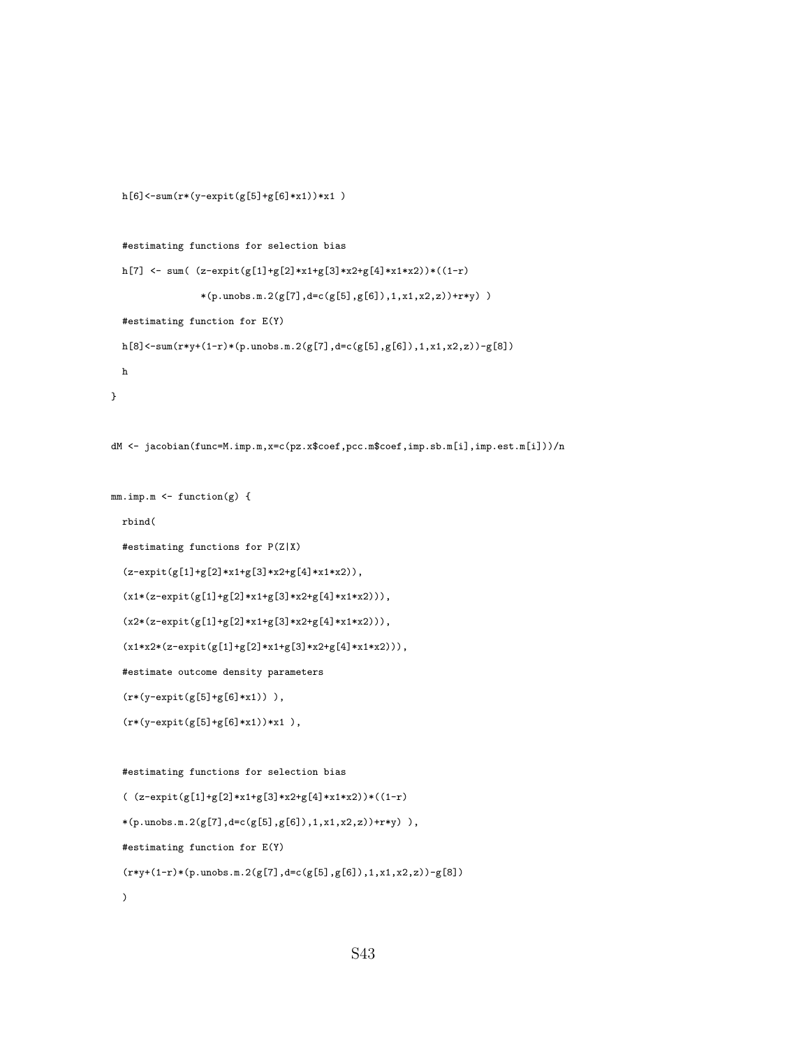```
  h[6]<-sum(r*(y-expit(g[5]+g[6]*x1))*x1 )


  #estimating functions for selection bias

  h[7] <- sum( (z-expit(g[1]+g[2]*x1+g[3]*x2+g[4]*x1*x2))*((1-r)

               *(p.unobs.m.2(g[7],d=c(g[5],g[6]),1,x1,x2,z))+r*y) )

  #estimating function for E(Y)

  h[8]<-sum(r*y+(1-r)*(p.unobs.m.2(g[7],d=c(g[5],g[6]),1,x1,x2,z))-g[8])

  h

}


dM <- jacobian(func=M.imp.m,x=c(pz.x$coef,pcc.m$coef,imp.sb.m[i],imp.est.m[i]))/n


mm.imp.m <- function(g) {

  rbind(

  #estimating functions for P(Z|X)

  (z-expit(g[1]+g[2]*x1+g[3]*x2+g[4]*x1*x2)),

  (x1*(z-expit(g[1]+g[2]*x1+g[3]*x2+g[4]*x1*x2))),

  (x2*(z-expit(g[1]+g[2]*x1+g[3]*x2+g[4]*x1*x2))),

  (x1*x2*(z-expit(g[1]+g[2]*x1+g[3]*x2+g[4]*x1*x2))),

  #estimate outcome density parameters

  (r*(y-expit(g[5]+g[6]*x1)) ),

  (r*(y-expit(g[5]+g[6]*x1))*x1 ),


  #estimating functions for selection bias

  ( (z-expit(g[1]+g[2]*x1+g[3]*x2+g[4]*x1*x2))*((1-r)

  *(p.unobs.m.2(g[7],d=c(g[5],g[6]),1,x1,x2,z))+r*y) ),

  #estimating function for E(Y)

  (r*y+(1-r)*(p.unobs.m.2(g[7],d=c(g[5],g[6]),1,x1,x2,z))-g[8])

  )
```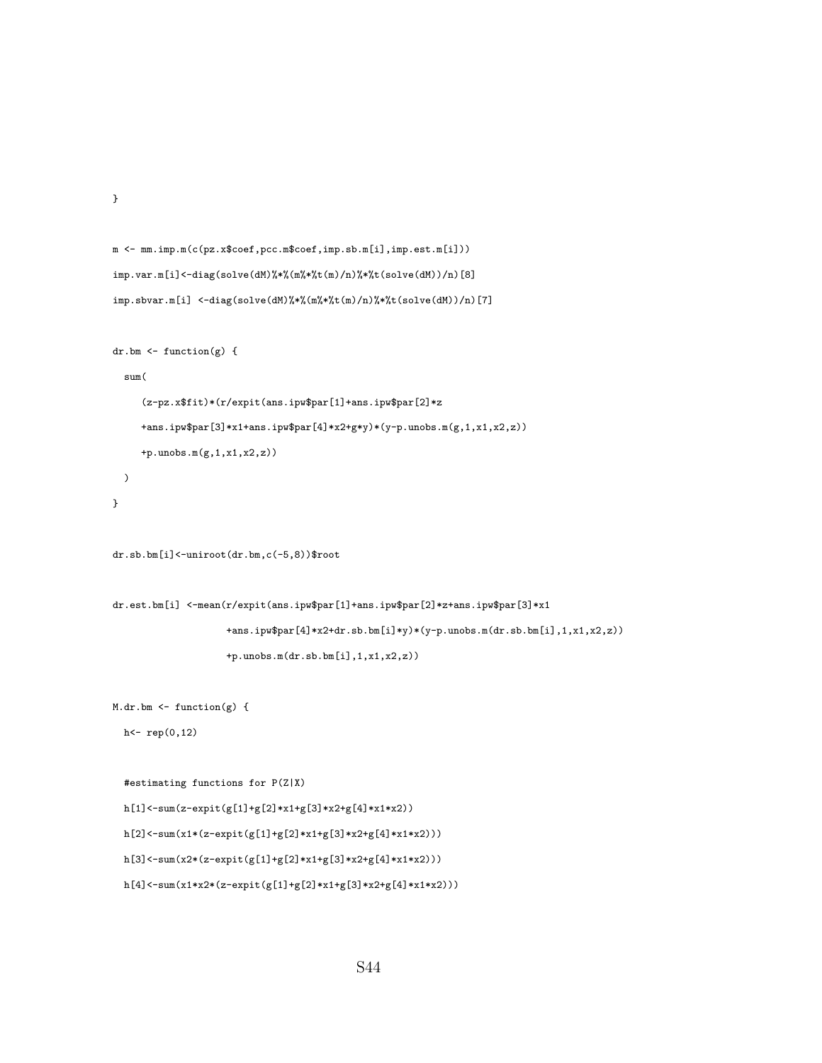```
}

m <- mm.imp.m(c(pz.x$coef,pcc.m$coef,imp.sb.m[i],imp.est.m[i]))
imp.var.m[i]<-diag(solve(dM)%*%(m%*%t(m)/n)%*%t(solve(dM))/n)[8]
imp.sbvar.m[i] <-diag(solve(dM)%*%(m%*%t(m)/n)%*%t(solve(dM))/n)[7]

dr.bm <- function(g) {
  sum(
    (z-pz.x$fit)*(r/expit(ans.ipw$par[1]+ans.ipw$par[2]*z
    +ans.ipw$par[3]*x1+ans.ipw$par[4]*x2+g*y)*(y-p.unobs.m(g,1,x1,x2,z))
    +p.unobs.m(g,1,x1,x2,z))
  )
}

dr.sb.bm[i]<-uniroot(dr.bm,c(-5,8))$root

dr.est.bm[i] <-mean(r/expit(ans.ipw$par[1]+ans.ipw$par[2]*z+ans.ipw$par[3]*x1
                  +ans.ipw$par[4]*x2+dr.sb.bm[i]*y)*(y-p.unobs.m(dr.sb.bm[i],1,x1,x2,z))
                  +p.unobs.m(dr.sb.bm[i],1,x1,x2,z))

M.dr.bm <- function(g) {
  h<- rep(0,12)

  #estimating functions for P(Z|X)
  h[1]<-sum(z-expit(g[1]+g[2]*x1+g[3]*x2+g[4]*x1*x2))
  h[2]<-sum(x1*(z-expit(g[1]+g[2]*x1+g[3]*x2+g[4]*x1*x2)))
  h[3]<-sum(x2*(z-expit(g[1]+g[2]*x1+g[3]*x2+g[4]*x1*x2)))
  h[4]<-sum(x1*x2*(z-expit(g[1]+g[2]*x1+g[3]*x2+g[4]*x1*x2)))
```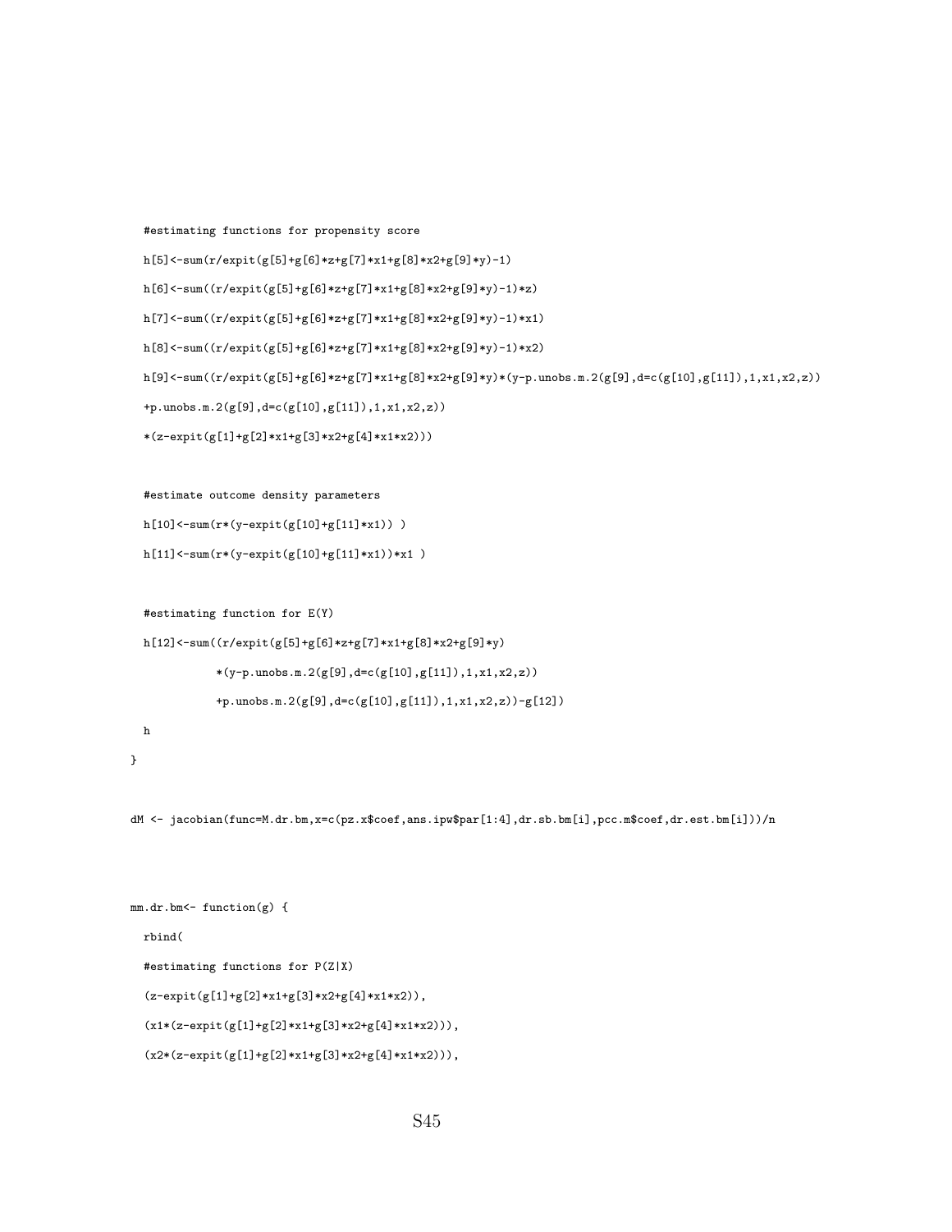```
  #estimating functions for propensity score
  h[5]<-sum(r/expit(g[5]+g[6]*z+g[7]*x1+g[8]*x2+g[9]*y)-1)
  h[6]<-sum((r/expit(g[5]+g[6]*z+g[7]*x1+g[8]*x2+g[9]*y)-1)*z)
  h[7]<-sum((r/expit(g[5]+g[6]*z+g[7]*x1+g[8]*x2+g[9]*y)-1)*x1)
  h[8]<-sum((r/expit(g[5]+g[6]*z+g[7]*x1+g[8]*x2+g[9]*y)-1)*x2)
  h[9]<-sum((r/expit(g[5]+g[6]*z+g[7]*x1+g[8]*x2+g[9]*y)*(y-p.unobs.m.2(g[9],d=c(g[10],g[11]),1,x1,x2,z))
  +p.unobs.m.2(g[9],d=c(g[10],g[11]),1,x1,x2,z))
  *(z-expit(g[1]+g[2]*x1+g[3]*x2+g[4]*x1*x2)))

  #estimate outcome density parameters
  h[10]<-sum(r*(y-expit(g[10]+g[11]*x1)) )
  h[11]<-sum(r*(y-expit(g[10]+g[11]*x1))*x1 )

  #estimating function for E(Y)
  h[12]<-sum((r/expit(g[5]+g[6]*z+g[7]*x1+g[8]*x2+g[9]*y)
             *(y-p.unobs.m.2(g[9],d=c(g[10],g[11]),1,x1,x2,z))
             +p.unobs.m.2(g[9],d=c(g[10],g[11]),1,x1,x2,z))-g[12])
  h
}

dM <- jacobian(func=M.dr.bm,x=c(pz.x$coef,ans.ipw$par[1:4],dr.sb.bm[i],pcc.m$coef,dr.est.bm[i]))/n


mm.dr.bm<- function(g) {
  rbind(
  #estimating functions for P(Z|X)
  (z-expit(g[1]+g[2]*x1+g[3]*x2+g[4]*x1*x2)),
  (x1*(z-expit(g[1]+g[2]*x1+g[3]*x2+g[4]*x1*x2))),
  (x2*(z-expit(g[1]+g[2]*x1+g[3]*x2+g[4]*x1*x2))),
```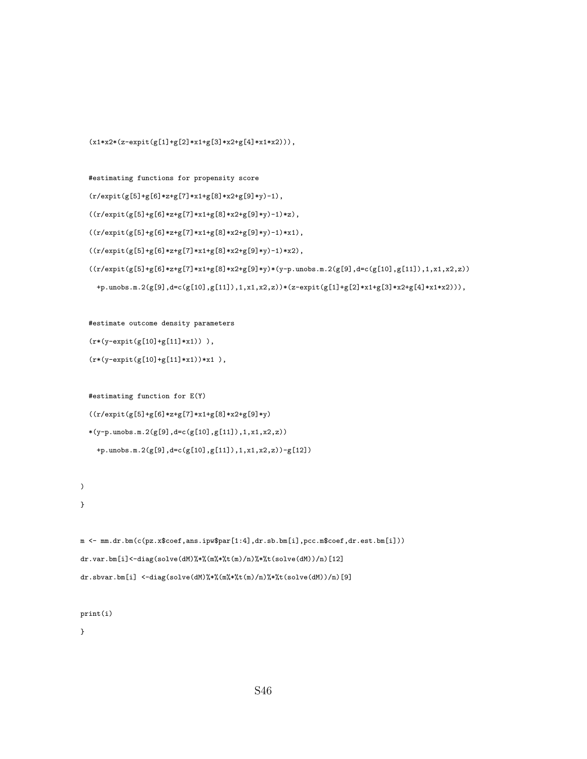```
  (x1*x2*(z-expit(g[1]+g[2]*x1+g[3]*x2+g[4]*x1*x2))),

  #estimating functions for propensity score
  (r/expit(g[5]+g[6]*z+g[7]*x1+g[8]*x2+g[9]*y)-1),
  ((r/expit(g[5]+g[6]*z+g[7]*x1+g[8]*x2+g[9]*y)-1)*z),
  ((r/expit(g[5]+g[6]*z+g[7]*x1+g[8]*x2+g[9]*y)-1)*x1),
  ((r/expit(g[5]+g[6]*z+g[7]*x1+g[8]*x2+g[9]*y)-1)*x2),
  ((r/expit(g[5]+g[6]*z+g[7]*x1+g[8]*x2+g[9]*y)*(y-p.unobs.m.2(g[9],d=c(g[10],g[11]),1,x1,x2,z))
    +p.unobs.m.2(g[9],d=c(g[10],g[11]),1,x1,x2,z))*(z-expit(g[1]+g[2]*x1+g[3]*x2+g[4]*x1*x2))),

  #estimate outcome density parameters
  (r*(y-expit(g[10]+g[11]*x1)) ),
  (r*(y-expit(g[10]+g[11]*x1))*x1 ),

  #estimating function for E(Y)
  ((r/expit(g[5]+g[6]*z+g[7]*x1+g[8]*x2+g[9]*y)
  *(y-p.unobs.m.2(g[9],d=c(g[10],g[11]),1,x1,x2,z))
    +p.unobs.m.2(g[9],d=c(g[10],g[11]),1,x1,x2,z))-g[12])

)
}

m <- mm.dr.bm(c(pz.x$coef,ans.ipw$par[1:4],dr.sb.bm[i],pcc.m$coef,dr.est.bm[i]))
dr.var.bm[i]<-diag(solve(dM)%*%(m%*%t(m)/n)%*%t(solve(dM))/n)[12]
dr.sbvar.bm[i] <-diag(solve(dM)%*%(m%*%t(m)/n)%*%t(solve(dM))/n)[9]

print(i)
}
```